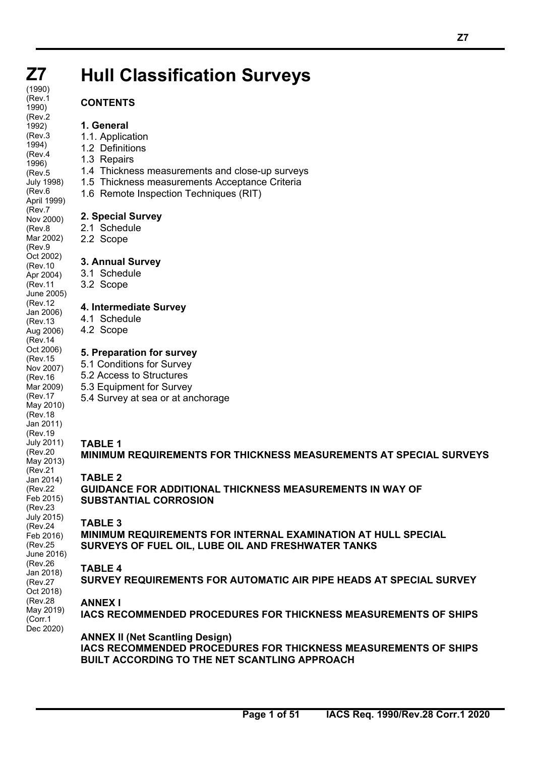# Z7 Hull Classification Surveys

(1990)
(Rev.1 1990)
(Rev.2 1992)
(Rev.3 1994)
(Rev.4 1996)
(Rev.5 July 1998)
(Rev.6 April 1999)
(Rev.7 Nov 2000)
(Rev.8 Mar 2002)
(Rev.9 Oct 2002)
(Rev.10 Apr 2004)
(Rev.11 June 2005)
(Rev.12 Jan 2006)
(Rev.13 Aug 2006)
(Rev.14 Oct 2006)
(Rev.15 Nov 2007)
(Rev.16 Mar 2009)
(Rev.17 May 2010)
(Rev.18 Jan 2011)
(Rev.19 July 2011)
(Rev.20 May 2013)
(Rev.21 Jan 2014)
(Rev.22 Feb 2015)
(Rev.23 July 2015)
(Rev.24 Feb 2016)
(Rev.25 June 2016)
(Rev.26 Jan 2018)
(Rev.27 Oct 2018)
(Rev.28 May 2019)
(Corr.1 Dec 2020)

## CONTENTS

**1. General**

1.1. Application
1.2 Definitions
1.3 Repairs
1.4 Thickness measurements and close-up surveys
1.5 Thickness measurements Acceptance Criteria
1.6 Remote Inspection Techniques (RIT)

**2. Special Survey**

2.1 Schedule
2.2 Scope

**3. Annual Survey**

3.1 Schedule
3.2 Scope

**4. Intermediate Survey**

4.1 Schedule
4.2 Scope

**5. Preparation for survey**

5.1 Conditions for Survey
5.2 Access to Structures
5.3 Equipment for Survey
5.4 Survey at sea or at anchorage

**TABLE 1**
**MINIMUM REQUIREMENTS FOR THICKNESS MEASUREMENTS AT SPECIAL SURVEYS**

**TABLE 2**
**GUIDANCE FOR ADDITIONAL THICKNESS MEASUREMENTS IN WAY OF SUBSTANTIAL CORROSION**

**TABLE 3**
**MINIMUM REQUIREMENTS FOR INTERNAL EXAMINATION AT HULL SPECIAL SURVEYS OF FUEL OIL, LUBE OIL AND FRESHWATER TANKS**

**TABLE 4**
**SURVEY REQUIREMENTS FOR AUTOMATIC AIR PIPE HEADS AT SPECIAL SURVEY**

**ANNEX I**
**IACS RECOMMENDED PROCEDURES FOR THICKNESS MEASUREMENTS OF SHIPS**

**ANNEX II (Net Scantling Design)**
**IACS RECOMMENDED PROCEDURES FOR THICKNESS MEASUREMENTS OF SHIPS BUILT ACCORDING TO THE NET SCANTLING APPROACH**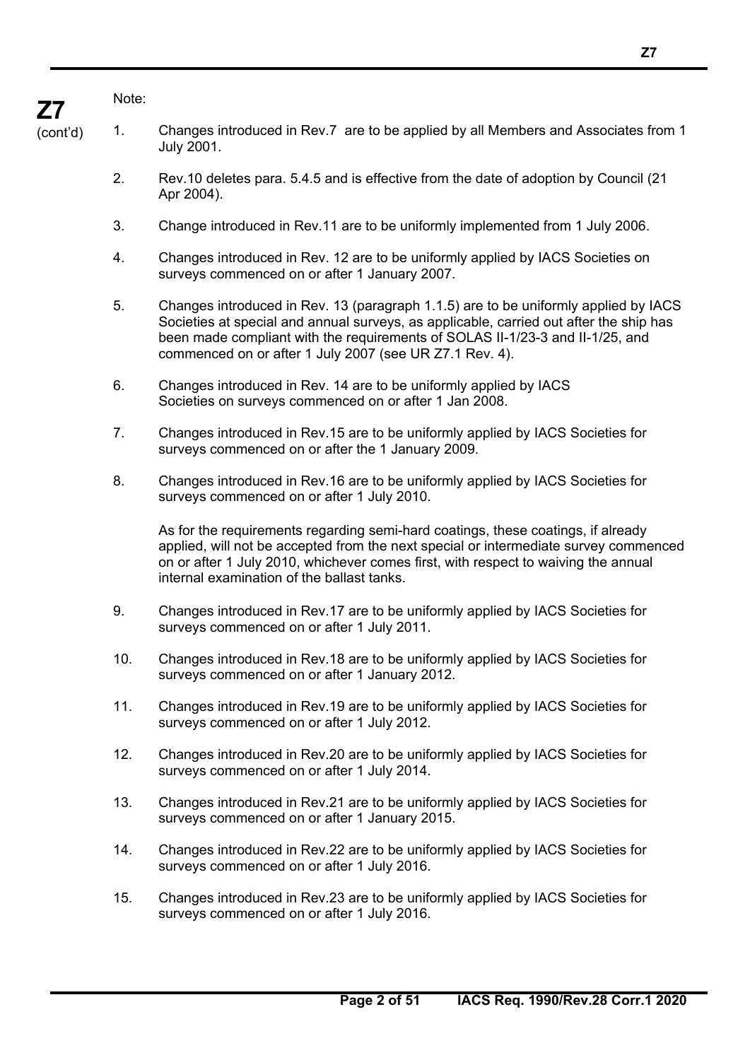Note:

1. Changes introduced in Rev.7 are to be applied by all Members and Associates from 1 July 2001.

2. Rev.10 deletes para. 5.4.5 and is effective from the date of adoption by Council (21 Apr 2004).

3. Change introduced in Rev.11 are to be uniformly implemented from 1 July 2006.

4. Changes introduced in Rev. 12 are to be uniformly applied by IACS Societies on surveys commenced on or after 1 January 2007.

5. Changes introduced in Rev. 13 (paragraph 1.1.5) are to be uniformly applied by IACS Societies at special and annual surveys, as applicable, carried out after the ship has been made compliant with the requirements of SOLAS II-1/23-3 and II-1/25, and commenced on or after 1 July 2007 (see UR Z7.1 Rev. 4).

6. Changes introduced in Rev. 14 are to be uniformly applied by IACS Societies on surveys commenced on or after 1 Jan 2008.

7. Changes introduced in Rev.15 are to be uniformly applied by IACS Societies for surveys commenced on or after the 1 January 2009.

8. Changes introduced in Rev.16 are to be uniformly applied by IACS Societies for surveys commenced on or after 1 July 2010.

   As for the requirements regarding semi-hard coatings, these coatings, if already applied, will not be accepted from the next special or intermediate survey commenced on or after 1 July 2010, whichever comes first, with respect to waiving the annual internal examination of the ballast tanks.

9. Changes introduced in Rev.17 are to be uniformly applied by IACS Societies for surveys commenced on or after 1 July 2011.

10. Changes introduced in Rev.18 are to be uniformly applied by IACS Societies for surveys commenced on or after 1 January 2012.

11. Changes introduced in Rev.19 are to be uniformly applied by IACS Societies for surveys commenced on or after 1 July 2012.

12. Changes introduced in Rev.20 are to be uniformly applied by IACS Societies for surveys commenced on or after 1 July 2014.

13. Changes introduced in Rev.21 are to be uniformly applied by IACS Societies for surveys commenced on or after 1 January 2015.

14. Changes introduced in Rev.22 are to be uniformly applied by IACS Societies for surveys commenced on or after 1 July 2016.

15. Changes introduced in Rev.23 are to be uniformly applied by IACS Societies for surveys commenced on or after 1 July 2016.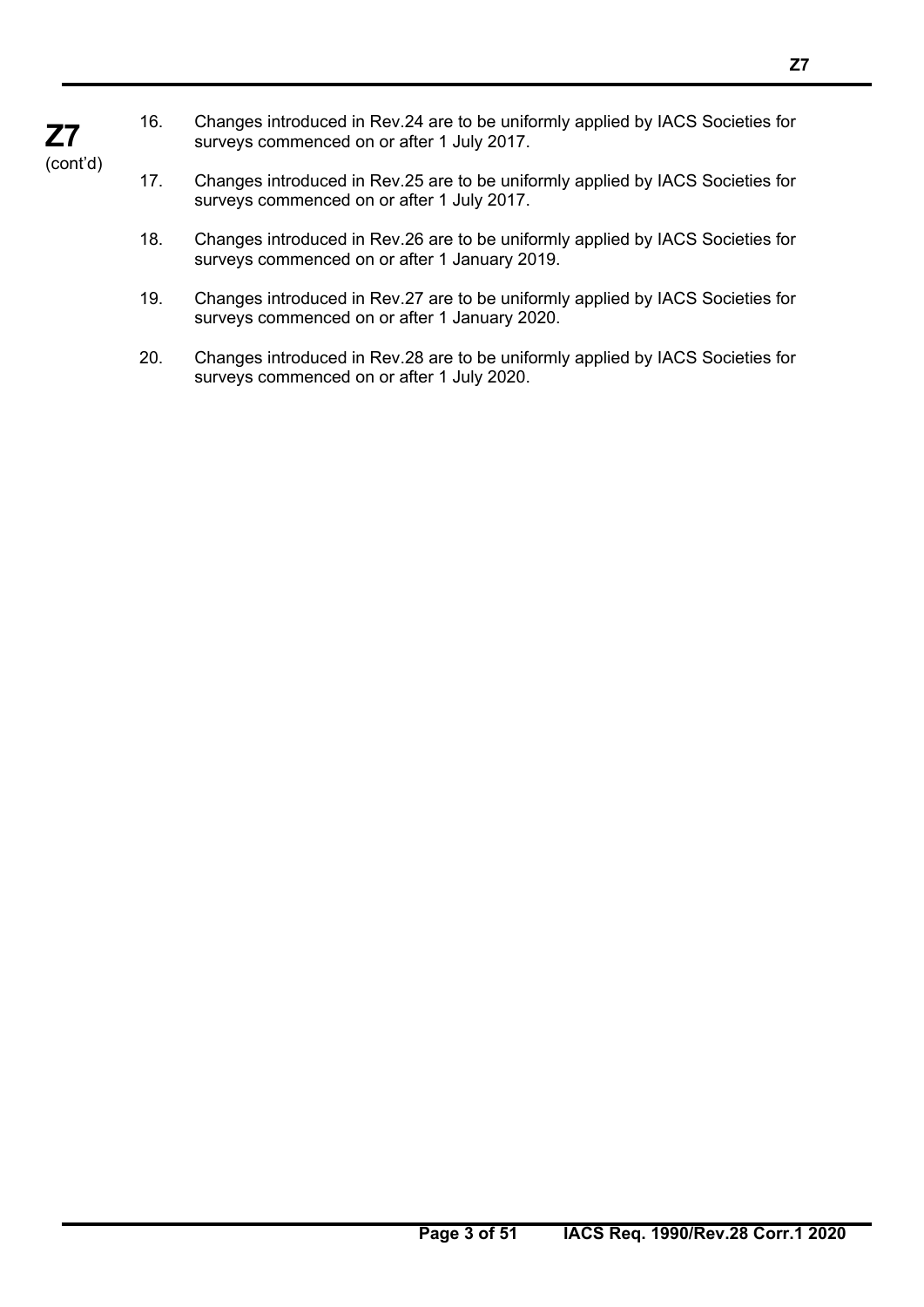16. Changes introduced in Rev.24 are to be uniformly applied by IACS Societies for surveys commenced on or after 1 July 2017.

17. Changes introduced in Rev.25 are to be uniformly applied by IACS Societies for surveys commenced on or after 1 July 2017.

18. Changes introduced in Rev.26 are to be uniformly applied by IACS Societies for surveys commenced on or after 1 January 2019.

19. Changes introduced in Rev.27 are to be uniformly applied by IACS Societies for surveys commenced on or after 1 January 2020.

20. Changes introduced in Rev.28 are to be uniformly applied by IACS Societies for surveys commenced on or after 1 July 2020.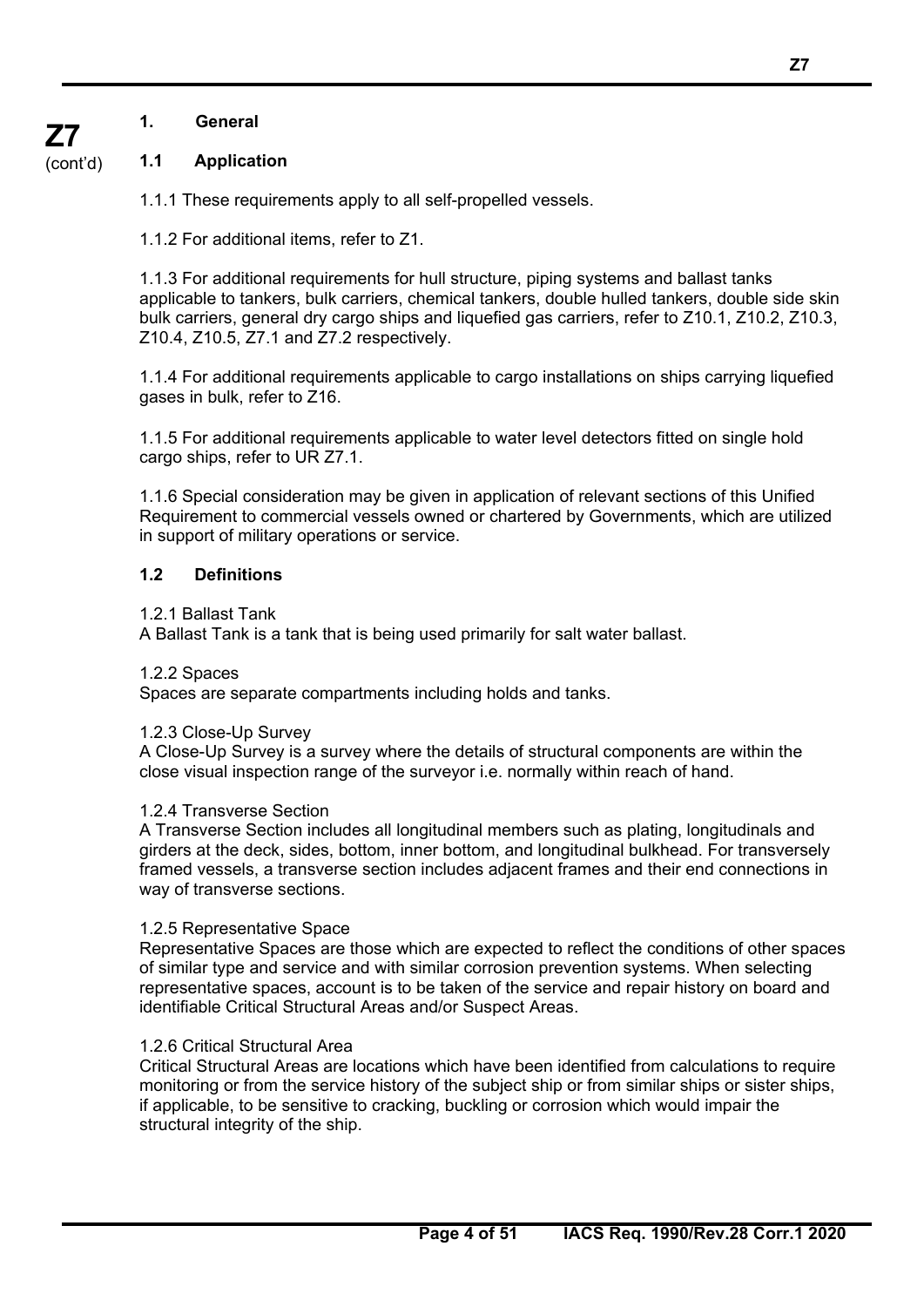## 1. General

### 1.1 Application

1.1.1 These requirements apply to all self-propelled vessels.

1.1.2 For additional items, refer to Z1.

1.1.3 For additional requirements for hull structure, piping systems and ballast tanks applicable to tankers, bulk carriers, chemical tankers, double hulled tankers, double side skin bulk carriers, general dry cargo ships and liquefied gas carriers, refer to Z10.1, Z10.2, Z10.3, Z10.4, Z10.5, Z7.1 and Z7.2 respectively.

1.1.4 For additional requirements applicable to cargo installations on ships carrying liquefied gases in bulk, refer to Z16.

1.1.5 For additional requirements applicable to water level detectors fitted on single hold cargo ships, refer to UR Z7.1.

1.1.6 Special consideration may be given in application of relevant sections of this Unified Requirement to commercial vessels owned or chartered by Governments, which are utilized in support of military operations or service.

### 1.2 Definitions

1.2.1 Ballast Tank
A Ballast Tank is a tank that is being used primarily for salt water ballast.

1.2.2 Spaces
Spaces are separate compartments including holds and tanks.

1.2.3 Close-Up Survey
A Close-Up Survey is a survey where the details of structural components are within the close visual inspection range of the surveyor i.e. normally within reach of hand.

1.2.4 Transverse Section
A Transverse Section includes all longitudinal members such as plating, longitudinals and girders at the deck, sides, bottom, inner bottom, and longitudinal bulkhead. For transversely framed vessels, a transverse section includes adjacent frames and their end connections in way of transverse sections.

1.2.5 Representative Space
Representative Spaces are those which are expected to reflect the conditions of other spaces of similar type and service and with similar corrosion prevention systems. When selecting representative spaces, account is to be taken of the service and repair history on board and identifiable Critical Structural Areas and/or Suspect Areas.

1.2.6 Critical Structural Area
Critical Structural Areas are locations which have been identified from calculations to require monitoring or from the service history of the subject ship or from similar ships or sister ships, if applicable, to be sensitive to cracking, buckling or corrosion which would impair the structural integrity of the ship.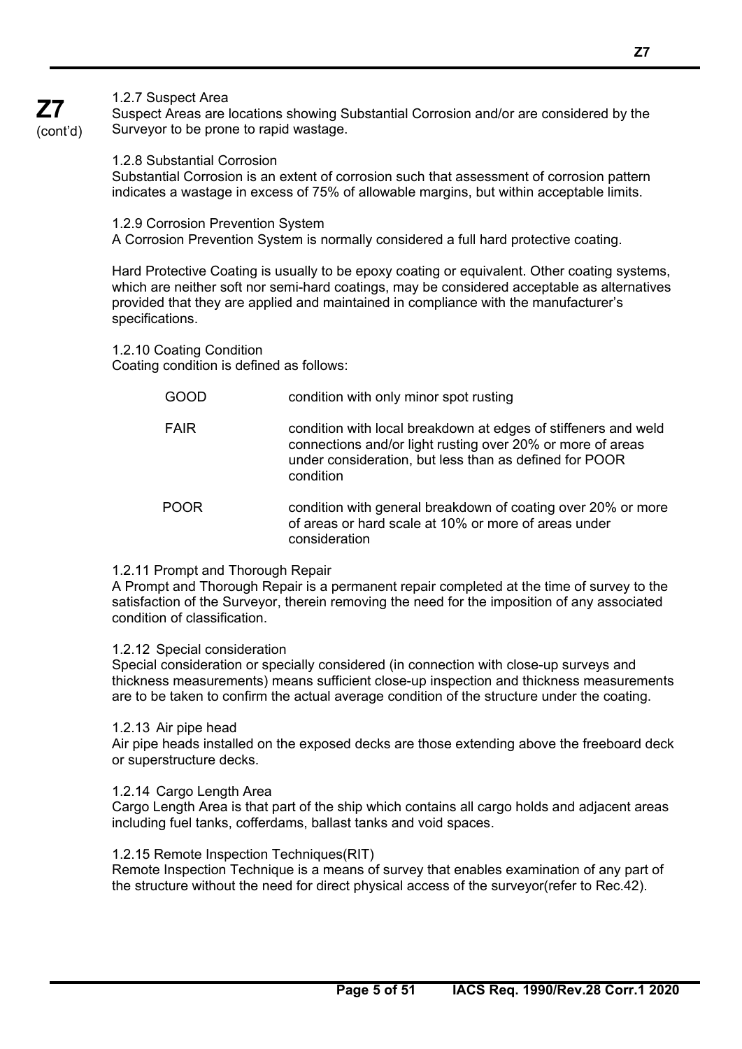**Z7** (cont'd)

#### 1.2.7 Suspect Area

Suspect Areas are locations showing Substantial Corrosion and/or are considered by the Surveyor to be prone to rapid wastage.

#### 1.2.8 Substantial Corrosion

Substantial Corrosion is an extent of corrosion such that assessment of corrosion pattern indicates a wastage in excess of 75% of allowable margins, but within acceptable limits.

#### 1.2.9 Corrosion Prevention System

A Corrosion Prevention System is normally considered a full hard protective coating.

Hard Protective Coating is usually to be epoxy coating or equivalent. Other coating systems, which are neither soft nor semi-hard coatings, may be considered acceptable as alternatives provided that they are applied and maintained in compliance with the manufacturer's specifications.

#### 1.2.10 Coating Condition

Coating condition is defined as follows:

| | |
|---|---|
| GOOD | condition with only minor spot rusting |
| FAIR | condition with local breakdown at edges of stiffeners and weld connections and/or light rusting over 20% or more of areas under consideration, but less than as defined for POOR condition |
| POOR | condition with general breakdown of coating over 20% or more of areas or hard scale at 10% or more of areas under consideration |

#### 1.2.11 Prompt and Thorough Repair

A Prompt and Thorough Repair is a permanent repair completed at the time of survey to the satisfaction of the Surveyor, therein removing the need for the imposition of any associated condition of classification.

#### 1.2.12 Special consideration

Special consideration or specially considered (in connection with close-up surveys and thickness measurements) means sufficient close-up inspection and thickness measurements are to be taken to confirm the actual average condition of the structure under the coating.

#### 1.2.13 Air pipe head

Air pipe heads installed on the exposed decks are those extending above the freeboard deck or superstructure decks.

#### 1.2.14 Cargo Length Area

Cargo Length Area is that part of the ship which contains all cargo holds and adjacent areas including fuel tanks, cofferdams, ballast tanks and void spaces.

#### 1.2.15 Remote Inspection Techniques(RIT)

Remote Inspection Technique is a means of survey that enables examination of any part of the structure without the need for direct physical access of the surveyor(refer to Rec.42).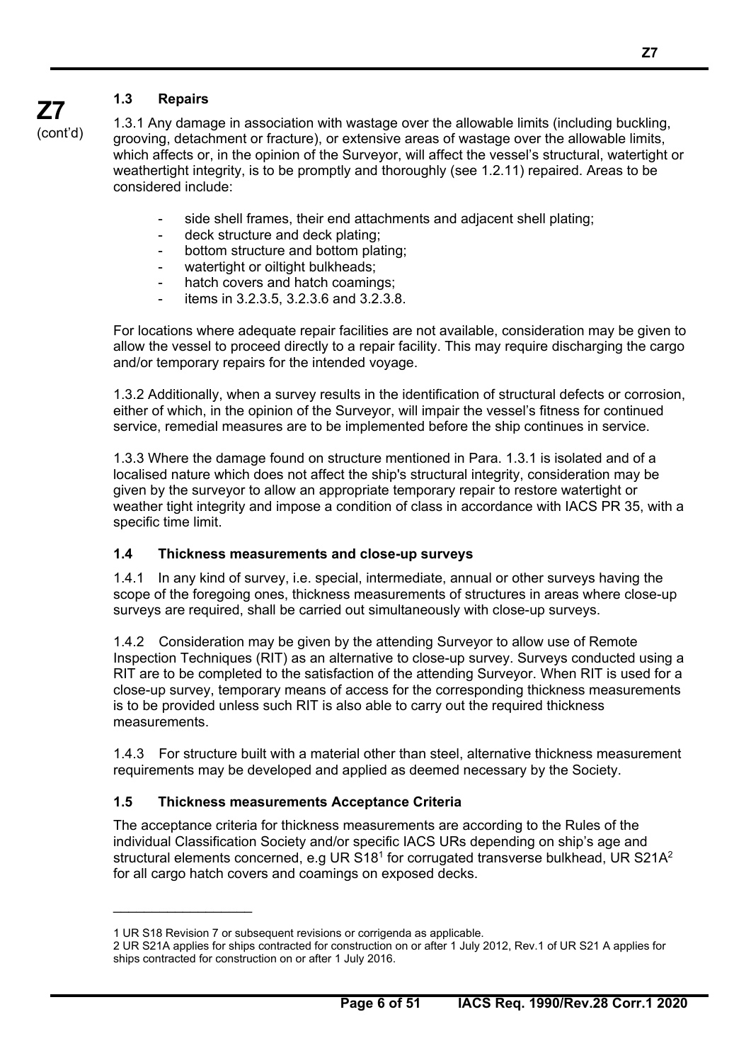### 1.3 Repairs

1.3.1 Any damage in association with wastage over the allowable limits (including buckling, grooving, detachment or fracture), or extensive areas of wastage over the allowable limits, which affects or, in the opinion of the Surveyor, will affect the vessel's structural, watertight or weathertight integrity, is to be promptly and thoroughly (see 1.2.11) repaired. Areas to be considered include:

- side shell frames, their end attachments and adjacent shell plating;
- deck structure and deck plating;
- bottom structure and bottom plating;
- watertight or oiltight bulkheads;
- hatch covers and hatch coamings;
- items in 3.2.3.5, 3.2.3.6 and 3.2.3.8.

For locations where adequate repair facilities are not available, consideration may be given to allow the vessel to proceed directly to a repair facility. This may require discharging the cargo and/or temporary repairs for the intended voyage.

1.3.2 Additionally, when a survey results in the identification of structural defects or corrosion, either of which, in the opinion of the Surveyor, will impair the vessel's fitness for continued service, remedial measures are to be implemented before the ship continues in service.

1.3.3 Where the damage found on structure mentioned in Para. 1.3.1 is isolated and of a localised nature which does not affect the ship's structural integrity, consideration may be given by the surveyor to allow an appropriate temporary repair to restore watertight or weather tight integrity and impose a condition of class in accordance with IACS PR 35, with a specific time limit.

### 1.4 Thickness measurements and close-up surveys

1.4.1 In any kind of survey, i.e. special, intermediate, annual or other surveys having the scope of the foregoing ones, thickness measurements of structures in areas where close-up surveys are required, shall be carried out simultaneously with close-up surveys.

1.4.2 Consideration may be given by the attending Surveyor to allow use of Remote Inspection Techniques (RIT) as an alternative to close-up survey. Surveys conducted using a RIT are to be completed to the satisfaction of the attending Surveyor. When RIT is used for a close-up survey, temporary means of access for the corresponding thickness measurements is to be provided unless such RIT is also able to carry out the required thickness measurements.

1.4.3 For structure built with a material other than steel, alternative thickness measurement requirements may be developed and applied as deemed necessary by the Society.

### 1.5 Thickness measurements Acceptance Criteria

The acceptance criteria for thickness measurements are according to the Rules of the individual Classification Society and/or specific IACS URs depending on ship's age and structural elements concerned, e.g UR S18[1] for corrugated transverse bulkhead, UR S21A[2] for all cargo hatch covers and coamings on exposed decks.

---

1 UR S18 Revision 7 or subsequent revisions or corrigenda as applicable.

2 UR S21A applies for ships contracted for construction on or after 1 July 2012, Rev.1 of UR S21 A applies for ships contracted for construction on or after 1 July 2016.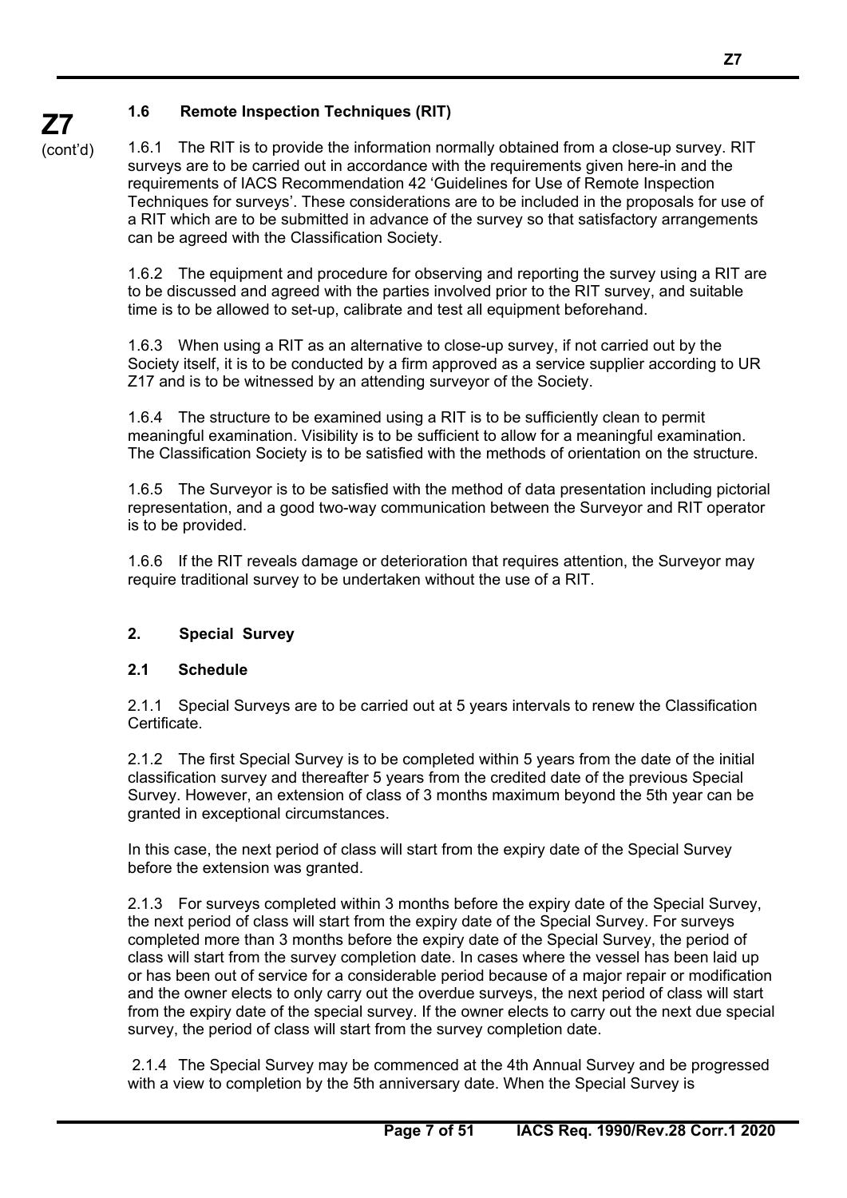### 1.6 Remote Inspection Techniques (RIT)

1.6.1 The RIT is to provide the information normally obtained from a close-up survey. RIT surveys are to be carried out in accordance with the requirements given here-in and the requirements of IACS Recommendation 42 'Guidelines for Use of Remote Inspection Techniques for surveys'. These considerations are to be included in the proposals for use of a RIT which are to be submitted in advance of the survey so that satisfactory arrangements can be agreed with the Classification Society.

1.6.2 The equipment and procedure for observing and reporting the survey using a RIT are to be discussed and agreed with the parties involved prior to the RIT survey, and suitable time is to be allowed to set-up, calibrate and test all equipment beforehand.

1.6.3 When using a RIT as an alternative to close-up survey, if not carried out by the Society itself, it is to be conducted by a firm approved as a service supplier according to UR Z17 and is to be witnessed by an attending surveyor of the Society.

1.6.4 The structure to be examined using a RIT is to be sufficiently clean to permit meaningful examination. Visibility is to be sufficient to allow for a meaningful examination. The Classification Society is to be satisfied with the methods of orientation on the structure.

1.6.5 The Surveyor is to be satisfied with the method of data presentation including pictorial representation, and a good two-way communication between the Surveyor and RIT operator is to be provided.

1.6.6 If the RIT reveals damage or deterioration that requires attention, the Surveyor may require traditional survey to be undertaken without the use of a RIT.

## 2. Special Survey

### 2.1 Schedule

2.1.1 Special Surveys are to be carried out at 5 years intervals to renew the Classification Certificate.

2.1.2 The first Special Survey is to be completed within 5 years from the date of the initial classification survey and thereafter 5 years from the credited date of the previous Special Survey. However, an extension of class of 3 months maximum beyond the 5th year can be granted in exceptional circumstances.

In this case, the next period of class will start from the expiry date of the Special Survey before the extension was granted.

2.1.3 For surveys completed within 3 months before the expiry date of the Special Survey, the next period of class will start from the expiry date of the Special Survey. For surveys completed more than 3 months before the expiry date of the Special Survey, the period of class will start from the survey completion date. In cases where the vessel has been laid up or has been out of service for a considerable period because of a major repair or modification and the owner elects to only carry out the overdue surveys, the next period of class will start from the expiry date of the special survey. If the owner elects to carry out the next due special survey, the period of class will start from the survey completion date.

2.1.4 The Special Survey may be commenced at the 4th Annual Survey and be progressed with a view to completion by the 5th anniversary date. When the Special Survey is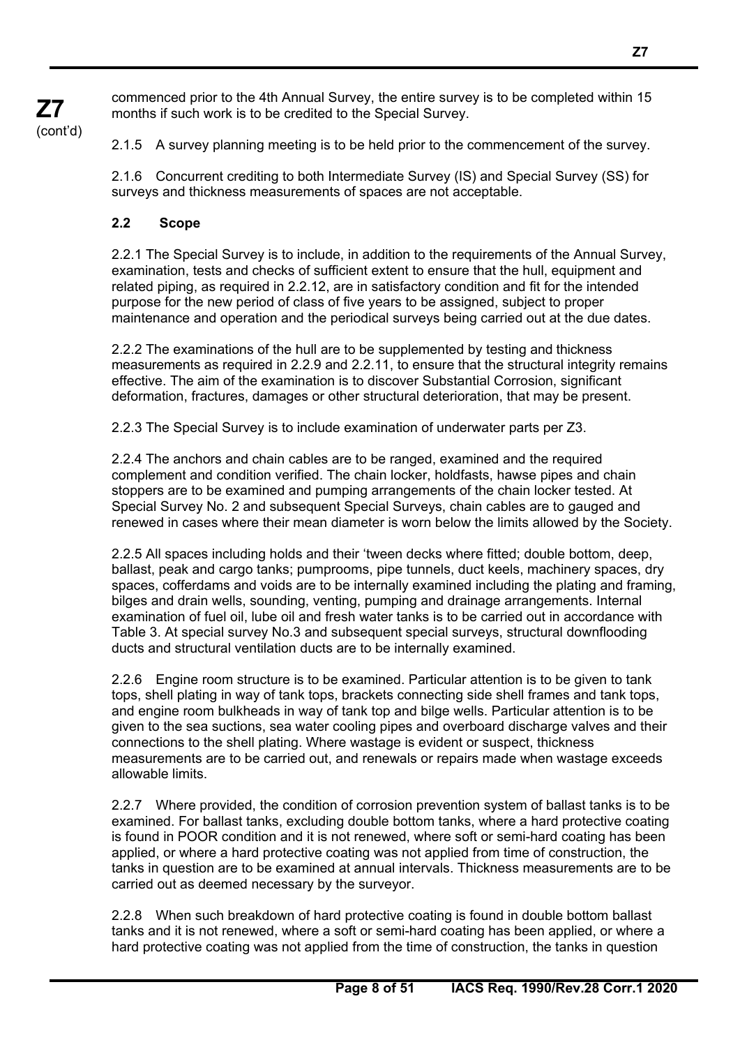commenced prior to the 4th Annual Survey, the entire survey is to be completed within 15 months if such work is to be credited to the Special Survey.

2.1.5 A survey planning meeting is to be held prior to the commencement of the survey.

2.1.6 Concurrent crediting to both Intermediate Survey (IS) and Special Survey (SS) for surveys and thickness measurements of spaces are not acceptable.

### 2.2 Scope

2.2.1 The Special Survey is to include, in addition to the requirements of the Annual Survey, examination, tests and checks of sufficient extent to ensure that the hull, equipment and related piping, as required in 2.2.12, are in satisfactory condition and fit for the intended purpose for the new period of class of five years to be assigned, subject to proper maintenance and operation and the periodical surveys being carried out at the due dates.

2.2.2 The examinations of the hull are to be supplemented by testing and thickness measurements as required in 2.2.9 and 2.2.11, to ensure that the structural integrity remains effective. The aim of the examination is to discover Substantial Corrosion, significant deformation, fractures, damages or other structural deterioration, that may be present.

2.2.3 The Special Survey is to include examination of underwater parts per Z3.

2.2.4 The anchors and chain cables are to be ranged, examined and the required complement and condition verified. The chain locker, holdfasts, hawse pipes and chain stoppers are to be examined and pumping arrangements of the chain locker tested. At Special Survey No. 2 and subsequent Special Surveys, chain cables are to gauged and renewed in cases where their mean diameter is worn below the limits allowed by the Society.

2.2.5 All spaces including holds and their 'tween decks where fitted; double bottom, deep, ballast, peak and cargo tanks; pumprooms, pipe tunnels, duct keels, machinery spaces, dry spaces, cofferdams and voids are to be internally examined including the plating and framing, bilges and drain wells, sounding, venting, pumping and drainage arrangements. Internal examination of fuel oil, lube oil and fresh water tanks is to be carried out in accordance with Table 3. At special survey No.3 and subsequent special surveys, structural downflooding ducts and structural ventilation ducts are to be internally examined.

2.2.6 Engine room structure is to be examined. Particular attention is to be given to tank tops, shell plating in way of tank tops, brackets connecting side shell frames and tank tops, and engine room bulkheads in way of tank top and bilge wells. Particular attention is to be given to the sea suctions, sea water cooling pipes and overboard discharge valves and their connections to the shell plating. Where wastage is evident or suspect, thickness measurements are to be carried out, and renewals or repairs made when wastage exceeds allowable limits.

2.2.7 Where provided, the condition of corrosion prevention system of ballast tanks is to be examined. For ballast tanks, excluding double bottom tanks, where a hard protective coating is found in POOR condition and it is not renewed, where soft or semi-hard coating has been applied, or where a hard protective coating was not applied from time of construction, the tanks in question are to be examined at annual intervals. Thickness measurements are to be carried out as deemed necessary by the surveyor.

2.2.8 When such breakdown of hard protective coating is found in double bottom ballast tanks and it is not renewed, where a soft or semi-hard coating has been applied, or where a hard protective coating was not applied from the time of construction, the tanks in question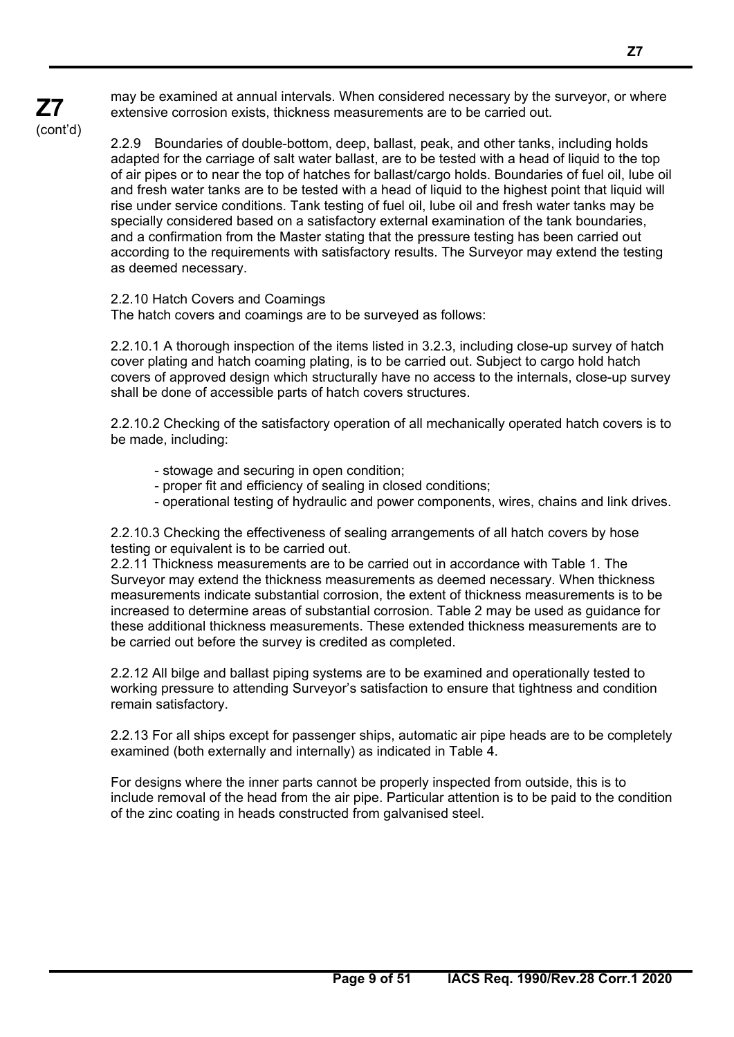may be examined at annual intervals. When considered necessary by the surveyor, or where extensive corrosion exists, thickness measurements are to be carried out.

2.2.9 Boundaries of double-bottom, deep, ballast, peak, and other tanks, including holds adapted for the carriage of salt water ballast, are to be tested with a head of liquid to the top of air pipes or to near the top of hatches for ballast/cargo holds. Boundaries of fuel oil, lube oil and fresh water tanks are to be tested with a head of liquid to the highest point that liquid will rise under service conditions. Tank testing of fuel oil, lube oil and fresh water tanks may be specially considered based on a satisfactory external examination of the tank boundaries, and a confirmation from the Master stating that the pressure testing has been carried out according to the requirements with satisfactory results. The Surveyor may extend the testing as deemed necessary.

2.2.10 Hatch Covers and Coamings
The hatch covers and coamings are to be surveyed as follows:

2.2.10.1 A thorough inspection of the items listed in 3.2.3, including close-up survey of hatch cover plating and hatch coaming plating, is to be carried out. Subject to cargo hold hatch covers of approved design which structurally have no access to the internals, close-up survey shall be done of accessible parts of hatch covers structures.

2.2.10.2 Checking of the satisfactory operation of all mechanically operated hatch covers is to be made, including:

- stowage and securing in open condition;
- proper fit and efficiency of sealing in closed conditions;
- operational testing of hydraulic and power components, wires, chains and link drives.

2.2.10.3 Checking the effectiveness of sealing arrangements of all hatch covers by hose testing or equivalent is to be carried out.

2.2.11 Thickness measurements are to be carried out in accordance with Table 1. The Surveyor may extend the thickness measurements as deemed necessary. When thickness measurements indicate substantial corrosion, the extent of thickness measurements is to be increased to determine areas of substantial corrosion. Table 2 may be used as guidance for these additional thickness measurements. These extended thickness measurements are to be carried out before the survey is credited as completed.

2.2.12 All bilge and ballast piping systems are to be examined and operationally tested to working pressure to attending Surveyor's satisfaction to ensure that tightness and condition remain satisfactory.

2.2.13 For all ships except for passenger ships, automatic air pipe heads are to be completely examined (both externally and internally) as indicated in Table 4.

For designs where the inner parts cannot be properly inspected from outside, this is to include removal of the head from the air pipe. Particular attention is to be paid to the condition of the zinc coating in heads constructed from galvanised steel.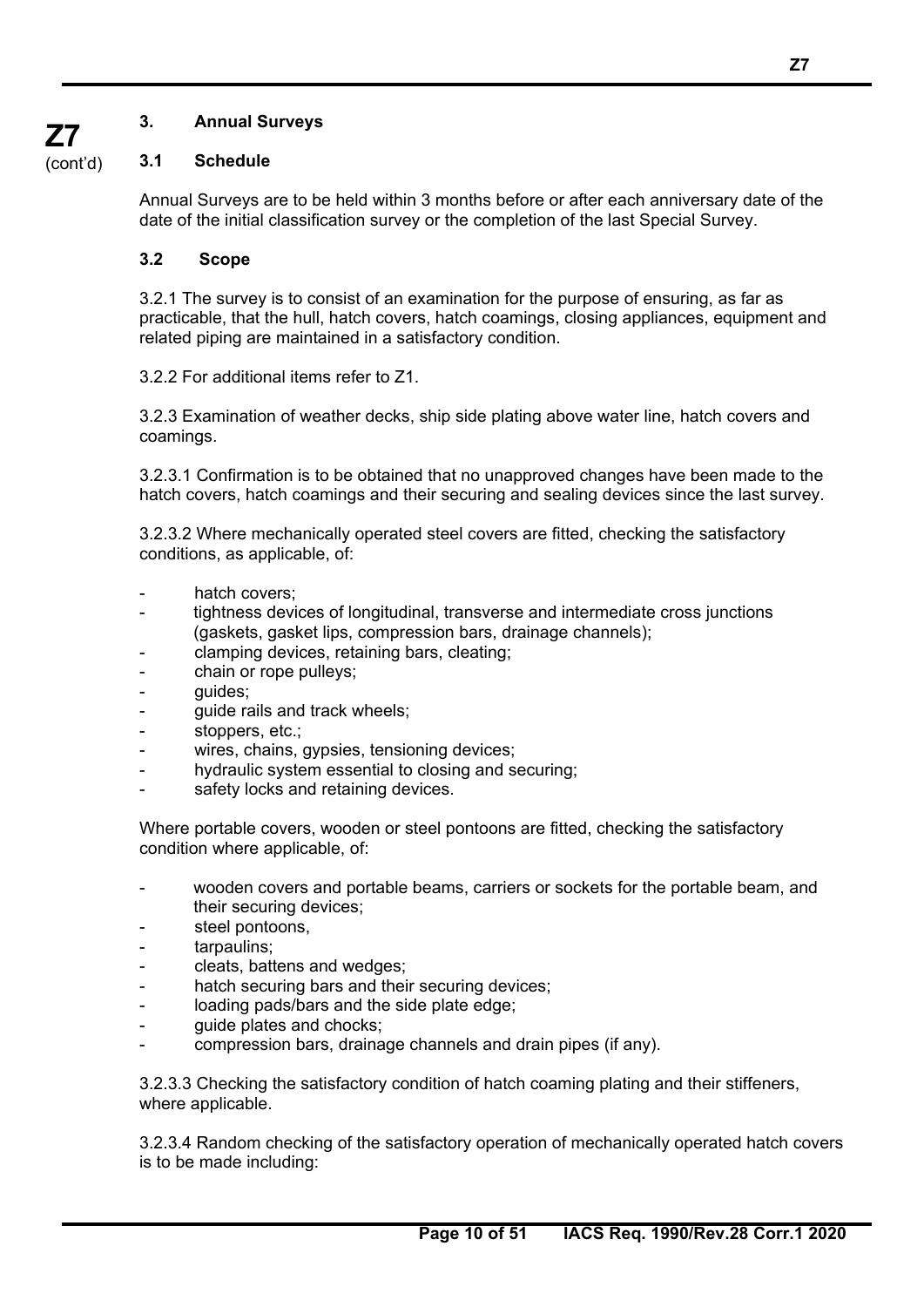## 3. Annual Surveys

### 3.1 Schedule

Annual Surveys are to be held within 3 months before or after each anniversary date of the date of the initial classification survey or the completion of the last Special Survey.

### 3.2 Scope

3.2.1 The survey is to consist of an examination for the purpose of ensuring, as far as practicable, that the hull, hatch covers, hatch coamings, closing appliances, equipment and related piping are maintained in a satisfactory condition.

3.2.2 For additional items refer to Z1.

3.2.3 Examination of weather decks, ship side plating above water line, hatch covers and coamings.

3.2.3.1 Confirmation is to be obtained that no unapproved changes have been made to the hatch covers, hatch coamings and their securing and sealing devices since the last survey.

3.2.3.2 Where mechanically operated steel covers are fitted, checking the satisfactory conditions, as applicable, of:

- hatch covers;
- tightness devices of longitudinal, transverse and intermediate cross junctions (gaskets, gasket lips, compression bars, drainage channels);
- clamping devices, retaining bars, cleating;
- chain or rope pulleys;
- guides;
- guide rails and track wheels;
- stoppers, etc.;
- wires, chains, gypsies, tensioning devices;
- hydraulic system essential to closing and securing;
- safety locks and retaining devices.

Where portable covers, wooden or steel pontoons are fitted, checking the satisfactory condition where applicable, of:

- wooden covers and portable beams, carriers or sockets for the portable beam, and their securing devices;
- steel pontoons,
- tarpaulins;
- cleats, battens and wedges;
- hatch securing bars and their securing devices;
- loading pads/bars and the side plate edge;
- guide plates and chocks;
- compression bars, drainage channels and drain pipes (if any).

3.2.3.3 Checking the satisfactory condition of hatch coaming plating and their stiffeners, where applicable.

3.2.3.4 Random checking of the satisfactory operation of mechanically operated hatch covers is to be made including: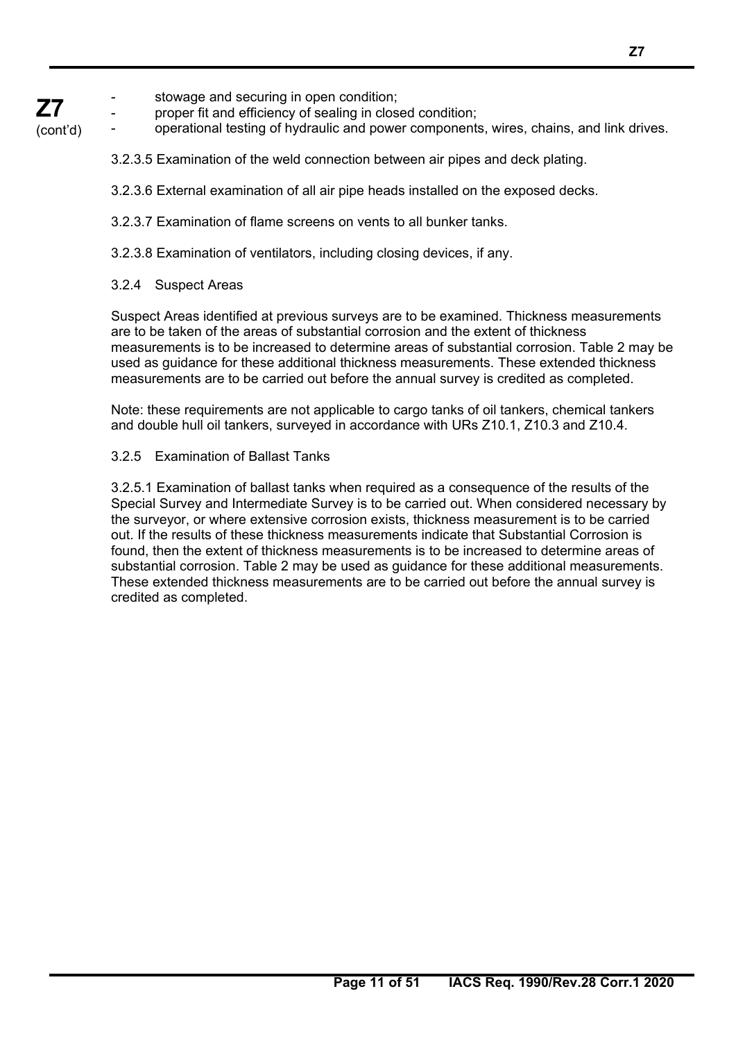- stowage and securing in open condition;
- proper fit and efficiency of sealing in closed condition;
- operational testing of hydraulic and power components, wires, chains, and link drives.

3.2.3.5 Examination of the weld connection between air pipes and deck plating.

3.2.3.6 External examination of all air pipe heads installed on the exposed decks.

3.2.3.7 Examination of flame screens on vents to all bunker tanks.

3.2.3.8 Examination of ventilators, including closing devices, if any.

3.2.4 Suspect Areas

Suspect Areas identified at previous surveys are to be examined. Thickness measurements are to be taken of the areas of substantial corrosion and the extent of thickness measurements is to be increased to determine areas of substantial corrosion. Table 2 may be used as guidance for these additional thickness measurements. These extended thickness measurements are to be carried out before the annual survey is credited as completed.

Note: these requirements are not applicable to cargo tanks of oil tankers, chemical tankers and double hull oil tankers, surveyed in accordance with URs Z10.1, Z10.3 and Z10.4.

3.2.5 Examination of Ballast Tanks

3.2.5.1 Examination of ballast tanks when required as a consequence of the results of the Special Survey and Intermediate Survey is to be carried out. When considered necessary by the surveyor, or where extensive corrosion exists, thickness measurement is to be carried out. If the results of these thickness measurements indicate that Substantial Corrosion is found, then the extent of thickness measurements is to be increased to determine areas of substantial corrosion. Table 2 may be used as guidance for these additional measurements. These extended thickness measurements are to be carried out before the annual survey is credited as completed.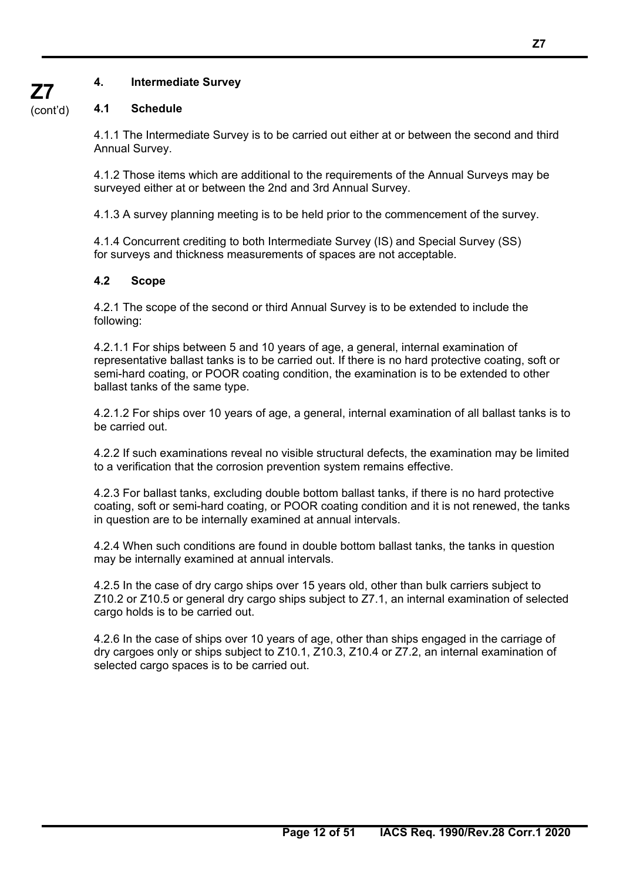## 4. Intermediate Survey

### 4.1 Schedule

4.1.1 The Intermediate Survey is to be carried out either at or between the second and third Annual Survey.

4.1.2 Those items which are additional to the requirements of the Annual Surveys may be surveyed either at or between the 2nd and 3rd Annual Survey.

4.1.3 A survey planning meeting is to be held prior to the commencement of the survey.

4.1.4 Concurrent crediting to both Intermediate Survey (IS) and Special Survey (SS) for surveys and thickness measurements of spaces are not acceptable.

### 4.2 Scope

4.2.1 The scope of the second or third Annual Survey is to be extended to include the following:

4.2.1.1 For ships between 5 and 10 years of age, a general, internal examination of representative ballast tanks is to be carried out. If there is no hard protective coating, soft or semi-hard coating, or POOR coating condition, the examination is to be extended to other ballast tanks of the same type.

4.2.1.2 For ships over 10 years of age, a general, internal examination of all ballast tanks is to be carried out.

4.2.2 If such examinations reveal no visible structural defects, the examination may be limited to a verification that the corrosion prevention system remains effective.

4.2.3 For ballast tanks, excluding double bottom ballast tanks, if there is no hard protective coating, soft or semi-hard coating, or POOR coating condition and it is not renewed, the tanks in question are to be internally examined at annual intervals.

4.2.4 When such conditions are found in double bottom ballast tanks, the tanks in question may be internally examined at annual intervals.

4.2.5 In the case of dry cargo ships over 15 years old, other than bulk carriers subject to Z10.2 or Z10.5 or general dry cargo ships subject to Z7.1, an internal examination of selected cargo holds is to be carried out.

4.2.6 In the case of ships over 10 years of age, other than ships engaged in the carriage of dry cargoes only or ships subject to Z10.1, Z10.3, Z10.4 or Z7.2, an internal examination of selected cargo spaces is to be carried out.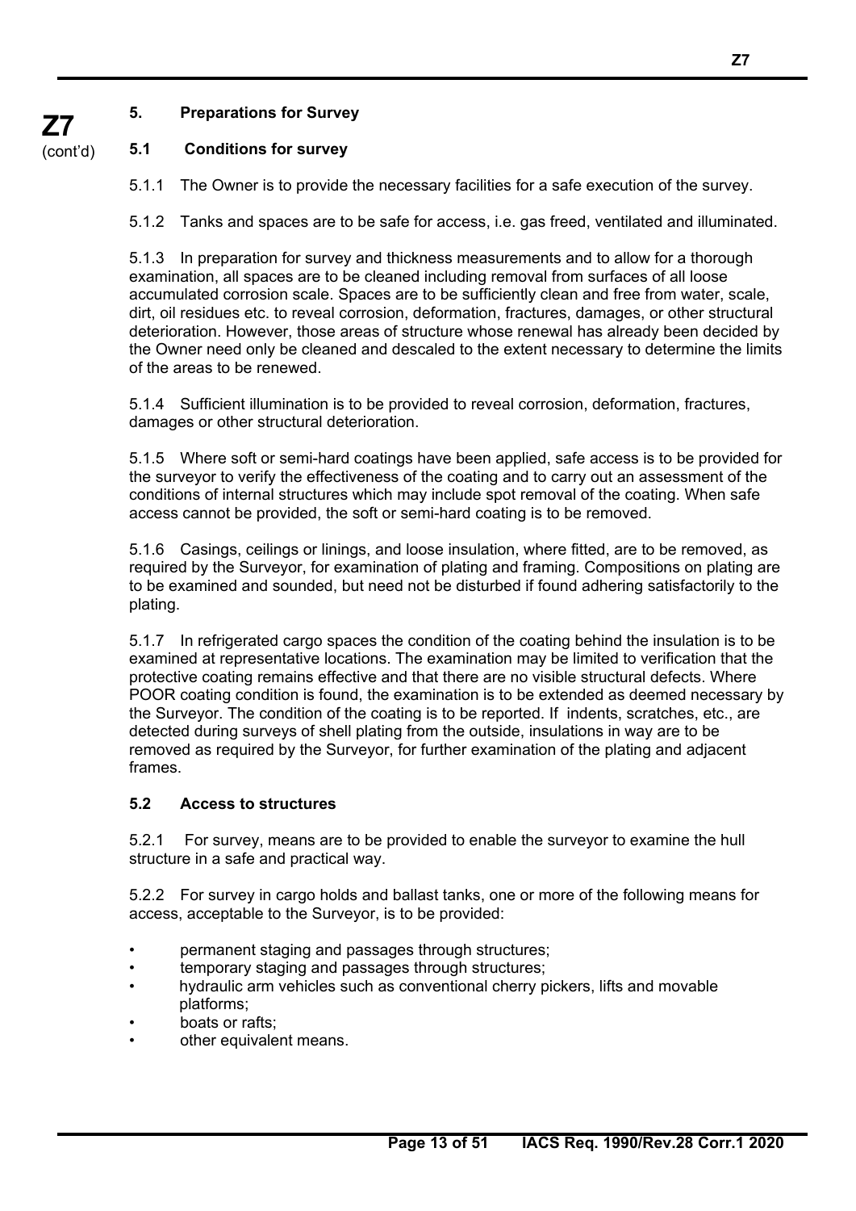## 5. Preparations for Survey

### 5.1 Conditions for survey

5.1.1 The Owner is to provide the necessary facilities for a safe execution of the survey.

5.1.2 Tanks and spaces are to be safe for access, i.e. gas freed, ventilated and illuminated.

5.1.3 In preparation for survey and thickness measurements and to allow for a thorough examination, all spaces are to be cleaned including removal from surfaces of all loose accumulated corrosion scale. Spaces are to be sufficiently clean and free from water, scale, dirt, oil residues etc. to reveal corrosion, deformation, fractures, damages, or other structural deterioration. However, those areas of structure whose renewal has already been decided by the Owner need only be cleaned and descaled to the extent necessary to determine the limits of the areas to be renewed.

5.1.4 Sufficient illumination is to be provided to reveal corrosion, deformation, fractures, damages or other structural deterioration.

5.1.5 Where soft or semi-hard coatings have been applied, safe access is to be provided for the surveyor to verify the effectiveness of the coating and to carry out an assessment of the conditions of internal structures which may include spot removal of the coating. When safe access cannot be provided, the soft or semi-hard coating is to be removed.

5.1.6 Casings, ceilings or linings, and loose insulation, where fitted, are to be removed, as required by the Surveyor, for examination of plating and framing. Compositions on plating are to be examined and sounded, but need not be disturbed if found adhering satisfactorily to the plating.

5.1.7 In refrigerated cargo spaces the condition of the coating behind the insulation is to be examined at representative locations. The examination may be limited to verification that the protective coating remains effective and that there are no visible structural defects. Where POOR coating condition is found, the examination is to be extended as deemed necessary by the Surveyor. The condition of the coating is to be reported. If indents, scratches, etc., are detected during surveys of shell plating from the outside, insulations in way are to be removed as required by the Surveyor, for further examination of the plating and adjacent frames.

### 5.2 Access to structures

5.2.1 For survey, means are to be provided to enable the surveyor to examine the hull structure in a safe and practical way.

5.2.2 For survey in cargo holds and ballast tanks, one or more of the following means for access, acceptable to the Surveyor, is to be provided:

- permanent staging and passages through structures;
- temporary staging and passages through structures;
- hydraulic arm vehicles such as conventional cherry pickers, lifts and movable platforms;
- boats or rafts;
- other equivalent means.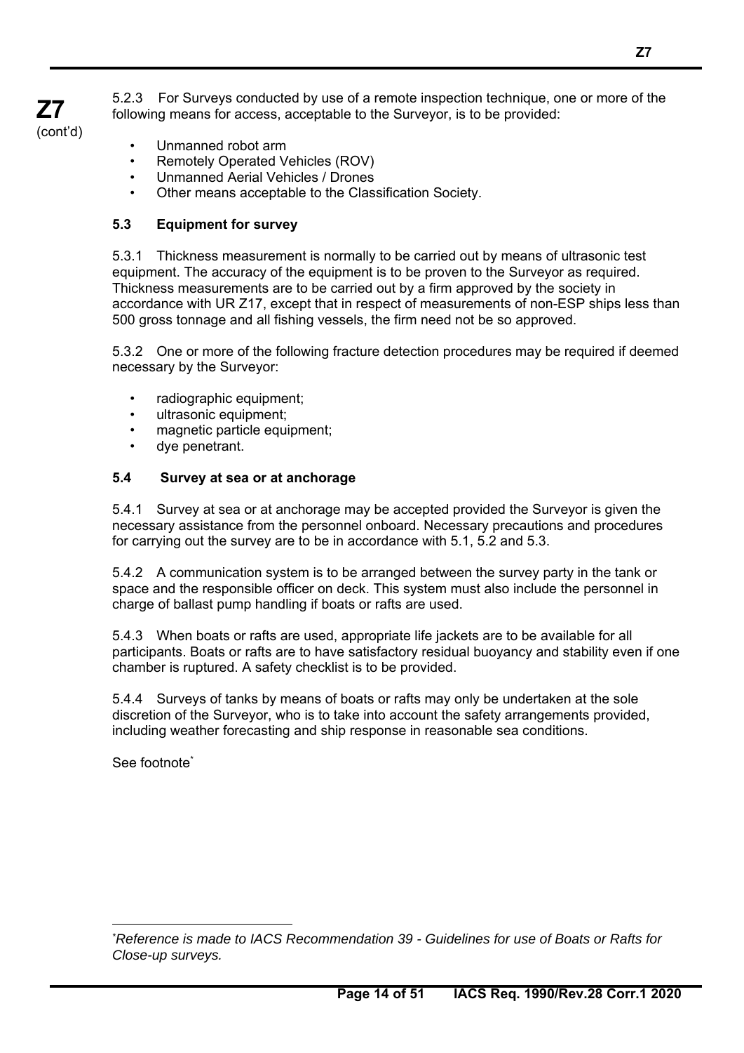5.2.3 For Surveys conducted by use of a remote inspection technique, one or more of the following means for access, acceptable to the Surveyor, is to be provided:

- Unmanned robot arm
- Remotely Operated Vehicles (ROV)
- Unmanned Aerial Vehicles / Drones
- Other means acceptable to the Classification Society.

**5.3 Equipment for survey**

5.3.1 Thickness measurement is normally to be carried out by means of ultrasonic test equipment. The accuracy of the equipment is to be proven to the Surveyor as required. Thickness measurements are to be carried out by a firm approved by the society in accordance with UR Z17, except that in respect of measurements of non-ESP ships less than 500 gross tonnage and all fishing vessels, the firm need not be so approved.

5.3.2 One or more of the following fracture detection procedures may be required if deemed necessary by the Surveyor:

- radiographic equipment;
- ultrasonic equipment;
- magnetic particle equipment;
- dye penetrant.

**5.4 Survey at sea or at anchorage**

5.4.1 Survey at sea or at anchorage may be accepted provided the Surveyor is given the necessary assistance from the personnel onboard. Necessary precautions and procedures for carrying out the survey are to be in accordance with 5.1, 5.2 and 5.3.

5.4.2 A communication system is to be arranged between the survey party in the tank or space and the responsible officer on deck. This system must also include the personnel in charge of ballast pump handling if boats or rafts are used.

5.4.3 When boats or rafts are used, appropriate life jackets are to be available for all participants. Boats or rafts are to have satisfactory residual buoyancy and stability even if one chamber is ruptured. A safety checklist is to be provided.

5.4.4 Surveys of tanks by means of boats or rafts may only be undertaken at the sole discretion of the Surveyor, who is to take into account the safety arrangements provided, including weather forecasting and ship response in reasonable sea conditions.

See footnote*

---

**Reference is made to IACS Recommendation 39 - Guidelines for use of Boats or Rafts for Close-up surveys.*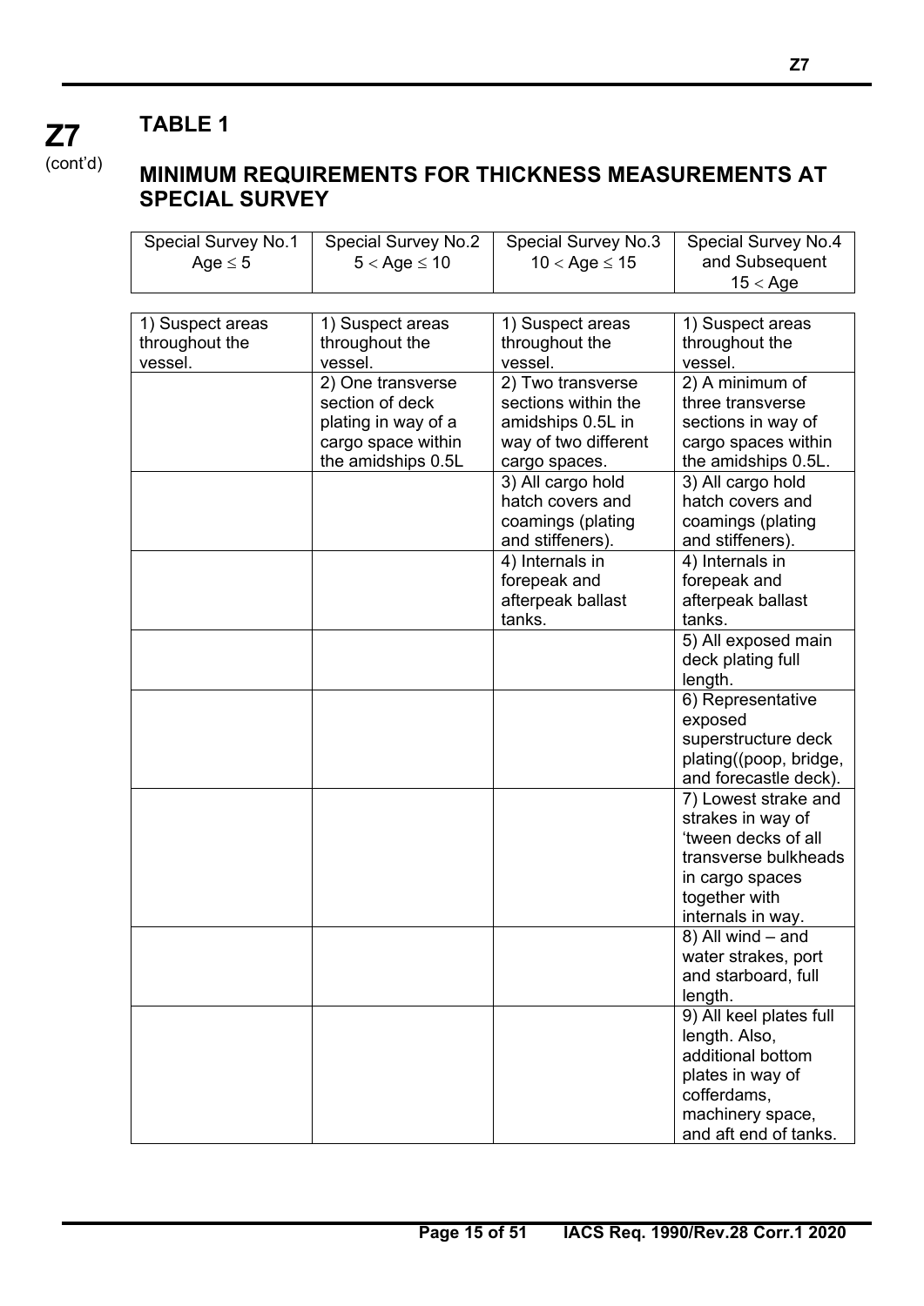**Z7** (cont'd)

## TABLE 1

## MINIMUM REQUIREMENTS FOR THICKNESS MEASUREMENTS AT SPECIAL SURVEY

| Special Survey No.1 Age $\leq$ 5 | Special Survey No.2 $5 < \text{Age} \leq 10$ | Special Survey No.3 $10 < \text{Age} \leq 15$ | Special Survey No.4 and Subsequent $15 < \text{Age}$ |
|---|---|---|---|
| 1) Suspect areas throughout the vessel. | 1) Suspect areas throughout the vessel. | 1) Suspect areas throughout the vessel. | 1) Suspect areas throughout the vessel. |
| | 2) One transverse section of deck plating in way of a cargo space within the amidships 0.5L | 2) Two transverse sections within the amidships 0.5L in way of two different cargo spaces. | 2) A minimum of three transverse sections in way of cargo spaces within the amidships 0.5L. |
| | | 3) All cargo hold hatch covers and coamings (plating and stiffeners). | 3) All cargo hold hatch covers and coamings (plating and stiffeners). |
| | | 4) Internals in forepeak and afterpeak ballast tanks. | 4) Internals in forepeak and afterpeak ballast tanks. |
| | | | 5) All exposed main deck plating full length. |
| | | | 6) Representative exposed superstructure deck plating((poop, bridge, and forecastle deck). |
| | | | 7) Lowest strake and strakes in way of 'tween decks of all transverse bulkheads in cargo spaces together with internals in way. |
| | | | 8) All wind – and water strakes, port and starboard, full length. |
| | | | 9) All keel plates full length. Also, additional bottom plates in way of cofferdams, machinery space, and aft end of tanks. |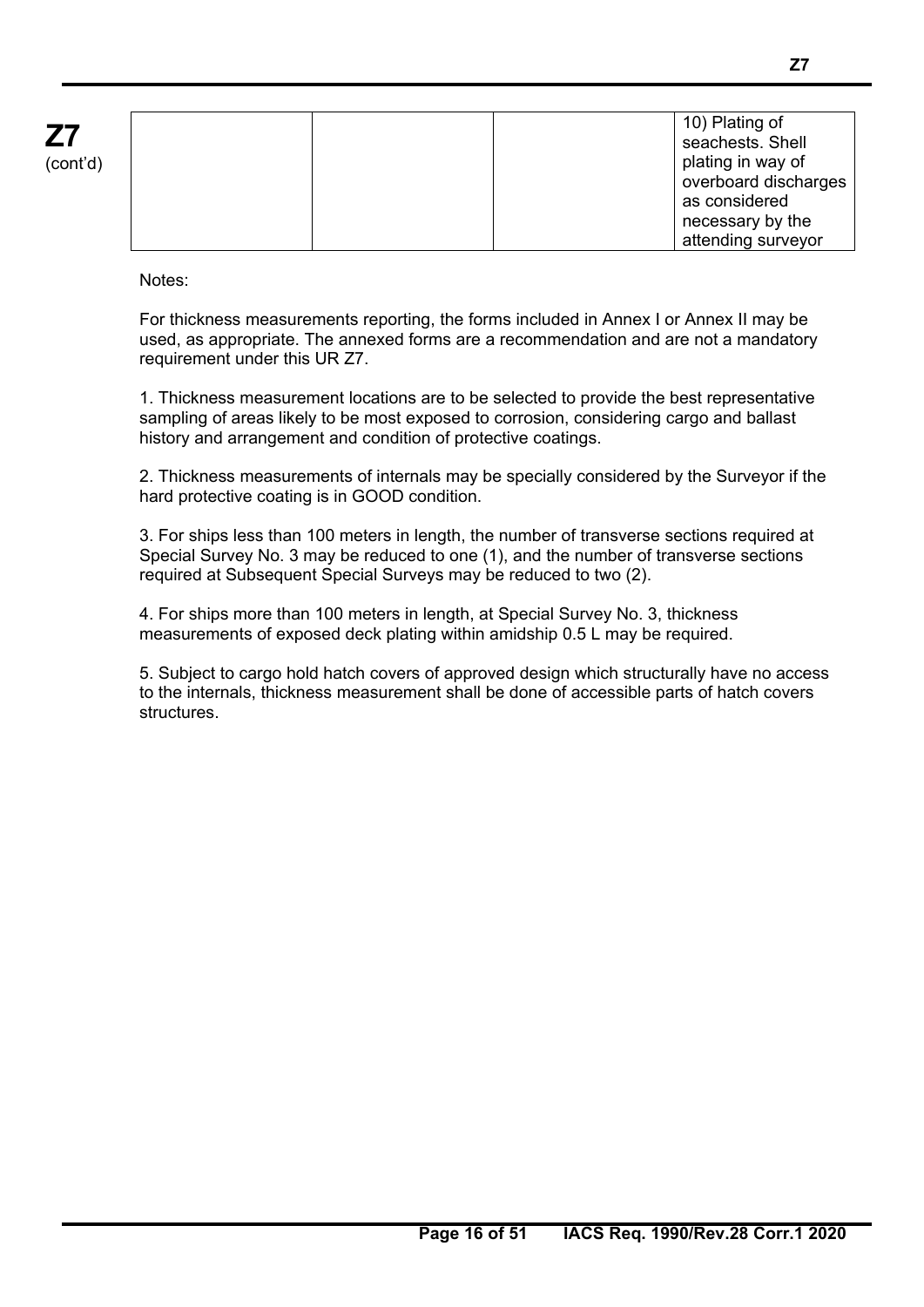|  |  |  | 10) Plating of seachests. Shell plating in way of overboard discharges as considered necessary by the attending surveyor |
|---|---|---|---|

Notes:

For thickness measurements reporting, the forms included in Annex I or Annex II may be used, as appropriate. The annexed forms are a recommendation and are not a mandatory requirement under this UR Z7.

1. Thickness measurement locations are to be selected to provide the best representative sampling of areas likely to be most exposed to corrosion, considering cargo and ballast history and arrangement and condition of protective coatings.

2. Thickness measurements of internals may be specially considered by the Surveyor if the hard protective coating is in GOOD condition.

3. For ships less than 100 meters in length, the number of transverse sections required at Special Survey No. 3 may be reduced to one (1), and the number of transverse sections required at Subsequent Special Surveys may be reduced to two (2).

4. For ships more than 100 meters in length, at Special Survey No. 3, thickness measurements of exposed deck plating within amidship 0.5 L may be required.

5. Subject to cargo hold hatch covers of approved design which structurally have no access to the internals, thickness measurement shall be done of accessible parts of hatch covers structures.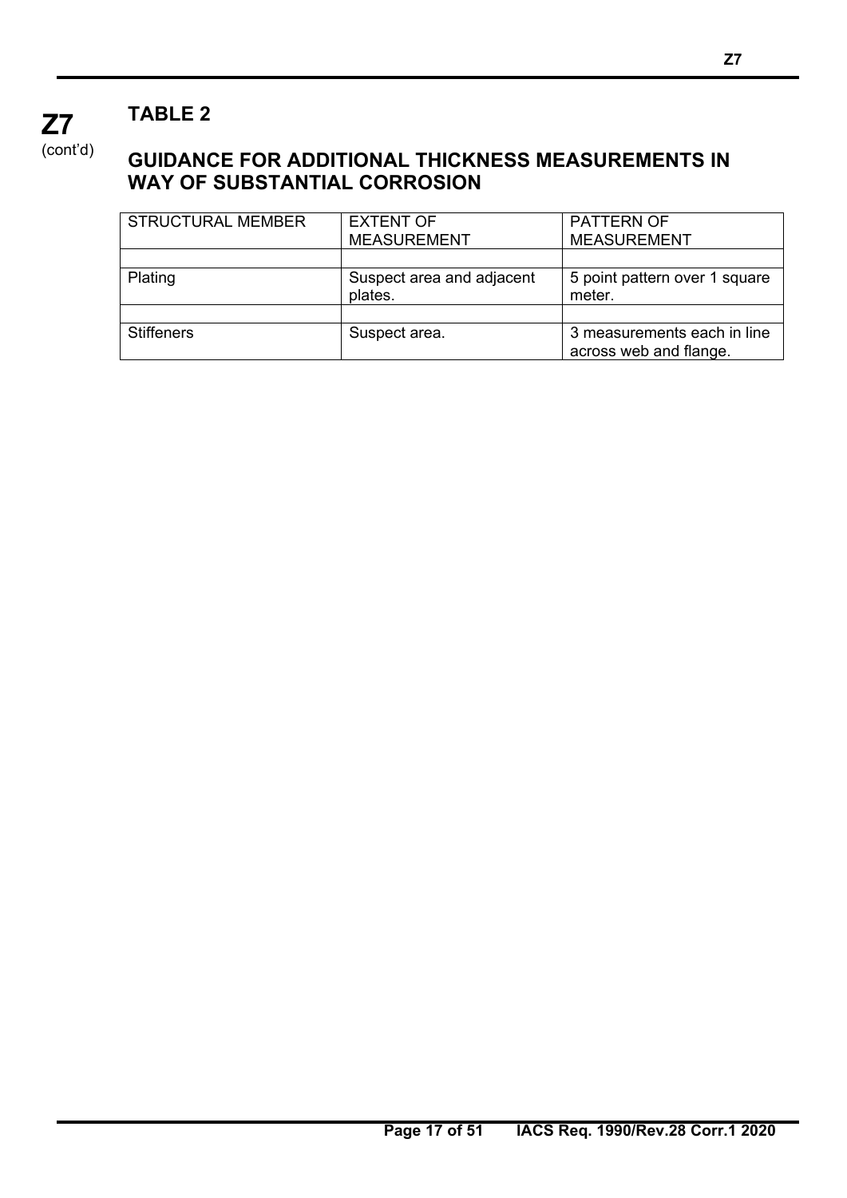**Z7** (cont'd)

## TABLE 2

## GUIDANCE FOR ADDITIONAL THICKNESS MEASUREMENTS IN WAY OF SUBSTANTIAL CORROSION

| STRUCTURAL MEMBER | EXTENT OF MEASUREMENT | PATTERN OF MEASUREMENT |
|---|---|---|
| | | |
| Plating | Suspect area and adjacent plates. | 5 point pattern over 1 square meter. |
| | | |
| Stiffeners | Suspect area. | 3 measurements each in line across web and flange. |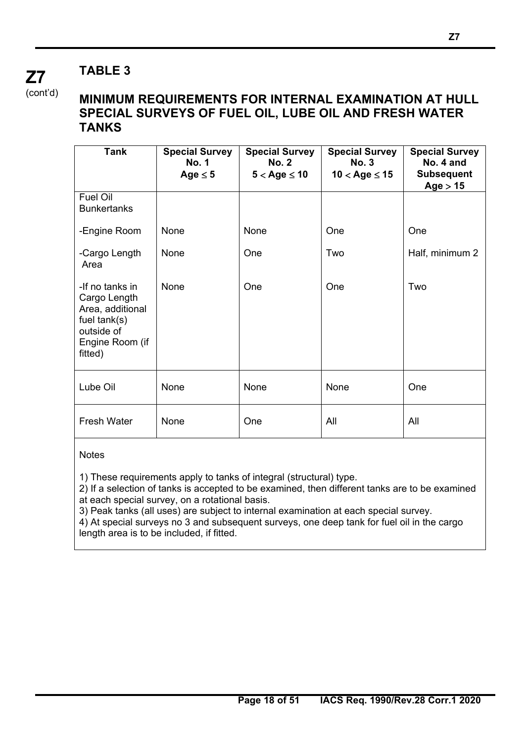**Z7** (cont'd)

## TABLE 3

## MINIMUM REQUIREMENTS FOR INTERNAL EXAMINATION AT HULL SPECIAL SURVEYS OF FUEL OIL, LUBE OIL AND FRESH WATER TANKS

| Tank | Special Survey No. 1 Age $\leq 5$ | Special Survey No. 2 $5 < \text{Age} \leq 10$ | Special Survey No. 3 $10 < \text{Age} \leq 15$ | Special Survey No. 4 and Subsequent Age $> 15$ |
|---|---|---|---|---|
| Fuel Oil Bunkertanks | | | | |
| -Engine Room | None | None | One | One |
| -Cargo Length Area | None | One | Two | Half, minimum 2 |
| -If no tanks in Cargo Length Area, additional fuel tank(s) outside of Engine Room (if fitted) | None | One | One | Two |
| Lube Oil | None | None | None | One |
| Fresh Water | None | One | All | All |

Notes

1) These requirements apply to tanks of integral (structural) type.
2) If a selection of tanks is accepted to be examined, then different tanks are to be examined at each special survey, on a rotational basis.
3) Peak tanks (all uses) are subject to internal examination at each special survey.
4) At special surveys no 3 and subsequent surveys, one deep tank for fuel oil in the cargo length area is to be included, if fitted.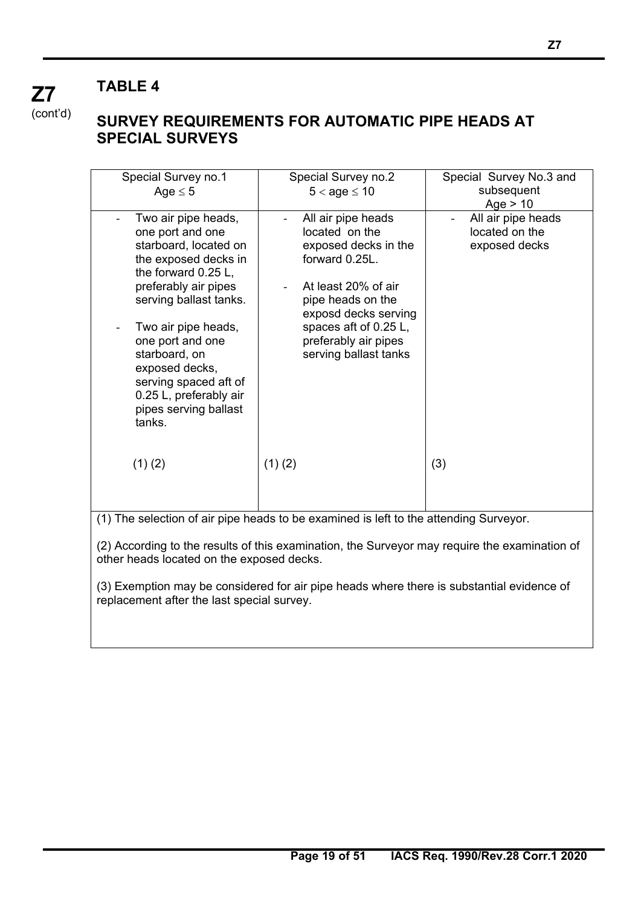**Z7** (cont'd)

## TABLE 4

## SURVEY REQUIREMENTS FOR AUTOMATIC PIPE HEADS AT SPECIAL SURVEYS

| Special Survey no.1<br>Age ≤ 5 | Special Survey no.2<br>5 < age ≤ 10 | Special Survey No.3 and subsequent<br>Age > 10 |
|---|---|---|
| - Two air pipe heads, one port and one starboard, located on the exposed decks in the forward 0.25 L, preferably air pipes serving ballast tanks.<br><br>- Two air pipe heads, one port and one starboard, on exposed decks, serving spaced aft of 0.25 L, preferably air pipes serving ballast tanks.<br><br>(1) (2) | - All air pipe heads located on the exposed decks in the forward 0.25L.<br><br>- At least 20% of air pipe heads on the exposd decks serving spaces aft of 0.25 L, preferably air pipes serving ballast tanks<br><br>(1) (2) | - All air pipe heads located on the exposed decks<br><br>(3) |

(1) The selection of air pipe heads to be examined is left to the attending Surveyor.

(2) According to the results of this examination, the Surveyor may require the examination of other heads located on the exposed decks.

(3) Exemption may be considered for air pipe heads where there is substantial evidence of replacement after the last special survey.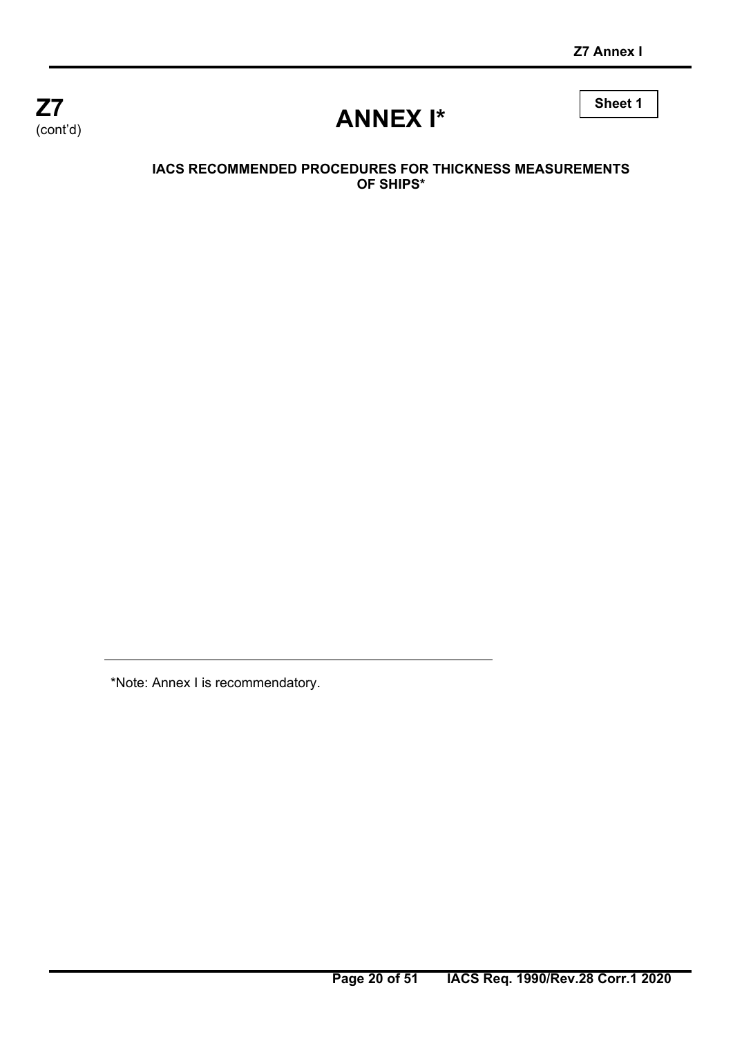Sheet 1

# ANNEX I*

**IACS RECOMMENDED PROCEDURES FOR THICKNESS MEASUREMENTS OF SHIPS***

---

*Note: Annex I is recommendatory.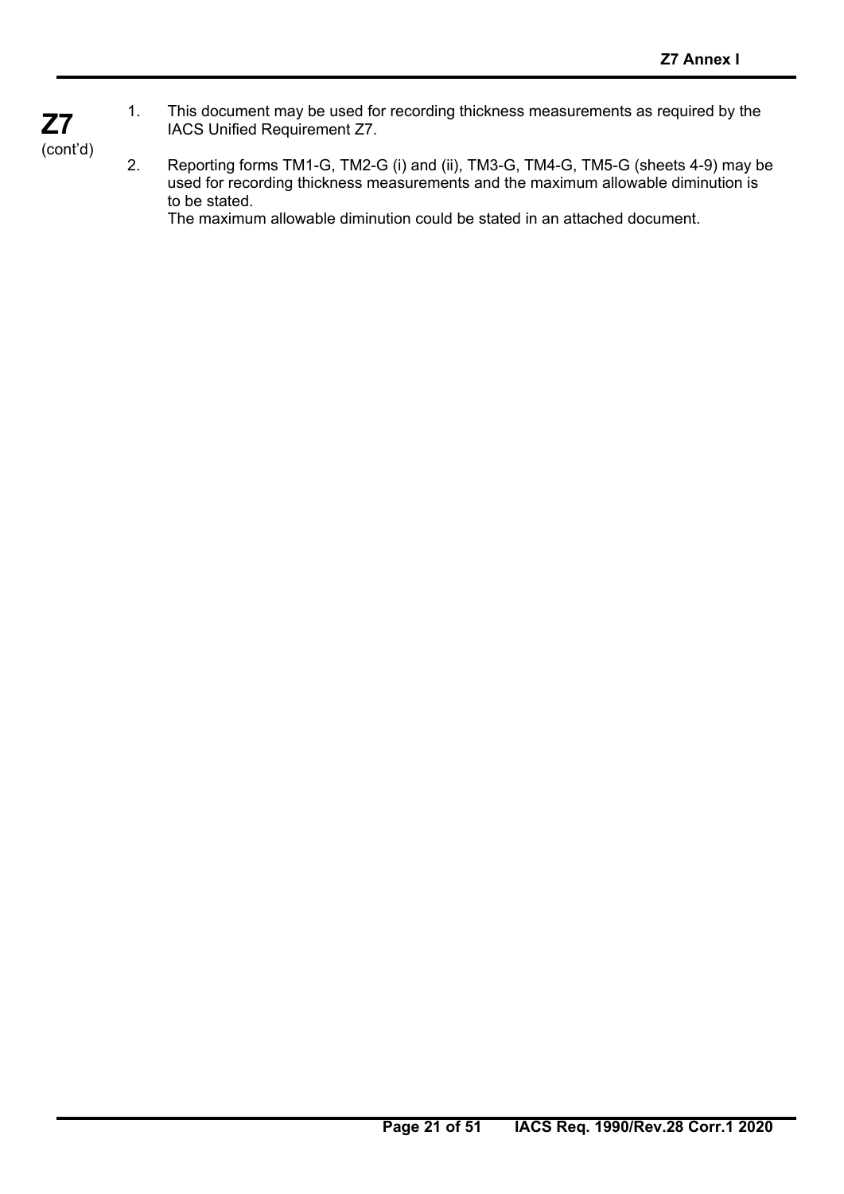1. This document may be used for recording thickness measurements as required by the IACS Unified Requirement Z7.

2. Reporting forms TM1-G, TM2-G (i) and (ii), TM3-G, TM4-G, TM5-G (sheets 4-9) may be used for recording thickness measurements and the maximum allowable diminution is to be stated.
   The maximum allowable diminution could be stated in an attached document.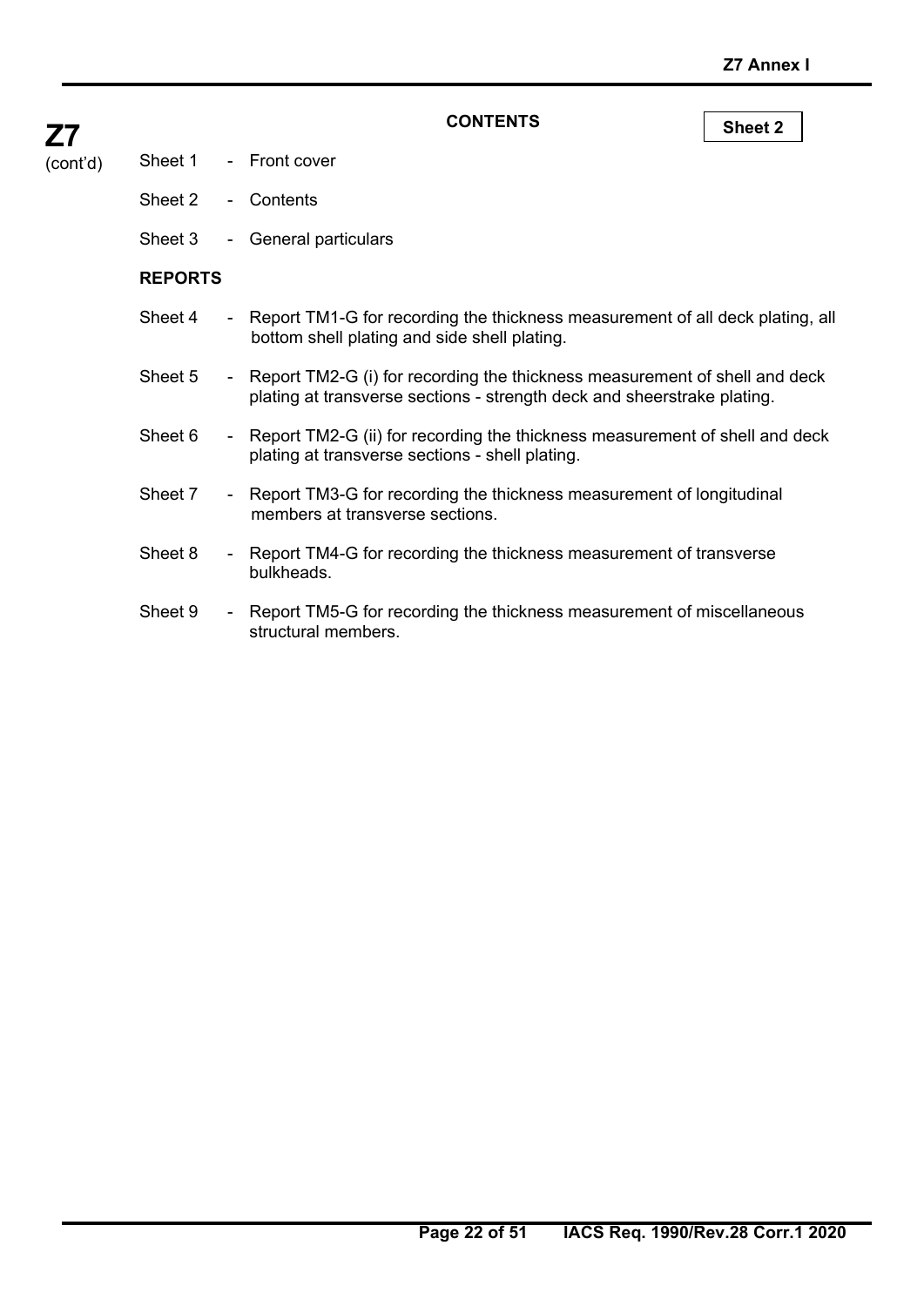**Z7**
(cont'd)

## CONTENTS

**Sheet 2**

Sheet 1 - Front cover

Sheet 2 - Contents

Sheet 3 - General particulars

**REPORTS**

Sheet 4 - Report TM1-G for recording the thickness measurement of all deck plating, all bottom shell plating and side shell plating.

Sheet 5 - Report TM2-G (i) for recording the thickness measurement of shell and deck plating at transverse sections - strength deck and sheerstrake plating.

Sheet 6 - Report TM2-G (ii) for recording the thickness measurement of shell and deck plating at transverse sections - shell plating.

Sheet 7 - Report TM3-G for recording the thickness measurement of longitudinal members at transverse sections.

Sheet 8 - Report TM4-G for recording the thickness measurement of transverse bulkheads.

Sheet 9 - Report TM5-G for recording the thickness measurement of miscellaneous structural members.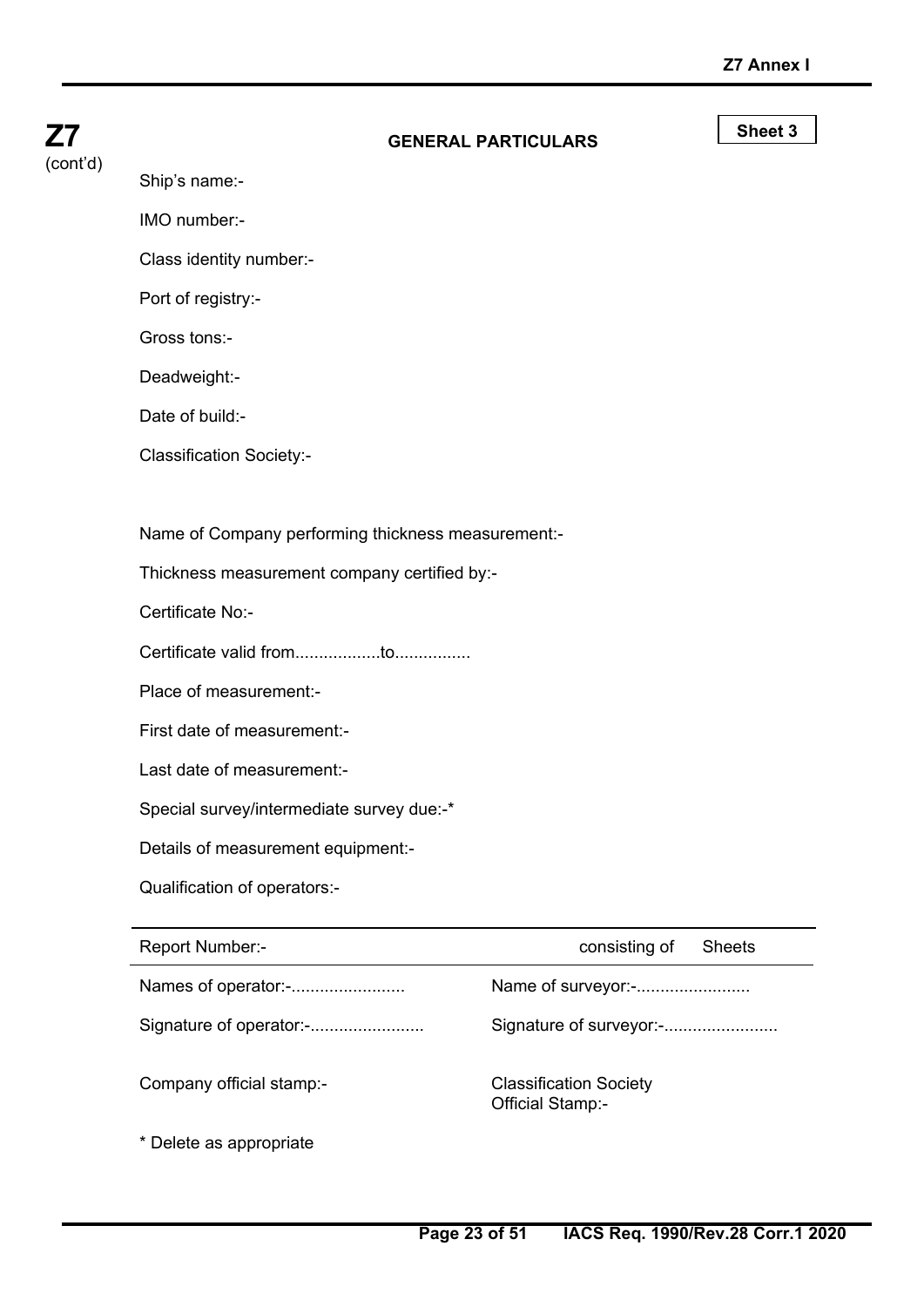**Z7** (cont'd)

**Sheet 3**

## GENERAL PARTICULARS

Ship's name:-

IMO number:-

Class identity number:-

Port of registry:-

Gross tons:-

Deadweight:-

Date of build:-

Classification Society:-

Name of Company performing thickness measurement:-

Thickness measurement company certified by:-

Certificate No:-

Certificate valid from..................to................

Place of measurement:-

First date of measurement:-

Last date of measurement:-

Special survey/intermediate survey due:-*

Details of measurement equipment:-

Qualification of operators:-

| Report Number:- | consisting of Sheets |
|---|---|
| Names of operator:-........................ | Name of surveyor:-........................ |
| Signature of operator:-........................ | Signature of surveyor:-........................ |
| Company official stamp:- | Classification Society Official Stamp:- |

* Delete as appropriate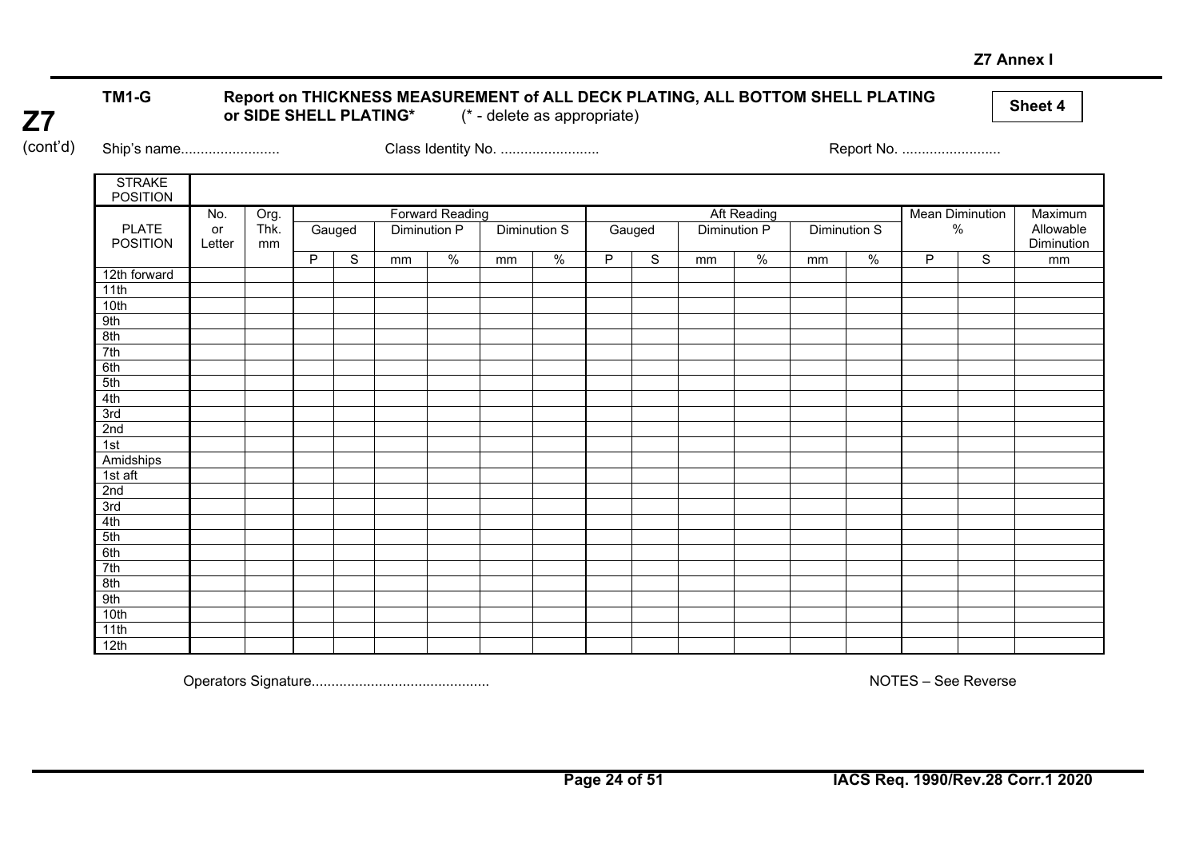Z7 Annex I

**Z7** (cont'd)

**TM1-G** **Report on THICKNESS MEASUREMENT of ALL DECK PLATING, ALL BOTTOM SHELL PLATING or SIDE SHELL PLATING*** (* - delete as appropriate)

**Sheet 4**

Ship's name......................... Class Identity No. ......................... Report No. .........................

| STRAKE POSITION | | | | | | | | | | | | | | | | | |
|---|---|---|---|---|---|---|---|---|---|---|---|---|---|---|---|---|---|
| PLATE POSITION | No. or Letter | Org. Thk. mm | Forward Reading | | | | | | Aft Reading | | | | | | Mean Diminution % | | Maximum Allowable Diminution |
| | | | Gauged | | Diminution P | | Diminution S | | Gauged | | Diminution P | | Diminution S | | | | |
| | | | P | S | mm | % | mm | % | P | S | mm | % | mm | % | P | S | mm |
| 12th forward | | | | | | | | | | | | | | | | | |
| 11th | | | | | | | | | | | | | | | | | |
| 10th | | | | | | | | | | | | | | | | | |
| 9th | | | | | | | | | | | | | | | | | |
| 8th | | | | | | | | | | | | | | | | | |
| 7th | | | | | | | | | | | | | | | | | |
| 6th | | | | | | | | | | | | | | | | | |
| 5th | | | | | | | | | | | | | | | | | |
| 4th | | | | | | | | | | | | | | | | | |
| 3rd | | | | | | | | | | | | | | | | | |
| 2nd | | | | | | | | | | | | | | | | | |
| 1st | | | | | | | | | | | | | | | | | |
| Amidships | | | | | | | | | | | | | | | | | |
| 1st aft | | | | | | | | | | | | | | | | | |
| 2nd | | | | | | | | | | | | | | | | | |
| 3rd | | | | | | | | | | | | | | | | | |
| 4th | | | | | | | | | | | | | | | | | |
| 5th | | | | | | | | | | | | | | | | | |
| 6th | | | | | | | | | | | | | | | | | |
| 7th | | | | | | | | | | | | | | | | | |
| 8th | | | | | | | | | | | | | | | | | |
| 9th | | | | | | | | | | | | | | | | | |
| 10th | | | | | | | | | | | | | | | | | |
| 11th | | | | | | | | | | | | | | | | | |
| 12th | | | | | | | | | | | | | | | | | |

Operators Signature............................................ NOTES – See Reverse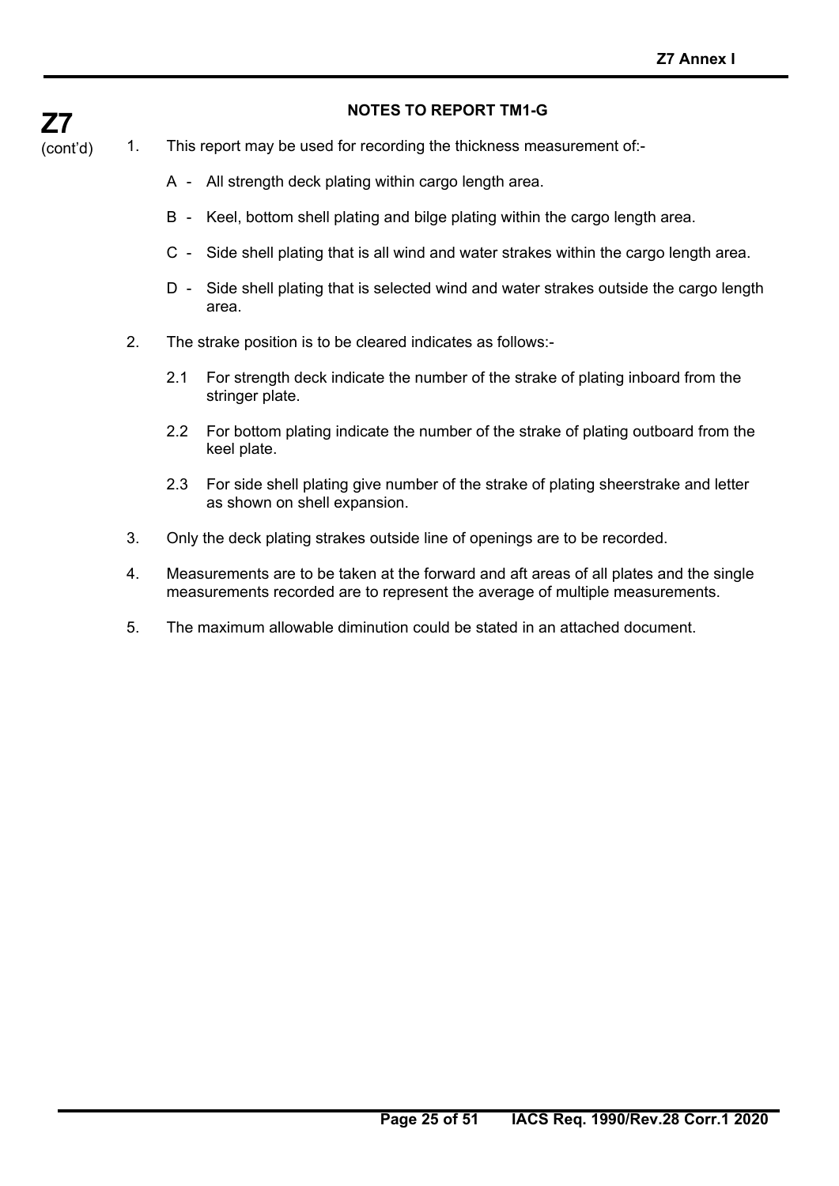## NOTES TO REPORT TM1-G

1. This report may be used for recording the thickness measurement of:-

   A - All strength deck plating within cargo length area.

   B - Keel, bottom shell plating and bilge plating within the cargo length area.

   C - Side shell plating that is all wind and water strakes within the cargo length area.

   D - Side shell plating that is selected wind and water strakes outside the cargo length area.

2. The strake position is to be cleared indicates as follows:-

   2.1 For strength deck indicate the number of the strake of plating inboard from the stringer plate.

   2.2 For bottom plating indicate the number of the strake of plating outboard from the keel plate.

   2.3 For side shell plating give number of the strake of plating sheerstrake and letter as shown on shell expansion.

3. Only the deck plating strakes outside line of openings are to be recorded.

4. Measurements are to be taken at the forward and aft areas of all plates and the single measurements recorded are to represent the average of multiple measurements.

5. The maximum allowable diminution could be stated in an attached document.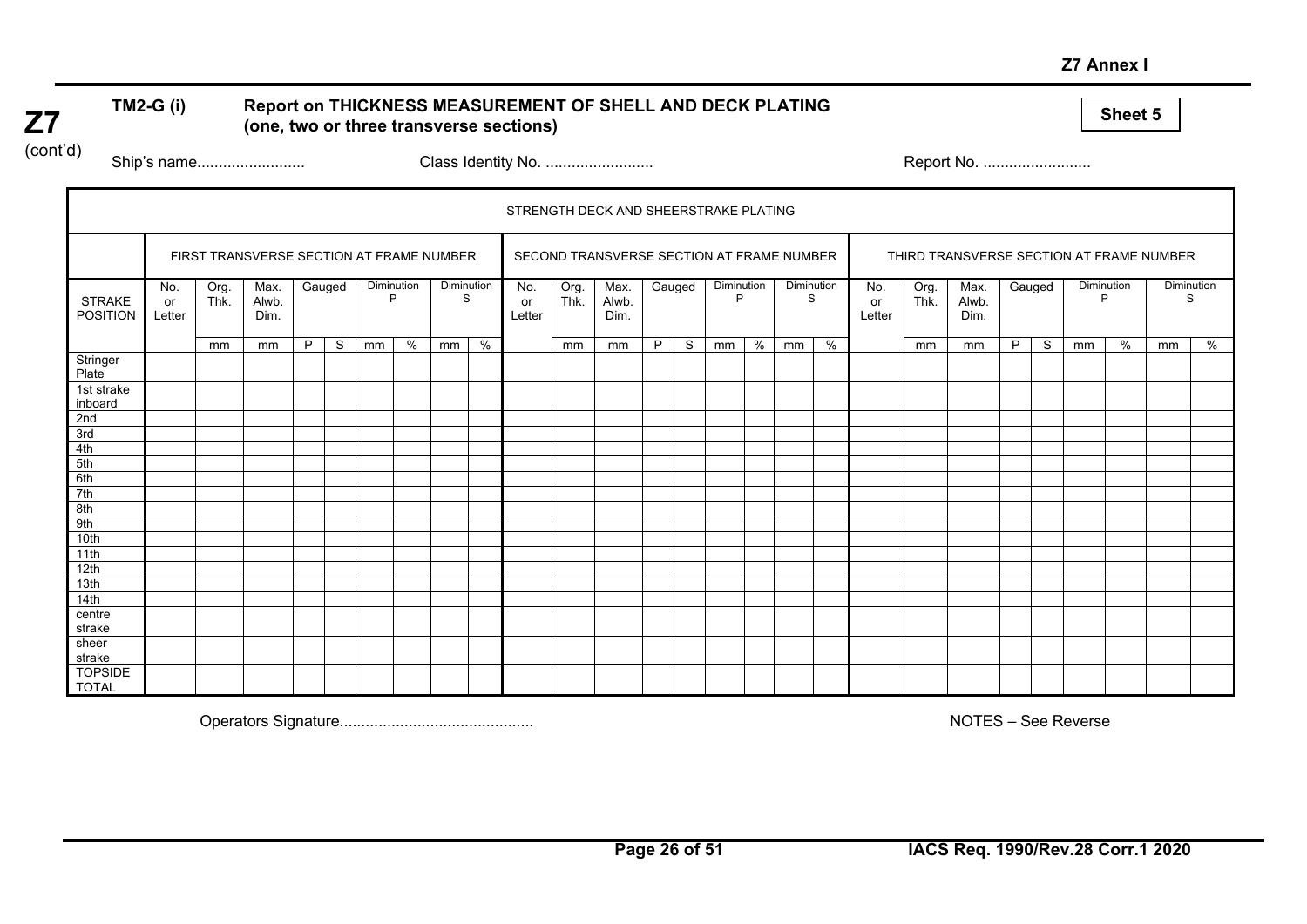Z7 Annex I

**Z7** (cont'd)

**TM2-G (i)** **Report on THICKNESS MEASUREMENT OF SHELL AND DECK PLATING (one, two or three transverse sections)**

**Sheet 5**

Ship's name......................... Class Identity No. ......................... Report No. .........................

| STRENGTH DECK AND SHEERSTRAKE PLATING | | | | | | | | | | | | | | | | | | | | | | | | | | | | | | | | | | | | |
|---|---|---|---|---|---|---|---|---|---|---|---|---|---|---|---|---|---|---|---|---|---|---|---|---|---|---|---|---|---|---|---|---|---|---|---|---|
| | FIRST TRANSVERSE SECTION AT FRAME NUMBER | | | | | | | | | | | | SECOND TRANSVERSE SECTION AT FRAME NUMBER | | | | | | | | | | | | THIRD TRANSVERSE SECTION AT FRAME NUMBER | | | | | | | | | | | |
| STRAKE POSITION | No. or Letter | Org. Thk. | Max. Alwb. Dim. | Gauged | | Diminution P | | Diminution S | | No. or Letter | Org. Thk. | Max. Alwb. Dim. | Gauged | | Diminution P | | Diminution S | | No. or Letter | Org. Thk. | Max. Alwb. Dim. | Gauged | | Diminution P | | Diminution S | |
| | | mm | mm | P | S | mm | % | mm | % | | mm | mm | P | S | mm | % | mm | % | | mm | mm | P | S | mm | % | mm | % |
| Stringer Plate | | | | | | | | | | | | | | | | | | | | | | | | | | | |
| 1st strake inboard | | | | | | | | | | | | | | | | | | | | | | | | | | | |
| 2nd | | | | | | | | | | | | | | | | | | | | | | | | | | | |
| 3rd | | | | | | | | | | | | | | | | | | | | | | | | | | | |
| 4th | | | | | | | | | | | | | | | | | | | | | | | | | | | |
| 5th | | | | | | | | | | | | | | | | | | | | | | | | | | | |
| 6th | | | | | | | | | | | | | | | | | | | | | | | | | | | |
| 7th | | | | | | | | | | | | | | | | | | | | | | | | | | | |
| 8th | | | | | | | | | | | | | | | | | | | | | | | | | | | |
| 9th | | | | | | | | | | | | | | | | | | | | | | | | | | | |
| 10th | | | | | | | | | | | | | | | | | | | | | | | | | | | |
| 11th | | | | | | | | | | | | | | | | | | | | | | | | | | | |
| 12th | | | | | | | | | | | | | | | | | | | | | | | | | | | |
| 13th | | | | | | | | | | | | | | | | | | | | | | | | | | | |
| 14th | | | | | | | | | | | | | | | | | | | | | | | | | | | |
| centre strake | | | | | | | | | | | | | | | | | | | | | | | | | | | |
| sheer strake | | | | | | | | | | | | | | | | | | | | | | | | | | | |
| TOPSIDE TOTAL | | | | | | | | | | | | | | | | | | | | | | | | | | | |

Operators Signature............................................ NOTES – See Reverse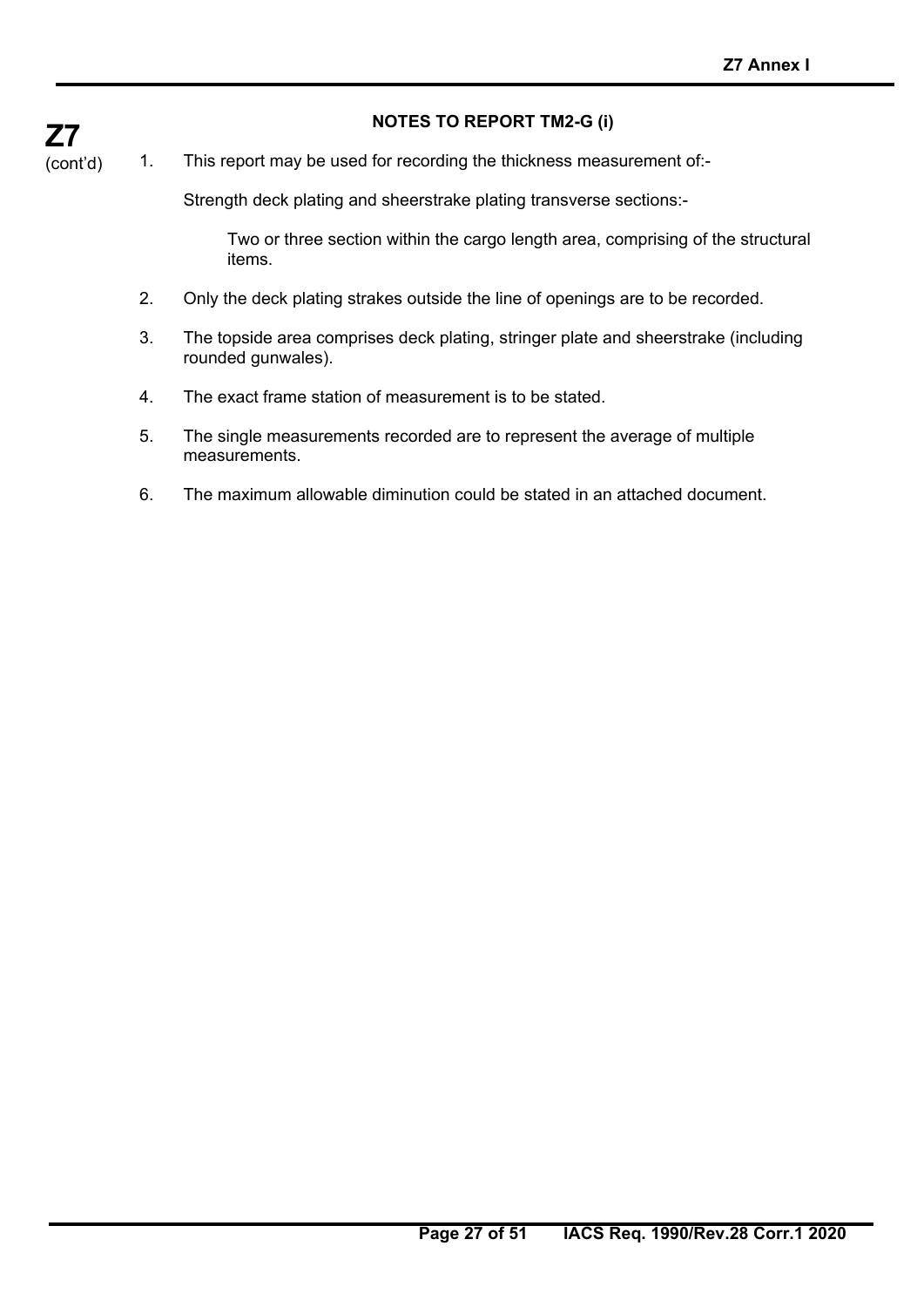## NOTES TO REPORT TM2-G (i)

1. This report may be used for recording the thickness measurement of:-

   Strength deck plating and sheerstrake plating transverse sections:-

   > Two or three section within the cargo length area, comprising of the structural items.

2. Only the deck plating strakes outside the line of openings are to be recorded.

3. The topside area comprises deck plating, stringer plate and sheerstrake (including rounded gunwales).

4. The exact frame station of measurement is to be stated.

5. The single measurements recorded are to represent the average of multiple measurements.

6. The maximum allowable diminution could be stated in an attached document.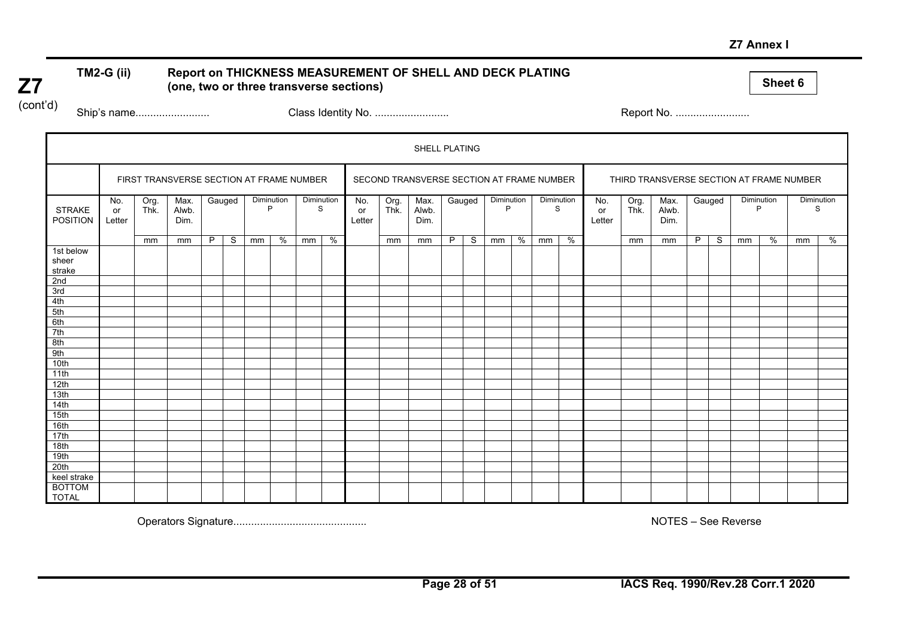**Z7 Annex I**

**Z7**
(cont'd)

**TM2-G (ii)** **Report on THICKNESS MEASUREMENT OF SHELL AND DECK PLATING (one, two or three transverse sections)**

**Sheet 6**

Ship's name......................... Class Identity No. ......................... Report No. .........................

| SHELL PLATING | | | | | | | | | | | | | | | | | | | | | | | | | | | | | | |
|---|---|---|---|---|---|---|---|---|---|---|---|---|---|---|---|---|---|---|---|---|---|---|---|---|---|---|---|---|---|---|
| | FIRST TRANSVERSE SECTION AT FRAME NUMBER | | | | | | | | | | SECOND TRANSVERSE SECTION AT FRAME NUMBER | | | | | | | | | | THIRD TRANSVERSE SECTION AT FRAME NUMBER | | | | | | | | | |
| STRAKE POSITION | No. or Letter | Org. Thk. | Max. Alwb. Dim. | Gauged | | Diminution P | | Diminution S | | No. or Letter | Org. Thk. | Max. Alwb. Dim. | Gauged | | Diminution P | | Diminution S | | No. or Letter | Org. Thk. | Max. Alwb. Dim. | Gauged | | Diminution P | | Diminution S | |
| | | mm | mm | P | S | mm | % | mm | % | | mm | mm | P | S | mm | % | mm | % | | mm | mm | P | S | mm | % | mm | % |
| 1st below sheer strake | | | | | | | | | | | | | | | | | | | | | | | | | | | |
| 2nd | | | | | | | | | | | | | | | | | | | | | | | | | | | |
| 3rd | | | | | | | | | | | | | | | | | | | | | | | | | | | |
| 4th | | | | | | | | | | | | | | | | | | | | | | | | | | | |
| 5th | | | | | | | | | | | | | | | | | | | | | | | | | | | |
| 6th | | | | | | | | | | | | | | | | | | | | | | | | | | | |
| 7th | | | | | | | | | | | | | | | | | | | | | | | | | | | |
| 8th | | | | | | | | | | | | | | | | | | | | | | | | | | | |
| 9th | | | | | | | | | | | | | | | | | | | | | | | | | | | |
| 10th | | | | | | | | | | | | | | | | | | | | | | | | | | | |
| 11th | | | | | | | | | | | | | | | | | | | | | | | | | | | |
| 12th | | | | | | | | | | | | | | | | | | | | | | | | | | | |
| 13th | | | | | | | | | | | | | | | | | | | | | | | | | | | |
| 14th | | | | | | | | | | | | | | | | | | | | | | | | | | | |
| 15th | | | | | | | | | | | | | | | | | | | | | | | | | | | |
| 16th | | | | | | | | | | | | | | | | | | | | | | | | | | | |
| 17th | | | | | | | | | | | | | | | | | | | | | | | | | | | |
| 18th | | | | | | | | | | | | | | | | | | | | | | | | | | | |
| 19th | | | | | | | | | | | | | | | | | | | | | | | | | | | |
| 20th | | | | | | | | | | | | | | | | | | | | | | | | | | | |
| keel strake | | | | | | | | | | | | | | | | | | | | | | | | | | | |
| BOTTOM TOTAL | | | | | | | | | | | | | | | | | | | | | | | | | | | |

Operators Signature............................................ NOTES – See Reverse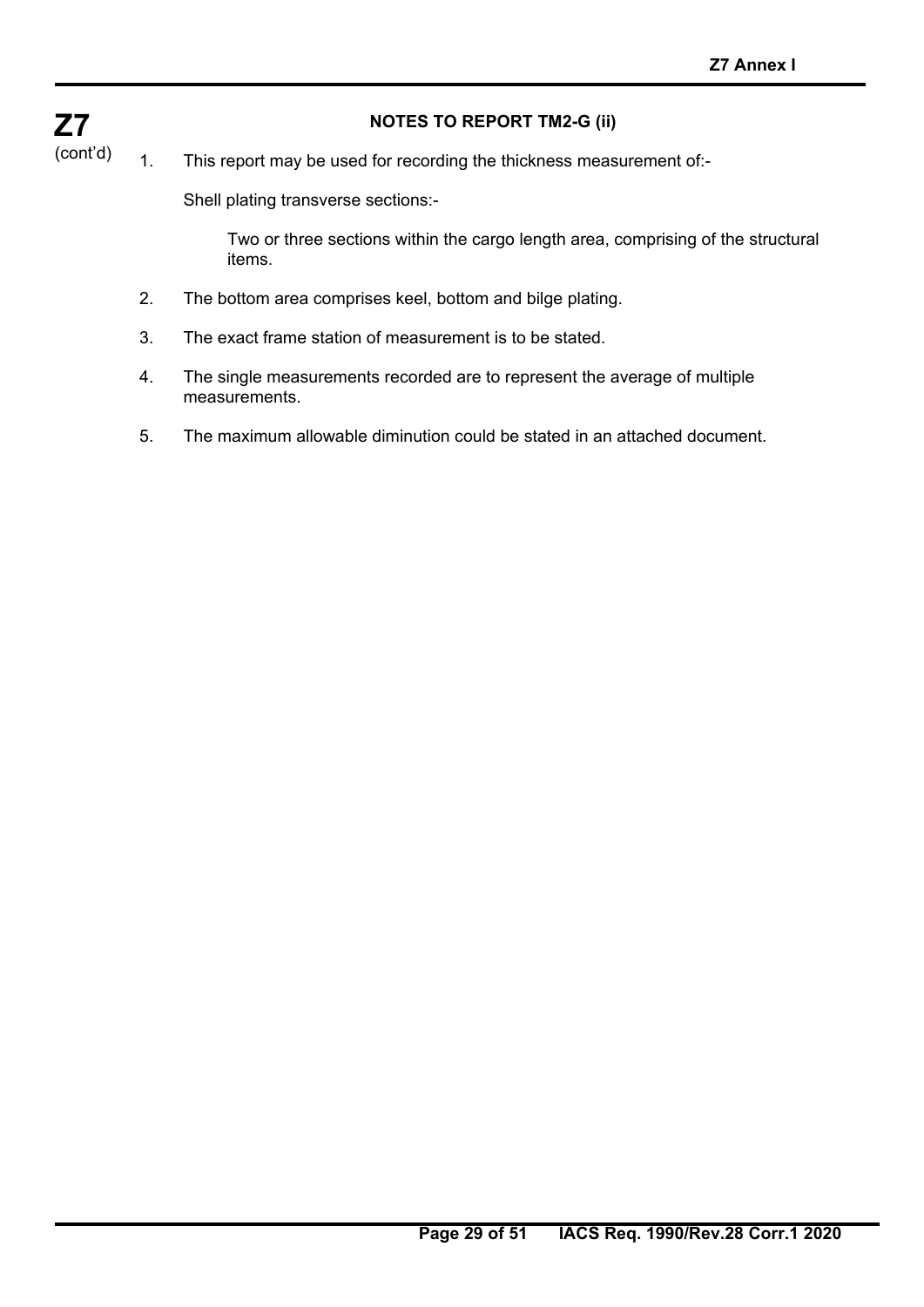**Z7**
(cont'd)

### NOTES TO REPORT TM2-G (ii)

1. This report may be used for recording the thickness measurement of:-

   Shell plating transverse sections:-

      Two or three sections within the cargo length area, comprising of the structural items.

2. The bottom area comprises keel, bottom and bilge plating.

3. The exact frame station of measurement is to be stated.

4. The single measurements recorded are to represent the average of multiple measurements.

5. The maximum allowable diminution could be stated in an attached document.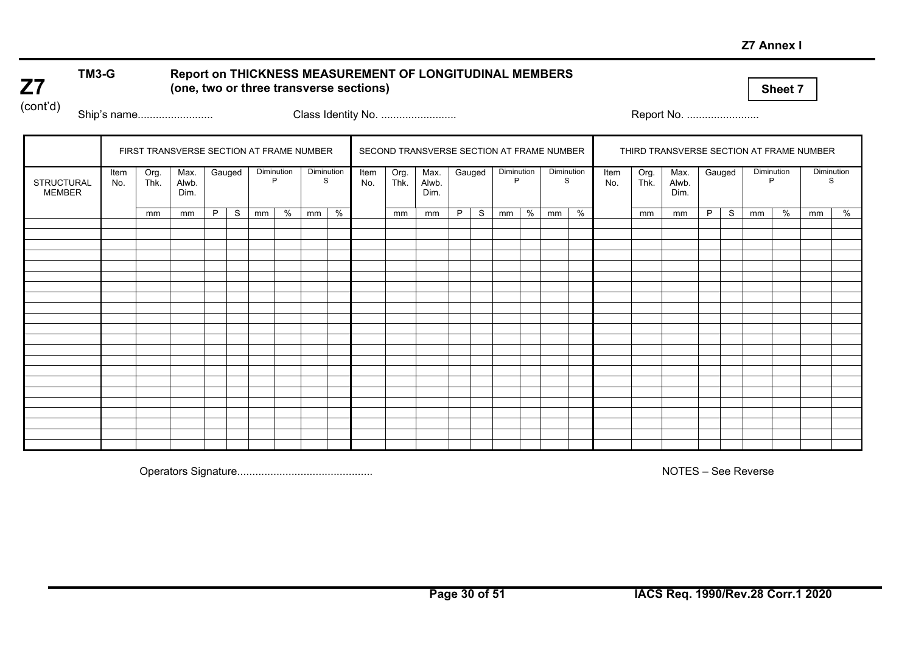**Z7** (cont'd)

**TM3-G** **Report on THICKNESS MEASUREMENT OF LONGITUDINAL MEMBERS (one, two or three transverse sections)**

**Sheet 7**

Ship's name......................... Class Identity No. ......................... Report No. ........................

| | FIRST TRANSVERSE SECTION AT FRAME NUMBER | | | | | | | | | SECOND TRANSVERSE SECTION AT FRAME NUMBER | | | | | | | | | THIRD TRANSVERSE SECTION AT FRAME NUMBER | | | | | | | | |
|---|---|---|---|---|---|---|---|---|---|---|---|---|---|---|---|---|---|---|---|---|---|---|---|---|---|---|---|
| STRUCTURAL MEMBER | Item No. | Org. Thk. | Max. Alwb. Dim. | Gauged | | Diminution P | | Diminution S | | Item No. | Org. Thk. | Max. Alwb. Dim. | Gauged | | Diminution P | | Diminution S | | Item No. | Org. Thk. | Max. Alwb. Dim. | Gauged | | Diminution P | | Diminution S | |
| | | mm | mm | P | S | mm | % | mm | % | | mm | mm | P | S | mm | % | mm | % | | mm | mm | P | S | mm | % | mm | % |
| | | | | | | | | | | | | | | | | | | | | | | | | | | | |
| | | | | | | | | | | | | | | | | | | | | | | | | | | | |
| | | | | | | | | | | | | | | | | | | | | | | | | | | | |
| | | | | | | | | | | | | | | | | | | | | | | | | | | | |
| | | | | | | | | | | | | | | | | | | | | | | | | | | | |
| | | | | | | | | | | | | | | | | | | | | | | | | | | | |
| | | | | | | | | | | | | | | | | | | | | | | | | | | | |
| | | | | | | | | | | | | | | | | | | | | | | | | | | | |
| | | | | | | | | | | | | | | | | | | | | | | | | | | | |
| | | | | | | | | | | | | | | | | | | | | | | | | | | | |
| | | | | | | | | | | | | | | | | | | | | | | | | | | | |
| | | | | | | | | | | | | | | | | | | | | | | | | | | | |
| | | | | | | | | | | | | | | | | | | | | | | | | | | | |
| | | | | | | | | | | | | | | | | | | | | | | | | | | | |
| | | | | | | | | | | | | | | | | | | | | | | | | | | | |
| | | | | | | | | | | | | | | | | | | | | | | | | | | | |
| | | | | | | | | | | | | | | | | | | | | | | | | | | | |
| | | | | | | | | | | | | | | | | | | | | | | | | | | | |
| | | | | | | | | | | | | | | | | | | | | | | | | | | | |
| | | | | | | | | | | | | | | | | | | | | | | | | | | | |
| | | | | | | | | | | | | | | | | | | | | | | | | | | | |
| | | | | | | | | | | | | | | | | | | | | | | | | | | | |

Operators Signature............................................ NOTES – See Reverse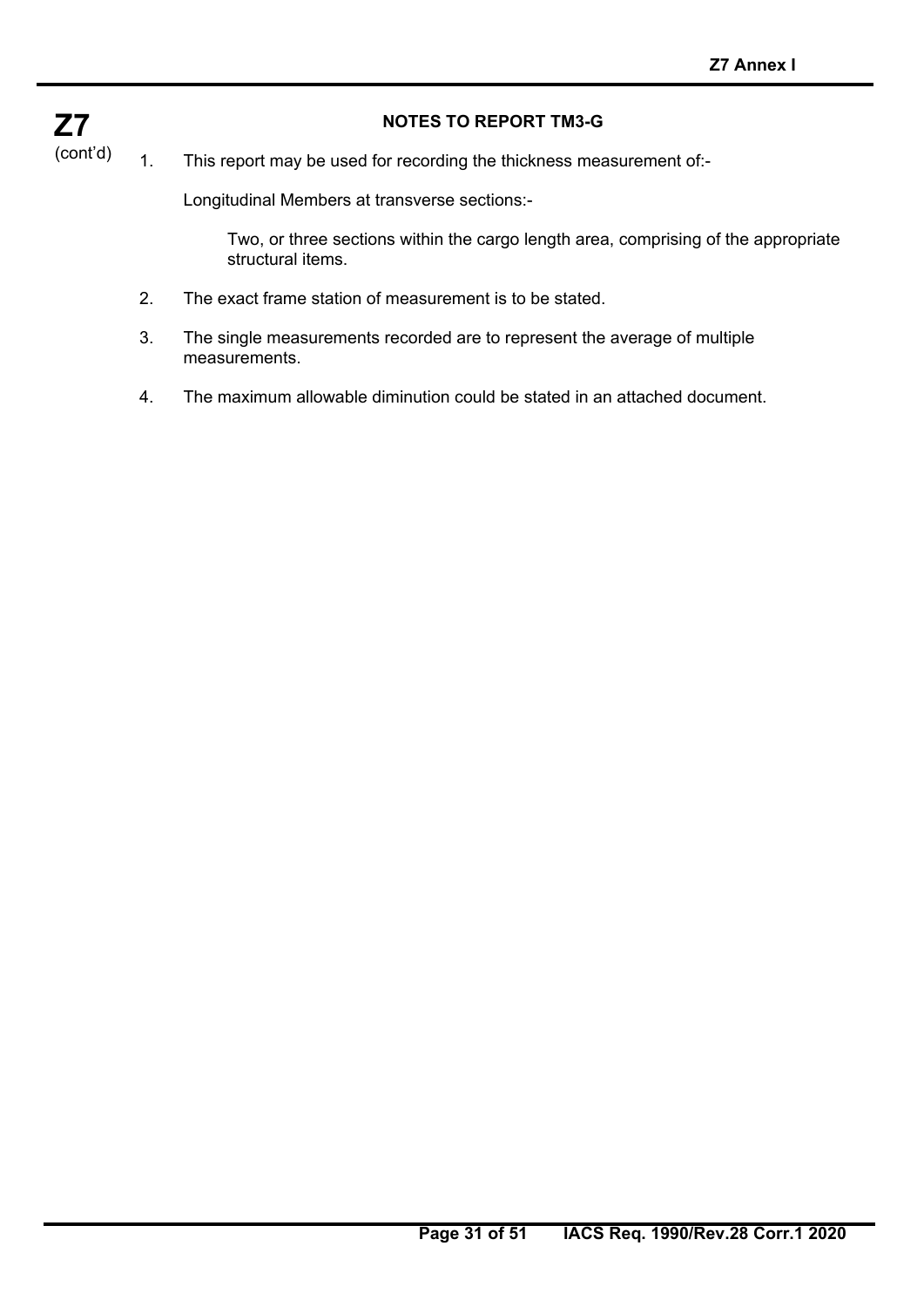## NOTES TO REPORT TM3-G

1. This report may be used for recording the thickness measurement of:-

   Longitudinal Members at transverse sections:-

   Two, or three sections within the cargo length area, comprising of the appropriate structural items.

2. The exact frame station of measurement is to be stated.

3. The single measurements recorded are to represent the average of multiple measurements.

4. The maximum allowable diminution could be stated in an attached document.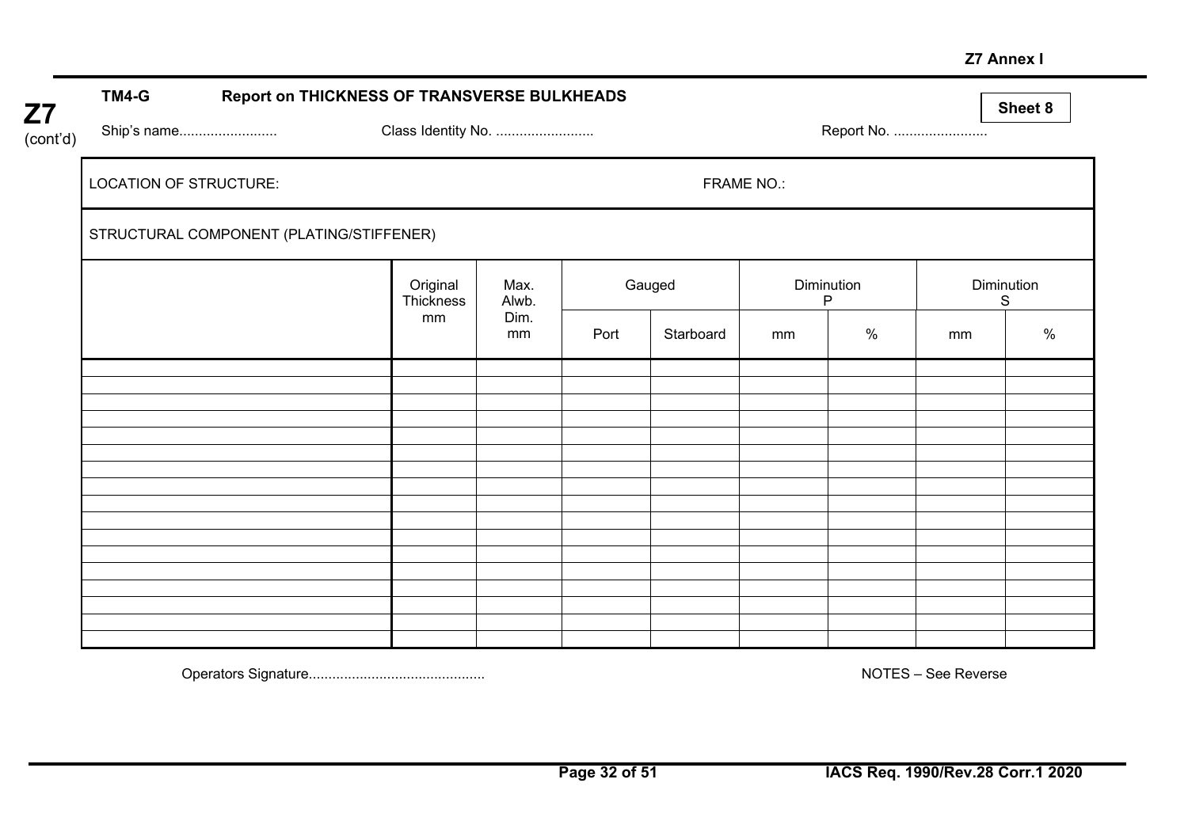**Z7** (cont'd)

**TM4-G Report on THICKNESS OF TRANSVERSE BULKHEADS**

**Sheet 8**

Ship's name......................... Class Identity No. ......................... Report No. ........................

LOCATION OF STRUCTURE: FRAME NO.:

STRUCTURAL COMPONENT (PLATING/STIFFENER)

| | Original Thickness mm | Max. Alwb. Dim. mm | Gauged | | Diminution P | | Diminution S | |
|---|---|---|---|---|---|---|---|---|
| | | | Port | Starboard | mm | % | mm | % |
| | | | | | | | | |
| | | | | | | | | |
| | | | | | | | | |
| | | | | | | | | |
| | | | | | | | | |
| | | | | | | | | |
| | | | | | | | | |
| | | | | | | | | |
| | | | | | | | | |
| | | | | | | | | |
| | | | | | | | | |
| | | | | | | | | |
| | | | | | | | | |
| | | | | | | | | |
| | | | | | | | | |
| | | | | | | | | |
| | | | | | | | | |

Operators Signature............................................ NOTES – See Reverse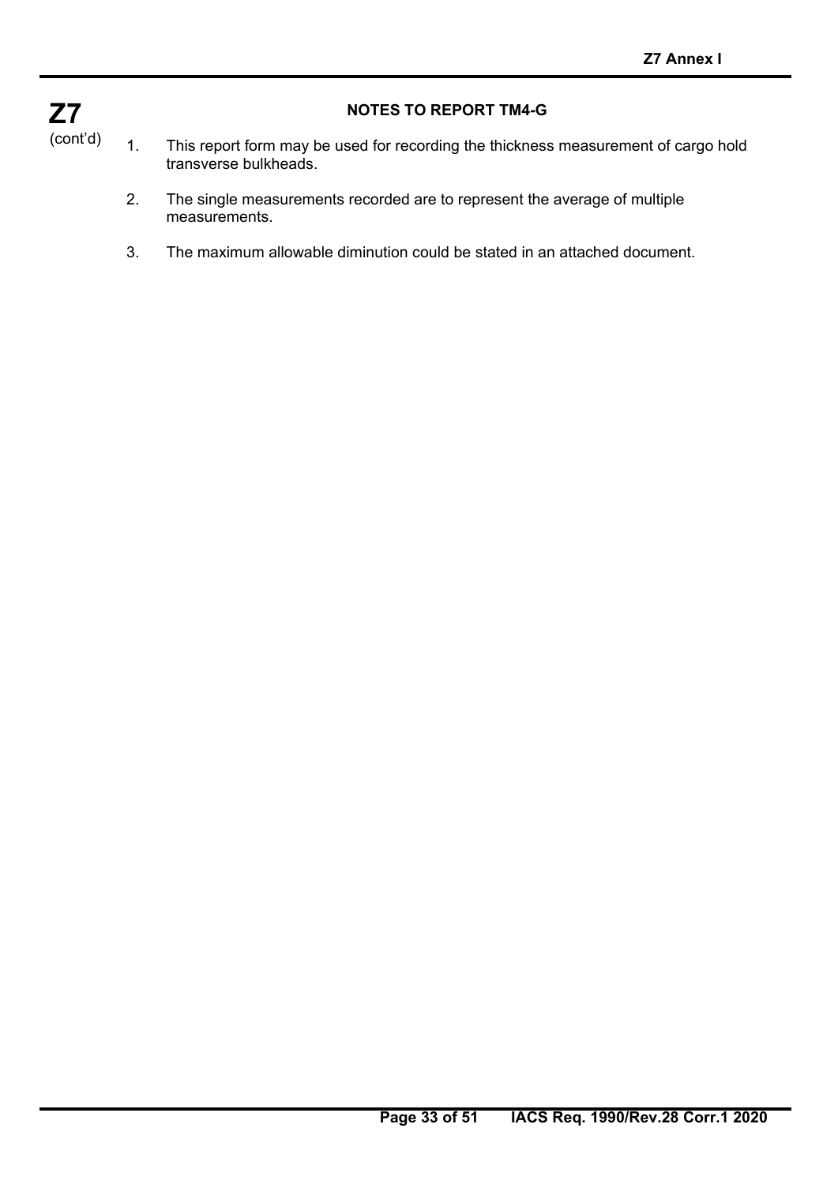## NOTES TO REPORT TM4-G

1. This report form may be used for recording the thickness measurement of cargo hold transverse bulkheads.

2. The single measurements recorded are to represent the average of multiple measurements.

3. The maximum allowable diminution could be stated in an attached document.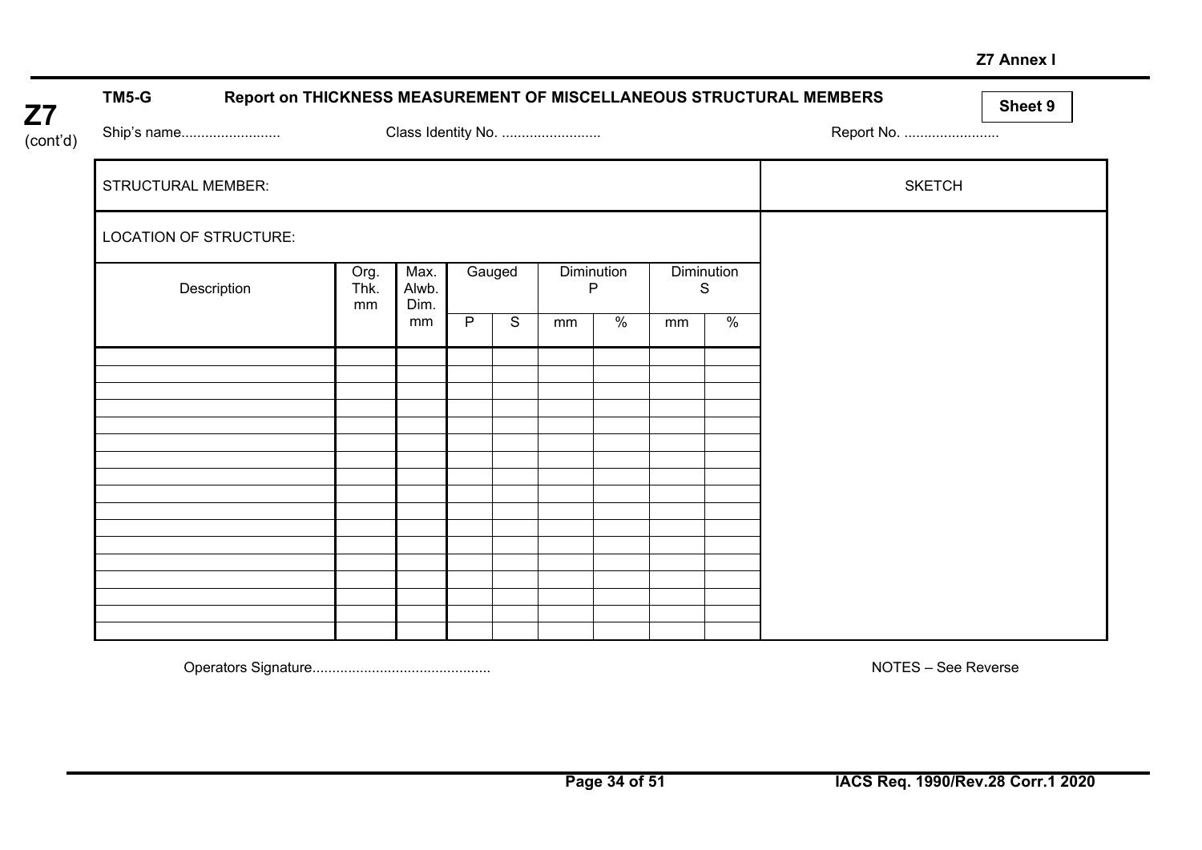**Z7** (cont'd)

## TM5-G Report on THICKNESS MEASUREMENT OF MISCELLANEOUS STRUCTURAL MEMBERS

**Sheet 9**

Ship's name......................... Class Identity No. ......................... Report No. ........................

| STRUCTURAL MEMBER: | | | | | | | | | SKETCH |
|---|---|---|---|---|---|---|---|---|---|
| LOCATION OF STRUCTURE: | | | | | | | | | |
| Description | Org. Thk. mm | Max. Alwb. Dim. mm | Gauged | | Diminution P | | Diminution S | | |
| | | | P | S | mm | % | mm | % | |
| | | | | | | | | | |
| | | | | | | | | | |
| | | | | | | | | | |
| | | | | | | | | | |
| | | | | | | | | | |
| | | | | | | | | | |
| | | | | | | | | | |
| | | | | | | | | | |
| | | | | | | | | | |
| | | | | | | | | | |
| | | | | | | | | | |
| | | | | | | | | | |
| | | | | | | | | | |
| | | | | | | | | | |
| | | | | | | | | | |
| | | | | | | | | | |
| | | | | | | | | | |

Operators Signature............................................ NOTES – See Reverse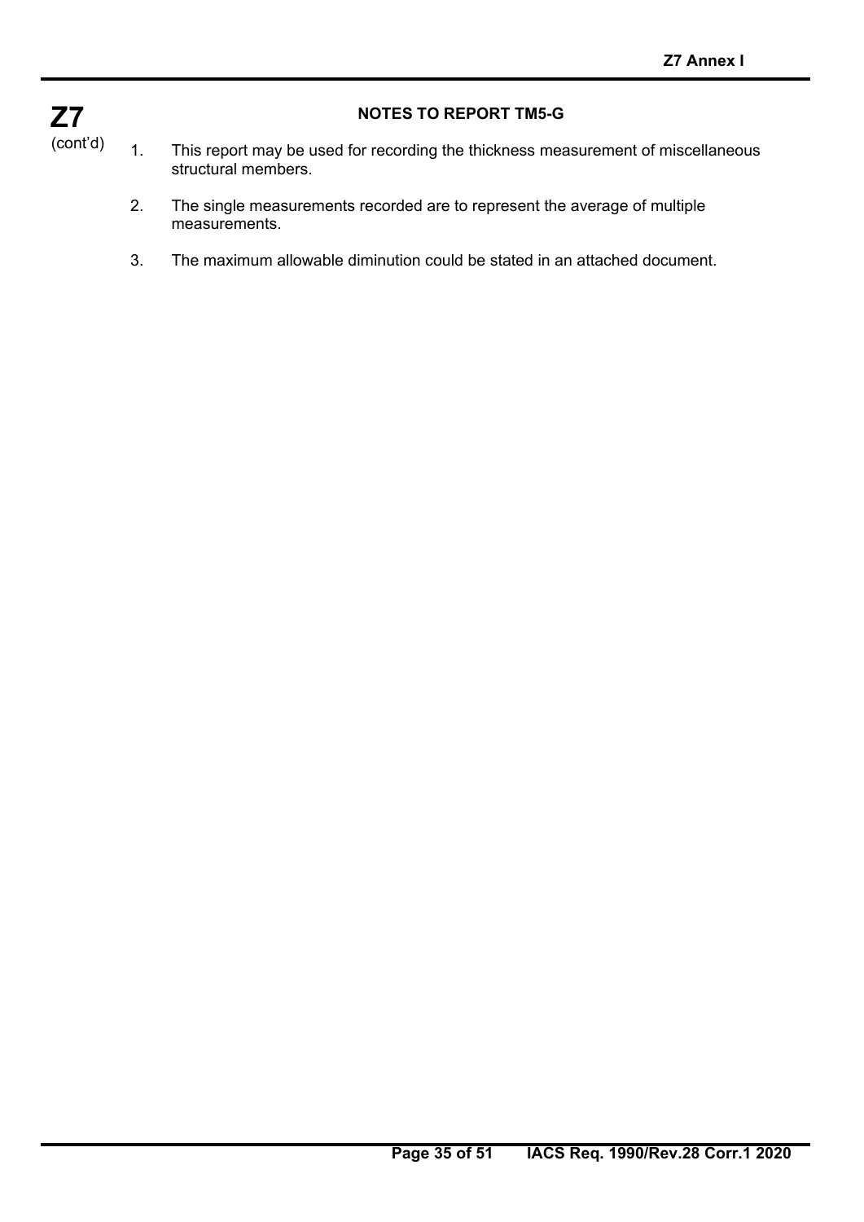## NOTES TO REPORT TM5-G

1. This report may be used for recording the thickness measurement of miscellaneous structural members.

2. The single measurements recorded are to represent the average of multiple measurements.

3. The maximum allowable diminution could be stated in an attached document.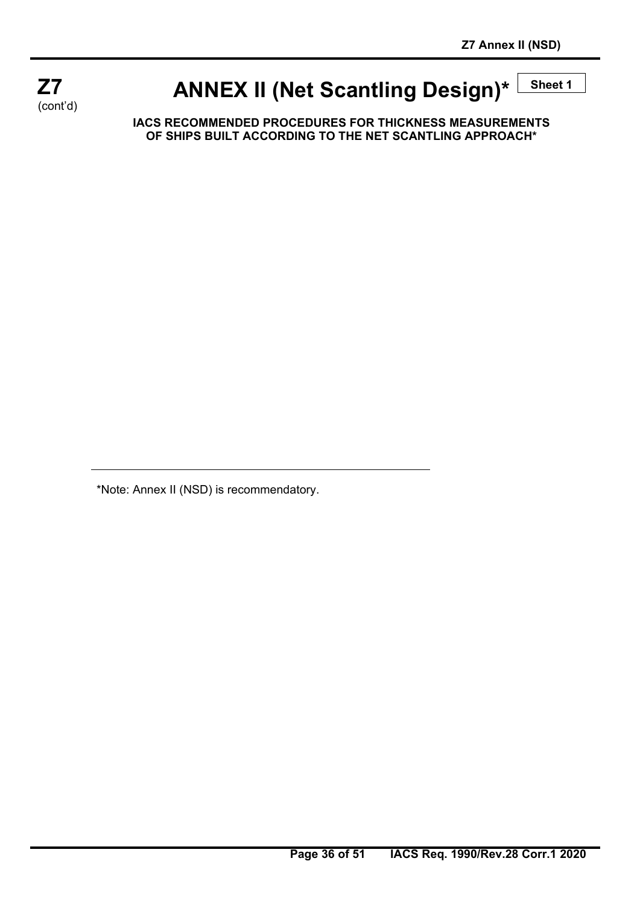**Z7** (cont'd)

# ANNEX II (Net Scantling Design)*

**Sheet 1**

**IACS RECOMMENDED PROCEDURES FOR THICKNESS MEASUREMENTS OF SHIPS BUILT ACCORDING TO THE NET SCANTLING APPROACH***

---

*Note: Annex II (NSD) is recommendatory.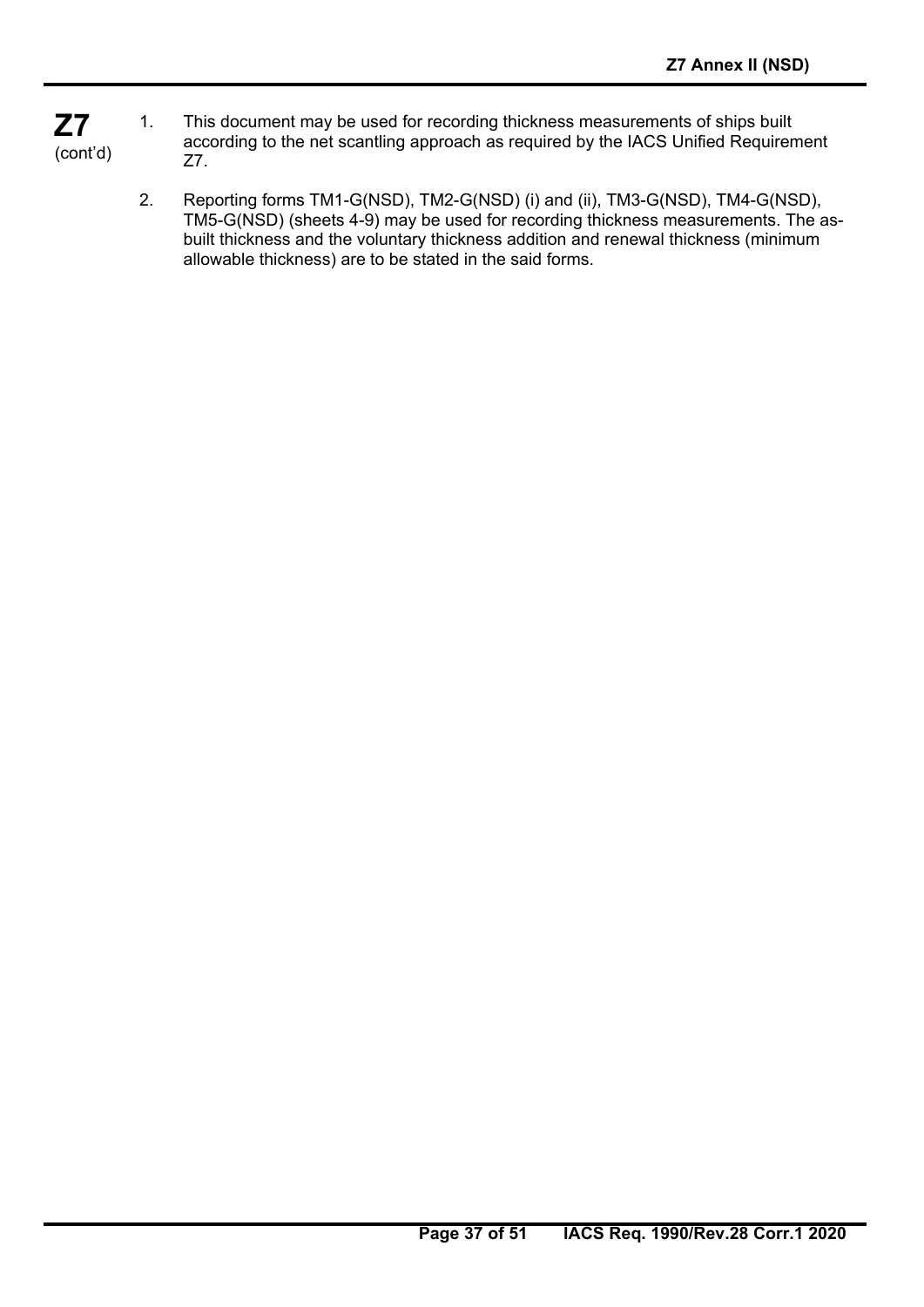1. This document may be used for recording thickness measurements of ships built according to the net scantling approach as required by the IACS Unified Requirement Z7.

2. Reporting forms TM1-G(NSD), TM2-G(NSD) (i) and (ii), TM3-G(NSD), TM4-G(NSD), TM5-G(NSD) (sheets 4-9) may be used for recording thickness measurements. The as-built thickness and the voluntary thickness addition and renewal thickness (minimum allowable thickness) are to be stated in the said forms.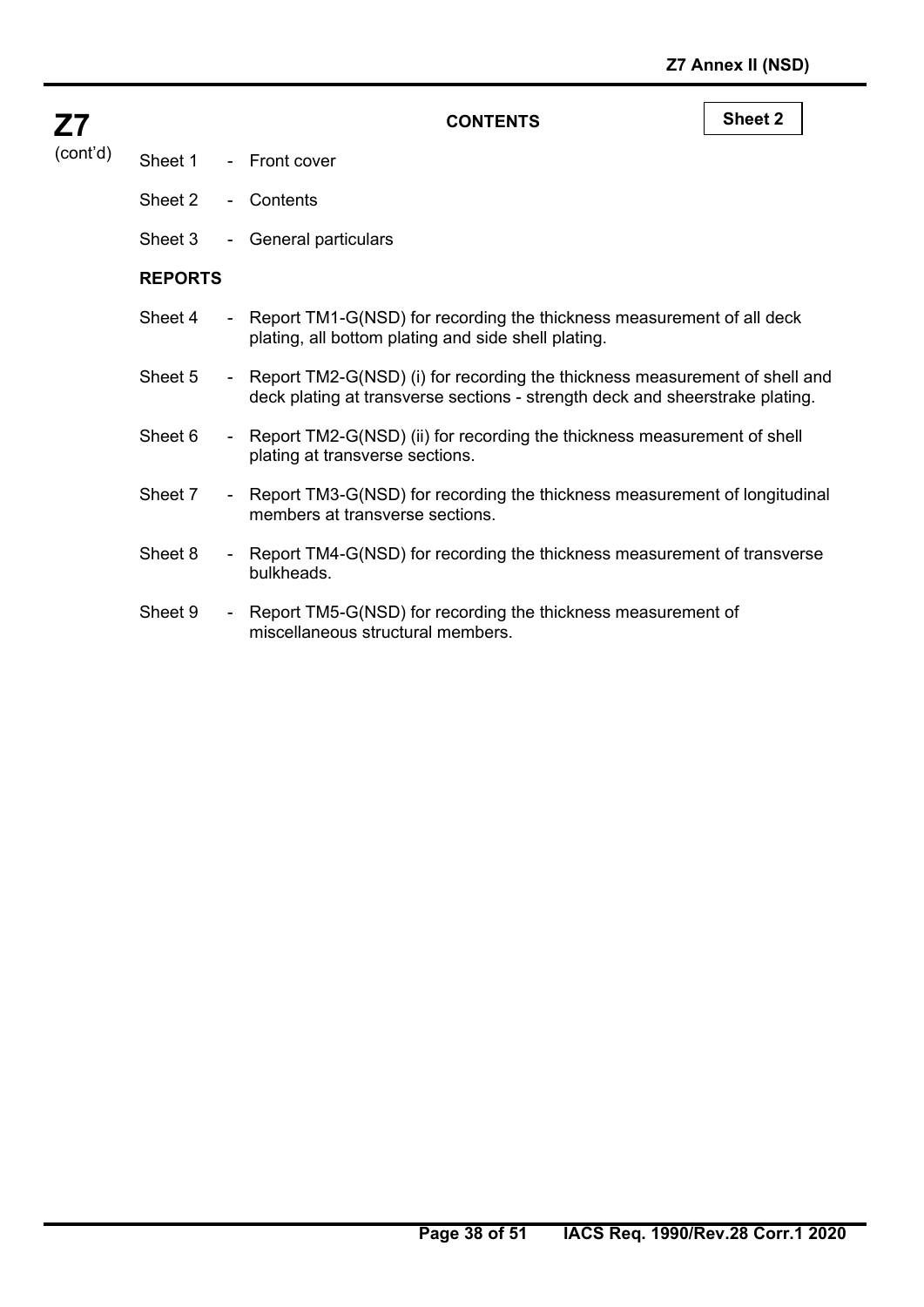**Z7**
(cont'd)

## CONTENTS

**Sheet 2**

Sheet 1 - Front cover

Sheet 2 - Contents

Sheet 3 - General particulars

### REPORTS

Sheet 4 - Report TM1-G(NSD) for recording the thickness measurement of all deck plating, all bottom plating and side shell plating.

Sheet 5 - Report TM2-G(NSD) (i) for recording the thickness measurement of shell and deck plating at transverse sections - strength deck and sheerstrake plating.

Sheet 6 - Report TM2-G(NSD) (ii) for recording the thickness measurement of shell plating at transverse sections.

Sheet 7 - Report TM3-G(NSD) for recording the thickness measurement of longitudinal members at transverse sections.

Sheet 8 - Report TM4-G(NSD) for recording the thickness measurement of transverse bulkheads.

Sheet 9 - Report TM5-G(NSD) for recording the thickness measurement of miscellaneous structural members.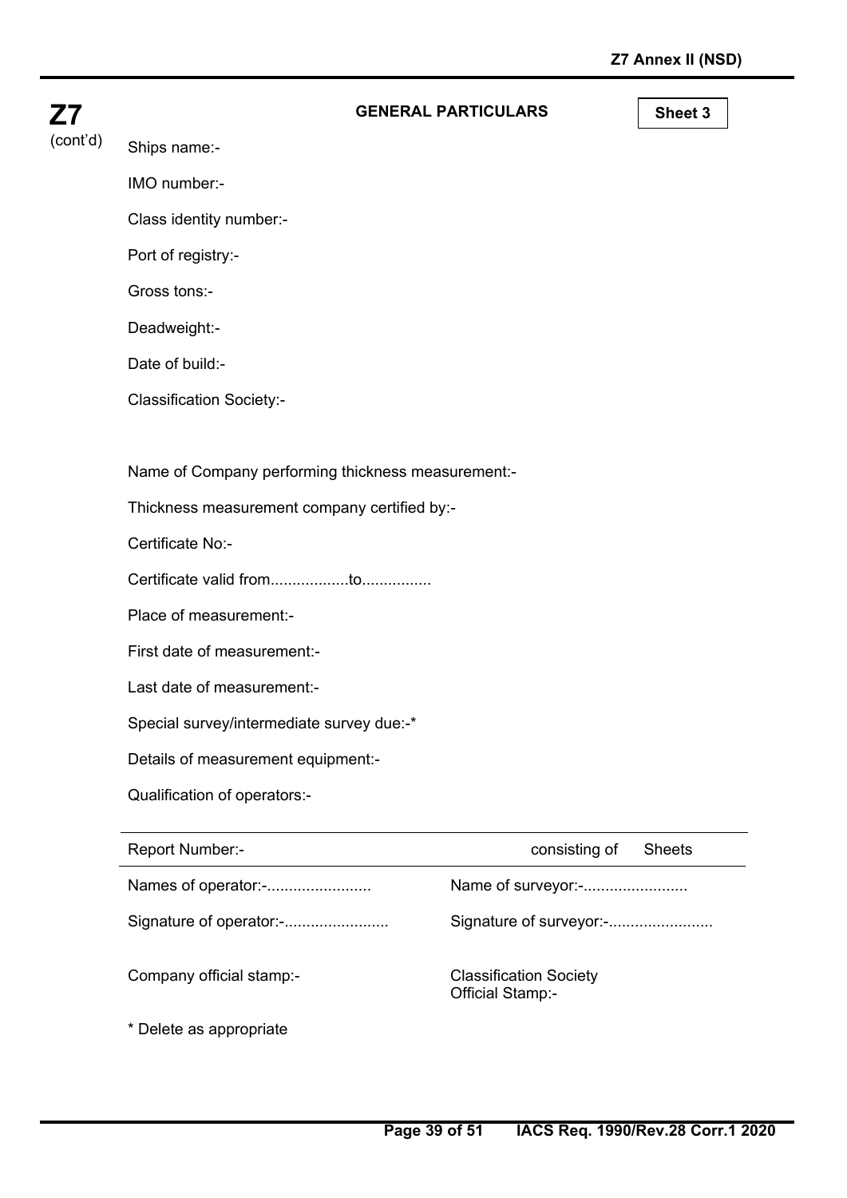**Z7** (cont'd)

## GENERAL PARTICULARS

**Sheet 3**

Ships name:-

IMO number:-

Class identity number:-

Port of registry:-

Gross tons:-

Deadweight:-

Date of build:-

Classification Society:-

Name of Company performing thickness measurement:-

Thickness measurement company certified by:-

Certificate No:-

Certificate valid from..................to................

Place of measurement:-

First date of measurement:-

Last date of measurement:-

Special survey/intermediate survey due:-*

Details of measurement equipment:-

Qualification of operators:-

| Report Number:- | consisting of Sheets |
|---|---|
| Names of operator:-........................ | Name of surveyor:-........................ |
| Signature of operator:-........................ | Signature of surveyor:-........................ |
| Company official stamp:- | Classification Society Official Stamp:- |

\* Delete as appropriate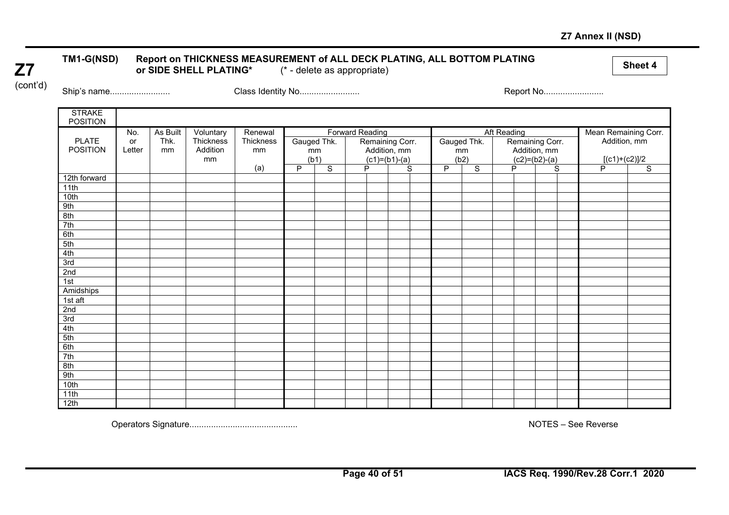**Z7**
(cont'd)

## TM1-G(NSD) Report on THICKNESS MEASUREMENT of ALL DECK PLATING, ALL BOTTOM PLATING or SIDE SHELL PLATING* (* - delete as appropriate)

**Sheet 4**

Ship's name......................... Class Identity No......................... Report No.........................

| STRAKE POSITION | | | | | | | | | | | | | | | | | | |
|---|---|---|---|---|---|---|---|---|---|---|---|---|---|---|---|---|---|---|
| PLATE POSITION | No. or Letter | As Built Thk. mm | Voluntary Thickness Addition mm | Renewal Thickness mm | Forward Reading | | | | | | Aft Reading | | | | | | Mean Remaining Corr. Addition, mm | |
| | | | | | Gauged Thk. mm (b1) | | Remaining Corr. Addition, mm (c1)=(b1)-(a) | | | | Gauged Thk. mm (b2) | | Remaining Corr. Addition, mm (c2)=(b2)-(a) | | | | [(c1)+(c2)]/2 | |
| | | | | (a) | P | S | P | | S | | P | S | P | | S | | P | S |
| 12th forward | | | | | | | | | | | | | | | | | | |
| 11th | | | | | | | | | | | | | | | | | | |
| 10th | | | | | | | | | | | | | | | | | | |
| 9th | | | | | | | | | | | | | | | | | | |
| 8th | | | | | | | | | | | | | | | | | | |
| 7th | | | | | | | | | | | | | | | | | | |
| 6th | | | | | | | | | | | | | | | | | | |
| 5th | | | | | | | | | | | | | | | | | | |
| 4th | | | | | | | | | | | | | | | | | | |
| 3rd | | | | | | | | | | | | | | | | | | |
| 2nd | | | | | | | | | | | | | | | | | | |
| 1st | | | | | | | | | | | | | | | | | | |
| Amidships | | | | | | | | | | | | | | | | | | |
| 1st aft | | | | | | | | | | | | | | | | | | |
| 2nd | | | | | | | | | | | | | | | | | | |
| 3rd | | | | | | | | | | | | | | | | | | |
| 4th | | | | | | | | | | | | | | | | | | |
| 5th | | | | | | | | | | | | | | | | | | |
| 6th | | | | | | | | | | | | | | | | | | |
| 7th | | | | | | | | | | | | | | | | | | |
| 8th | | | | | | | | | | | | | | | | | | |
| 9th | | | | | | | | | | | | | | | | | | |
| 10th | | | | | | | | | | | | | | | | | | |
| 11th | | | | | | | | | | | | | | | | | | |
| 12th | | | | | | | | | | | | | | | | | | |

Operators Signature............................................ NOTES – See Reverse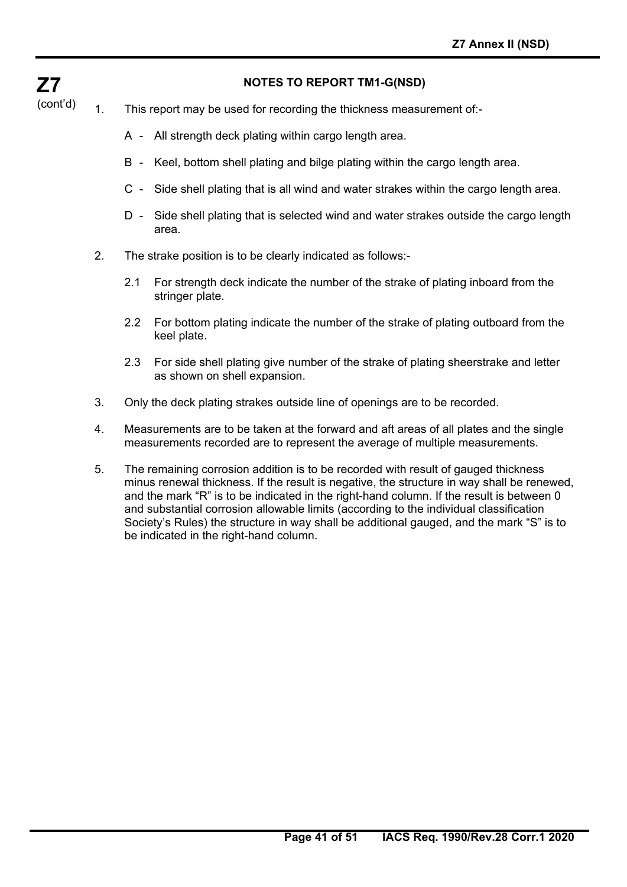**Z7** (cont'd)

## NOTES TO REPORT TM1-G(NSD)

1. This report may be used for recording the thickness measurement of:-

   A - All strength deck plating within cargo length area.

   B - Keel, bottom shell plating and bilge plating within the cargo length area.

   C - Side shell plating that is all wind and water strakes within the cargo length area.

   D - Side shell plating that is selected wind and water strakes outside the cargo length area.

2. The strake position is to be clearly indicated as follows:-

   2.1 For strength deck indicate the number of the strake of plating inboard from the stringer plate.

   2.2 For bottom plating indicate the number of the strake of plating outboard from the keel plate.

   2.3 For side shell plating give number of the strake of plating sheerstrake and letter as shown on shell expansion.

3. Only the deck plating strakes outside line of openings are to be recorded.

4. Measurements are to be taken at the forward and aft areas of all plates and the single measurements recorded are to represent the average of multiple measurements.

5. The remaining corrosion addition is to be recorded with result of gauged thickness minus renewal thickness. If the result is negative, the structure in way shall be renewed, and the mark "R" is to be indicated in the right-hand column. If the result is between 0 and substantial corrosion allowable limits (according to the individual classification Society's Rules) the structure in way shall be additional gauged, and the mark "S" is to be indicated in the right-hand column.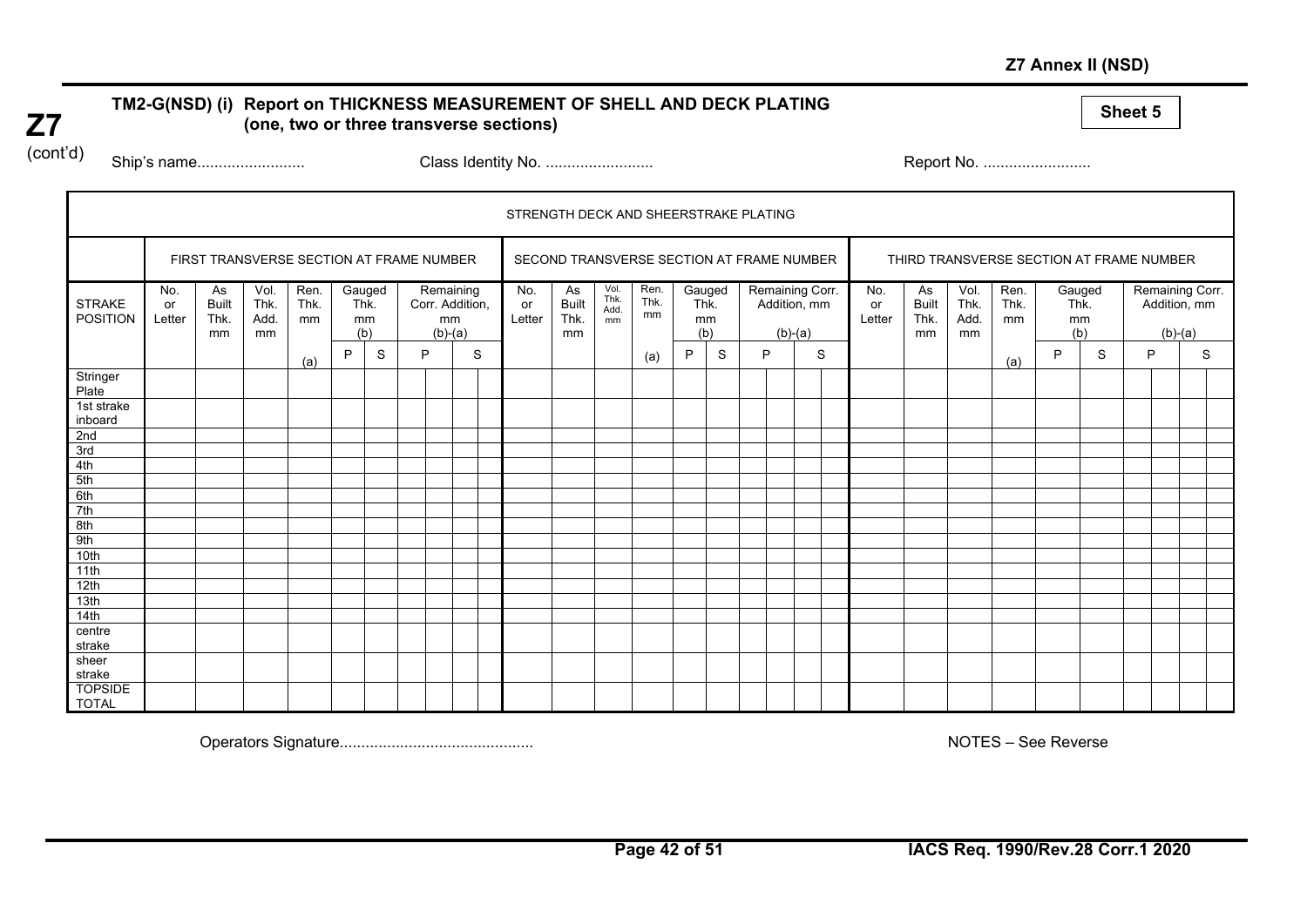**Z7** (cont'd)

### TM2-G(NSD) (i) Report on THICKNESS MEASUREMENT OF SHELL AND DECK PLATING (one, two or three transverse sections)

**Sheet 5**

Ship's name......................... Class Identity No. ......................... Report No. .........................

| STRENGTH DECK AND SHEERSTRAKE PLATING | | | | | | | | | | | | | | | | | | | | | | | | | | | | | | | | | | | | | | | | | | | | | | | | | | | | | | | | | | | | | | | | | | |
|---|---|---|---|---|---|---|---|---|---|---|---|---|---|---|---|---|---|---|---|---|---|---|---|---|---|---|---|---|---|---|---|---|---|---|---|---|---|---|---|---|---|---|---|---|---|---|---|---|---|---|---|---|---|---|---|---|---|---|---|---|---|---|---|---|
| | FIRST TRANSVERSE SECTION AT FRAME NUMBER | | | | | | | | | | | SECOND TRANSVERSE SECTION AT FRAME NUMBER | | | | | | | | | | | THIRD TRANSVERSE SECTION AT FRAME NUMBER | | | | | | | | | | |
| STRAKE POSITION | No. or Letter | As Built Thk. mm | Vol. Thk. Add. mm | Ren. Thk. mm (a) | Gauged Thk. mm (b) | | Remaining Corr. Addition, mm (b)-(a) | | | | No. or Letter | As Built Thk. mm | Vol. Thk. Add. mm | Ren. Thk. mm (a) | Gauged Thk. mm (b) | | Remaining Corr. Addition, mm (b)-(a) | | | | No. or Letter | As Built Thk. mm | Vol. Thk. Add. mm | Ren. Thk. mm (a) | Gauged Thk. mm (b) | | Remaining Corr. Addition, mm (b)-(a) | | | |
| | | | | | P | S | P | | S | | | | | | P | S | P | | S | | | | | | P | S | P | | S | |
| Stringer Plate | | | | | | | | | | | | | | | | | | | | | | | | | | | | | | |
| 1st strake inboard | | | | | | | | | | | | | | | | | | | | | | | | | | | | | | |
| 2nd | | | | | | | | | | | | | | | | | | | | | | | | | | | | | | |
| 3rd | | | | | | | | | | | | | | | | | | | | | | | | | | | | | | |
| 4th | | | | | | | | | | | | | | | | | | | | | | | | | | | | | | |
| 5th | | | | | | | | | | | | | | | | | | | | | | | | | | | | | | |
| 6th | | | | | | | | | | | | | | | | | | | | | | | | | | | | | | |
| 7th | | | | | | | | | | | | | | | | | | | | | | | | | | | | | | |
| 8th | | | | | | | | | | | | | | | | | | | | | | | | | | | | | | |
| 9th | | | | | | | | | | | | | | | | | | | | | | | | | | | | | | |
| 10th | | | | | | | | | | | | | | | | | | | | | | | | | | | | | | |
| 11th | | | | | | | | | | | | | | | | | | | | | | | | | | | | | | |
| 12th | | | | | | | | | | | | | | | | | | | | | | | | | | | | | | |
| 13th | | | | | | | | | | | | | | | | | | | | | | | | | | | | | | |
| 14th | | | | | | | | | | | | | | | | | | | | | | | | | | | | | | |
| centre strake | | | | | | | | | | | | | | | | | | | | | | | | | | | | | | |
| sheer strake | | | | | | | | | | | | | | | | | | | | | | | | | | | | | | |
| TOPSIDE TOTAL | | | | | | | | | | | | | | | | | | | | | | | | | | | | | | |

Operators Signature............................................ NOTES – See Reverse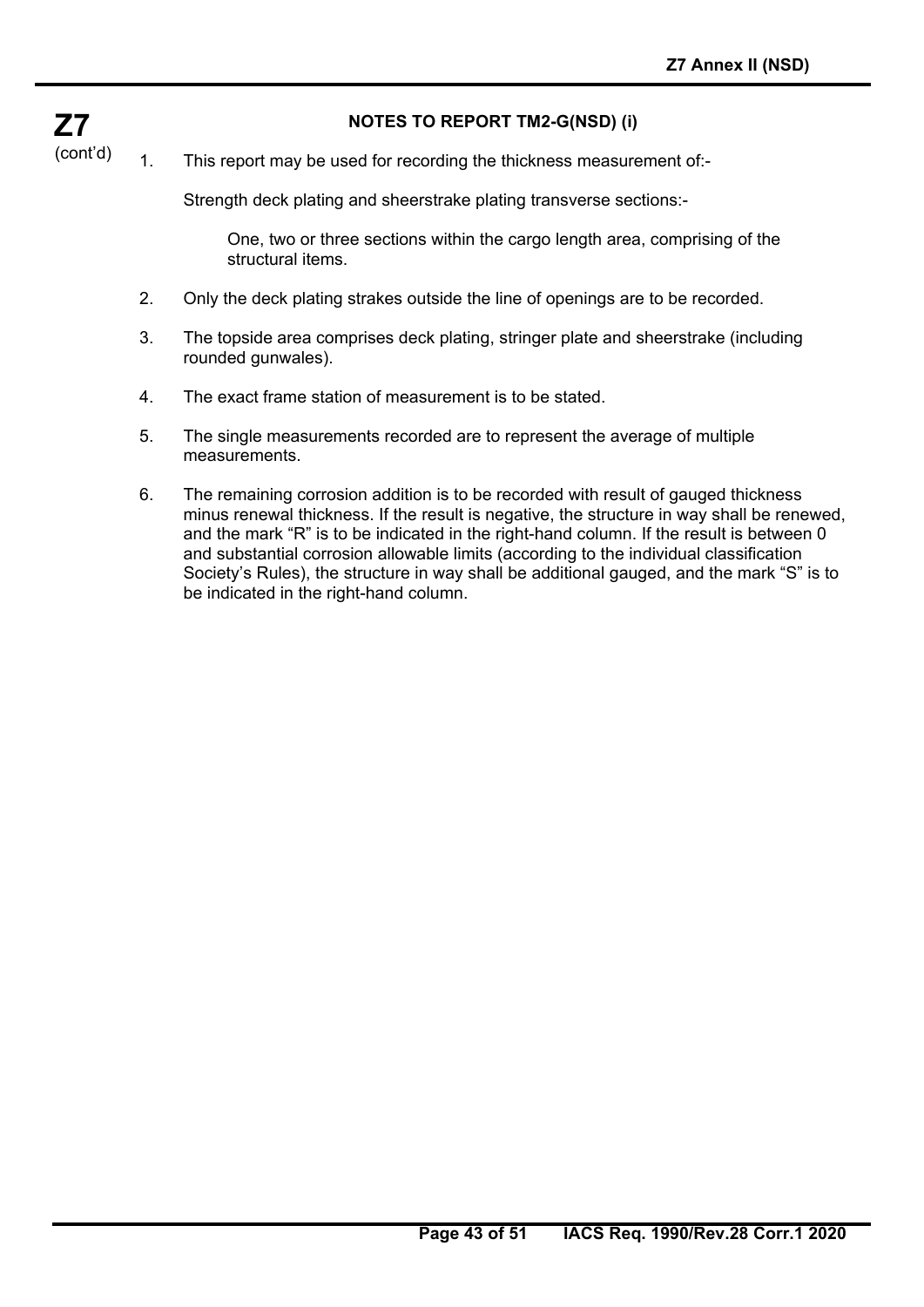**Z7** (cont'd)

### NOTES TO REPORT TM2-G(NSD) (i)

1. This report may be used for recording the thickness measurement of:-

   Strength deck plating and sheerstrake plating transverse sections:-

   > One, two or three sections within the cargo length area, comprising of the structural items.

2. Only the deck plating strakes outside the line of openings are to be recorded.

3. The topside area comprises deck plating, stringer plate and sheerstrake (including rounded gunwales).

4. The exact frame station of measurement is to be stated.

5. The single measurements recorded are to represent the average of multiple measurements.

6. The remaining corrosion addition is to be recorded with result of gauged thickness minus renewal thickness. If the result is negative, the structure in way shall be renewed, and the mark "R" is to be indicated in the right-hand column. If the result is between 0 and substantial corrosion allowable limits (according to the individual classification Society's Rules), the structure in way shall be additional gauged, and the mark "S" is to be indicated in the right-hand column.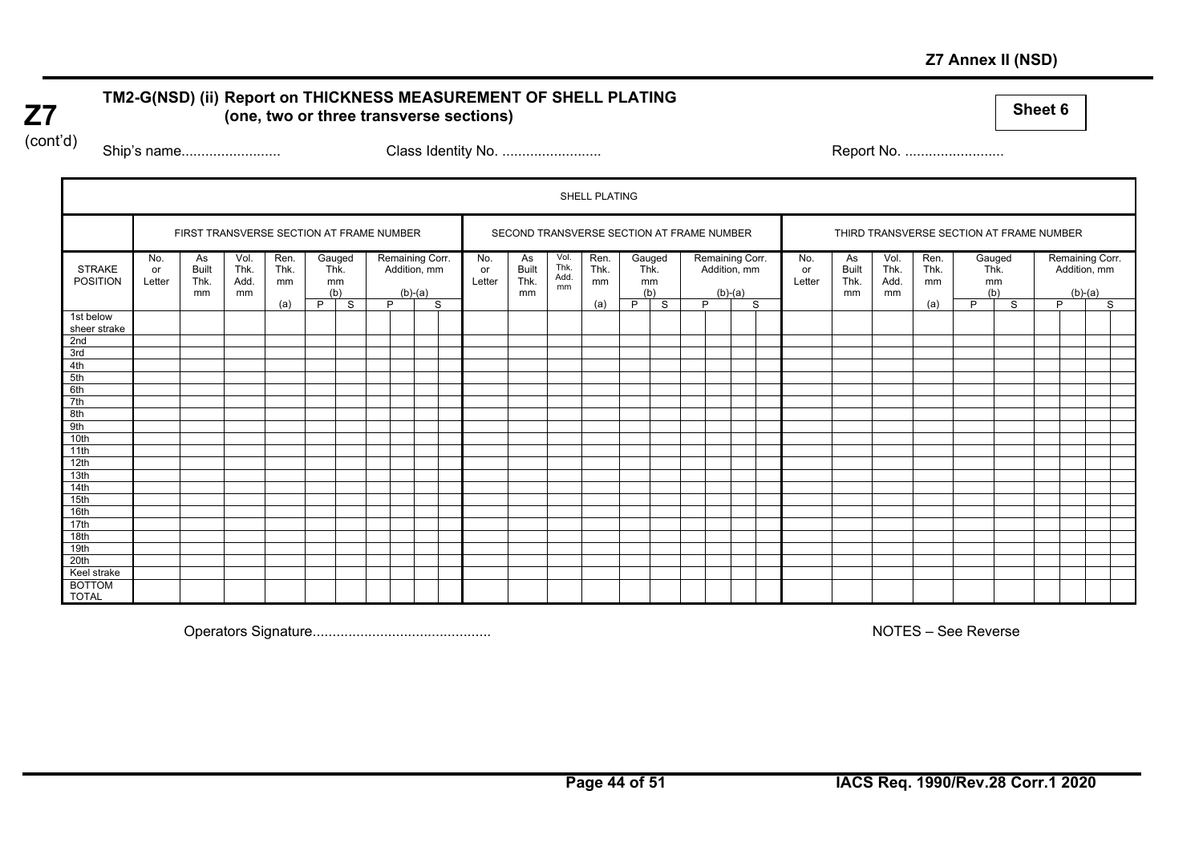Z7 (cont'd)

## TM2-G(NSD) (ii) Report on THICKNESS MEASUREMENT OF SHELL PLATING (one, two or three transverse sections)

**Sheet 6**

Ship's name......................... Class Identity No. ......................... Report No. .........................

| SHELL PLATING | | | | | | | | | | | | | | | | | | | | | | | | | | | | | | | | | | | | | | | | | | | | | | |
|---|---|---|---|---|---|---|---|---|---|---|---|---|---|---|---|---|---|---|---|---|---|---|---|---|---|---|---|---|---|---|---|---|---|---|---|---|---|---|---|---|---|---|---|---|---|---|
| | FIRST TRANSVERSE SECTION AT FRAME NUMBER | | | | | | | | | | | | | | SECOND TRANSVERSE SECTION AT FRAME NUMBER | | | | | | | | | | | | | | | THIRD TRANSVERSE SECTION AT FRAME NUMBER | | | | | | | | | | | | | | | |
| STRAKE POSITION | No. or Letter | As Built Thk. mm | Vol. Thk. Add. mm | Ren. Thk. mm (a) | Gauged Thk. mm (b) | | Remaining Corr. Addition, mm (b)-(a) | | | | No. or Letter | As Built Thk. mm | Vol. Thk. Add. mm | Ren. Thk. mm (a) | Gauged Thk. mm (b) | | Remaining Corr. Addition, mm (b)-(a) | | | | No. or Letter | As Built Thk. mm | Vol. Thk. Add. mm | Ren. Thk. mm (a) | Gauged Thk. mm (b) | | Remaining Corr. Addition, mm (b)-(a) | | | | | | | | | | | | | | | | | | | |
| | | | | | P | S | P | | S | | | | | | P | S | P | | S | | | | | | P | S | P | | S | | | | | | | | | | | | | | | | | |
| 1st below sheer strake | | | | | | | | | | | | | | | | | | | | | | | | | | | | | | | | | | | | | | | | | | | | | | |
| 2nd | | | | | | | | | | | | | | | | | | | | | | | | | | | | | | | | | | | | | | | | | | | | | | |
| 3rd | | | | | | | | | | | | | | | | | | | | | | | | | | | | | | | | | | | | | | | | | | | | | | |
| 4th | | | | | | | | | | | | | | | | | | | | | | | | | | | | | | | | | | | | | | | | | | | | | | |
| 5th | | | | | | | | | | | | | | | | | | | | | | | | | | | | | | | | | | | | | | | | | | | | | | |
| 6th | | | | | | | | | | | | | | | | | | | | | | | | | | | | | | | | | | | | | | | | | | | | | | |
| 7th | | | | | | | | | | | | | | | | | | | | | | | | | | | | | | | | | | | | | | | | | | | | | | |
| 8th | | | | | | | | | | | | | | | | | | | | | | | | | | | | | | | | | | | | | | | | | | | | | | |
| 9th | | | | | | | | | | | | | | | | | | | | | | | | | | | | | | | | | | | | | | | | | | | | | | |
| 10th | | | | | | | | | | | | | | | | | | | | | | | | | | | | | | | | | | | | | | | | | | | | | | |
| 11th | | | | | | | | | | | | | | | | | | | | | | | | | | | | | | | | | | | | | | | | | | | | | | |
| 12th | | | | | | | | | | | | | | | | | | | | | | | | | | | | | | | | | | | | | | | | | | | | | | |
| 13th | | | | | | | | | | | | | | | | | | | | | | | | | | | | | | | | | | | | | | | | | | | | | | |
| 14th | | | | | | | | | | | | | | | | | | | | | | | | | | | | | | | | | | | | | | | | | | | | | | |
| 15th | | | | | | | | | | | | | | | | | | | | | | | | | | | | | | | | | | | | | | | | | | | | | | |
| 16th | | | | | | | | | | | | | | | | | | | | | | | | | | | | | | | | | | | | | | | | | | | | | | |
| 17th | | | | | | | | | | | | | | | | | | | | | | | | | | | | | | | | | | | | | | | | | | | | | | |
| 18th | | | | | | | | | | | | | | | | | | | | | | | | | | | | | | | | | | | | | | | | | | | | | | |
| 19th | | | | | | | | | | | | | | | | | | | | | | | | | | | | | | | | | | | | | | | | | | | | | | |
| 20th | | | | | | | | | | | | | | | | | | | | | | | | | | | | | | | | | | | | | | | | | | | | | | |
| Keel strake | | | | | | | | | | | | | | | | | | | | | | | | | | | | | | | | | | | | | | | | | | | | | | |
| BOTTOM TOTAL | | | | | | | | | | | | | | | | | | | | | | | | | | | | | | | | | | | | | | | | | | | | | | |

Operators Signature............................................ NOTES – See Reverse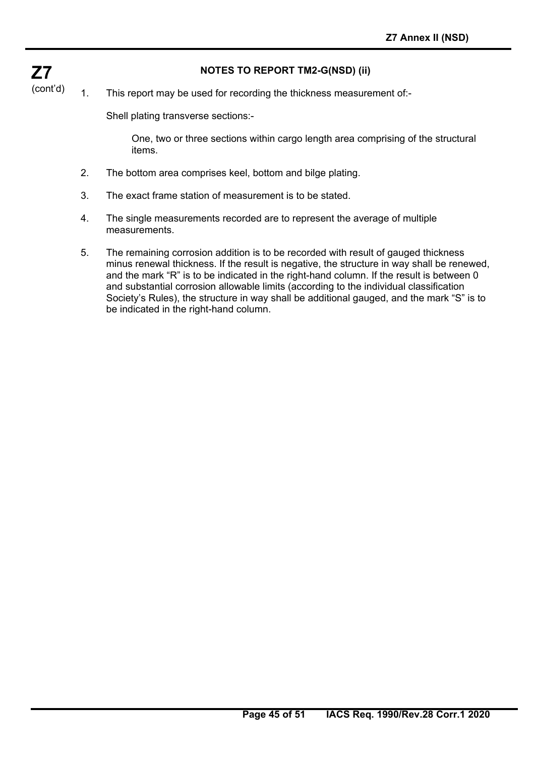## NOTES TO REPORT TM2-G(NSD) (ii)

1. This report may be used for recording the thickness measurement of:-

   Shell plating transverse sections:-

   One, two or three sections within cargo length area comprising of the structural items.

2. The bottom area comprises keel, bottom and bilge plating.

3. The exact frame station of measurement is to be stated.

4. The single measurements recorded are to represent the average of multiple measurements.

5. The remaining corrosion addition is to be recorded with result of gauged thickness minus renewal thickness. If the result is negative, the structure in way shall be renewed, and the mark "R" is to be indicated in the right-hand column. If the result is between 0 and substantial corrosion allowable limits (according to the individual classification Society's Rules), the structure in way shall be additional gauged, and the mark "S" is to be indicated in the right-hand column.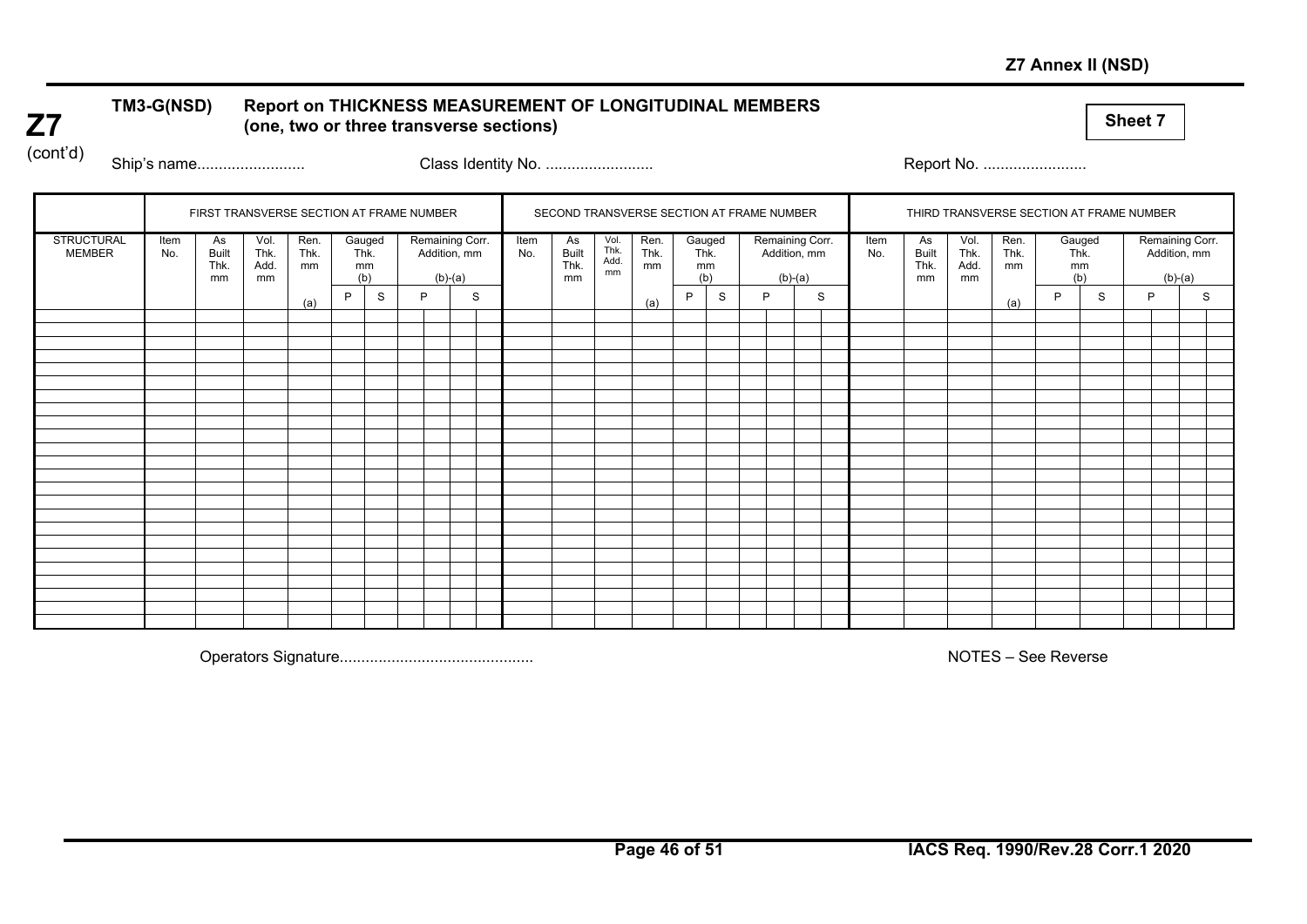**Z7 (cont'd)**

## TM3-G(NSD) Report on THICKNESS MEASUREMENT OF LONGITUDINAL MEMBERS (one, two or three transverse sections)

**Sheet 7**

Ship's name......................... Class Identity No. ......................... Report No. ........................

| STRUCTURAL MEMBER | FIRST TRANSVERSE SECTION AT FRAME NUMBER | | | | | | | | | SECOND TRANSVERSE SECTION AT FRAME NUMBER | | | | | | | | | THIRD TRANSVERSE SECTION AT FRAME NUMBER | | | | | | | | |
|---|---|---|---|---|---|---|---|---|---|---|---|---|---|---|---|---|---|---|---|---|---|---|---|---|---|---|---|
| | Item No. | As Built Thk. mm | Vol. Thk. Add. mm | Ren. Thk. mm (a) | Gauged Thk. mm (b) | | Remaining Corr. Addition, mm (b)-(a) | | Item No. | As Built Thk. mm | Vol. Thk. Add. mm | Ren. Thk. mm (a) | Gauged Thk. mm (b) | | Remaining Corr. Addition, mm (b)-(a) | | Item No. | As Built Thk. mm | Vol. Thk. Add. mm | Ren. Thk. mm (a) | Gauged Thk. mm (b) | | Remaining Corr. Addition, mm (b)-(a) | |
| | | | | | P | S | P | S | | | | | P | S | P | S | | | | | P | S | P | S |
| | | | | | | | | | | | | | | | | | | | | | | | | |
| | | | | | | | | | | | | | | | | | | | | | | | | |
| | | | | | | | | | | | | | | | | | | | | | | | | |

Operators Signature............................................

NOTES – See Reverse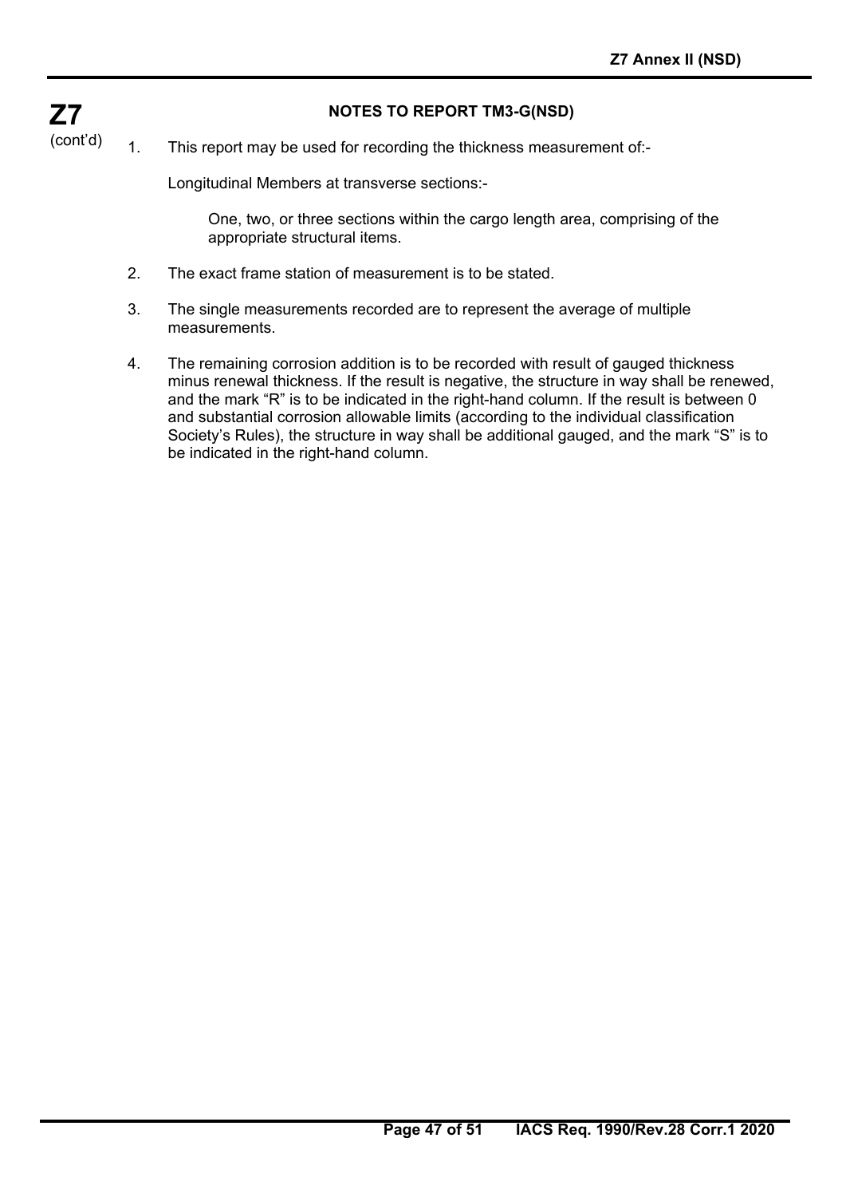**Z7** (cont'd)

## NOTES TO REPORT TM3-G(NSD)

1. This report may be used for recording the thickness measurement of:-

   Longitudinal Members at transverse sections:-

   > One, two, or three sections within the cargo length area, comprising of the appropriate structural items.

2. The exact frame station of measurement is to be stated.

3. The single measurements recorded are to represent the average of multiple measurements.

4. The remaining corrosion addition is to be recorded with result of gauged thickness minus renewal thickness. If the result is negative, the structure in way shall be renewed, and the mark "R" is to be indicated in the right-hand column. If the result is between 0 and substantial corrosion allowable limits (according to the individual classification Society's Rules), the structure in way shall be additional gauged, and the mark "S" is to be indicated in the right-hand column.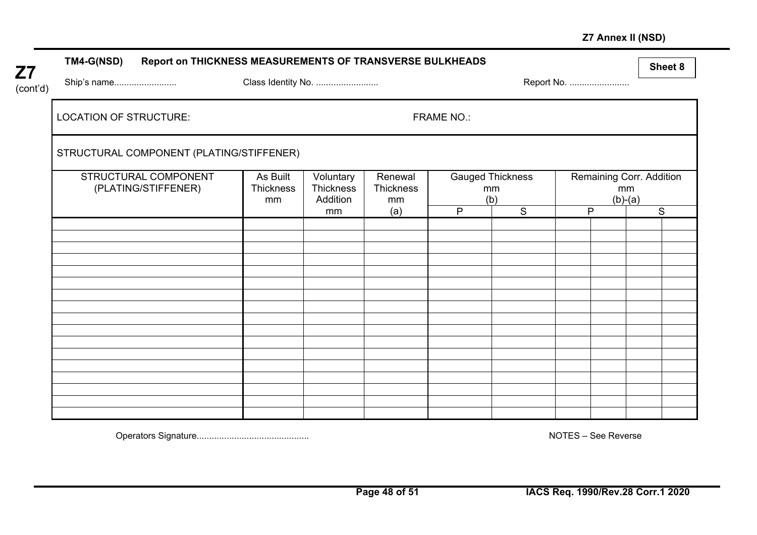**Z7** (cont'd)

**TM4-G(NSD) Report on THICKNESS MEASUREMENTS OF TRANSVERSE BULKHEADS**

**Sheet 8**

Ship's name......................... Class Identity No. ......................... Report No. ........................

LOCATION OF STRUCTURE: FRAME NO.:

STRUCTURAL COMPONENT (PLATING/STIFFENER)

| STRUCTURAL COMPONENT (PLATING/STIFFENER) | As Built Thickness mm | Voluntary Thickness Addition mm | Renewal Thickness mm (a) | Gauged Thickness mm (b) | | Remaining Corr. Addition mm (b)-(a) | | | |
|---|---|---|---|---|---|---|---|---|---|
| | | | | P | S | P | | S | |
| | | | | | | | | | |
| | | | | | | | | | |
| | | | | | | | | | |
| | | | | | | | | | |
| | | | | | | | | | |
| | | | | | | | | | |
| | | | | | | | | | |
| | | | | | | | | | |
| | | | | | | | | | |
| | | | | | | | | | |
| | | | | | | | | | |
| | | | | | | | | | |
| | | | | | | | | | |
| | | | | | | | | | |
| | | | | | | | | | |
| | | | | | | | | | |
| | | | | | | | | | |

Operators Signature............................................ NOTES – See Reverse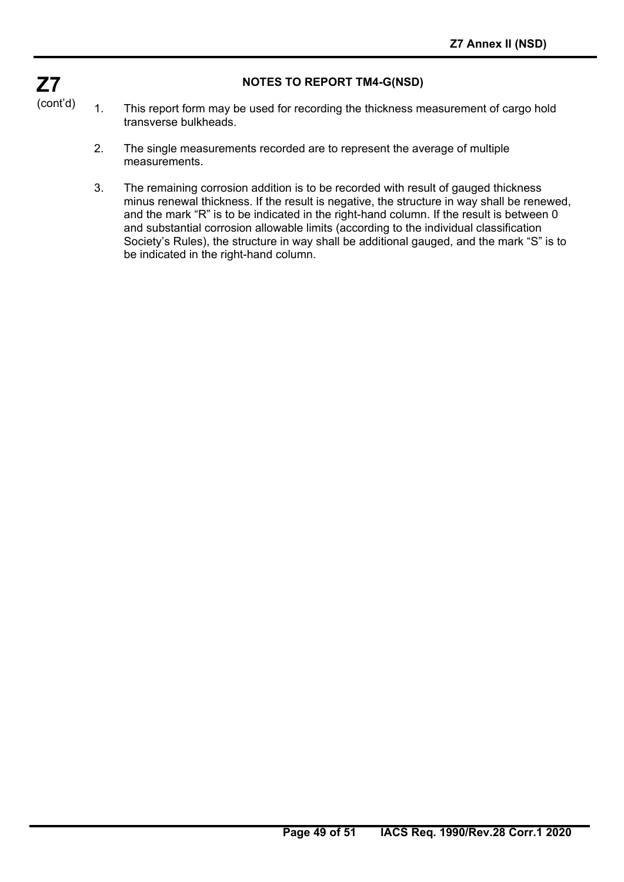**Z7**
(cont'd)

### NOTES TO REPORT TM4-G(NSD)

1. This report form may be used for recording the thickness measurement of cargo hold transverse bulkheads.

2. The single measurements recorded are to represent the average of multiple measurements.

3. The remaining corrosion addition is to be recorded with result of gauged thickness minus renewal thickness. If the result is negative, the structure in way shall be renewed, and the mark "R" is to be indicated in the right-hand column. If the result is between 0 and substantial corrosion allowable limits (according to the individual classification Society's Rules), the structure in way shall be additional gauged, and the mark "S" is to be indicated in the right-hand column.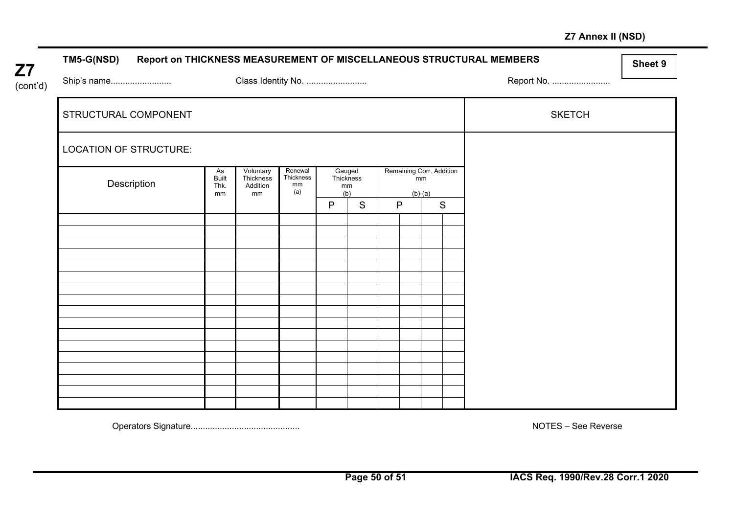Z7 Annex II (NSD)

**Z7** (cont'd)

**TM5-G(NSD) Report on THICKNESS MEASUREMENT OF MISCELLANEOUS STRUCTURAL MEMBERS**

**Sheet 9**

Ship's name......................... Class Identity No. ......................... Report No. ........................

| STRUCTURAL COMPONENT | | | | | | | | | | | SKETCH |
|---|---|---|---|---|---|---|---|---|---|---|---|
| LOCATION OF STRUCTURE: | | | | | | | | | | | |
| Description | As Built Thk. mm | Voluntary Thickness Addition mm | Renewal Thickness mm (a) | Gauged Thickness mm (b) | | Remaining Corr. Addition mm (b)-(a) | | | | | |
| | | | | P | S | P | | S | | | |
| | | | | | | | | | | | |
| | | | | | | | | | | | |
| | | | | | | | | | | | |
| | | | | | | | | | | | |
| | | | | | | | | | | | |
| | | | | | | | | | | | |
| | | | | | | | | | | | |
| | | | | | | | | | | | |
| | | | | | | | | | | | |
| | | | | | | | | | | | |
| | | | | | | | | | | | |
| | | | | | | | | | | | |
| | | | | | | | | | | | |
| | | | | | | | | | | | |
| | | | | | | | | | | | |
| | | | | | | | | | | | |
| | | | | | | | | | | | |

Operators Signature............................................

NOTES – See Reverse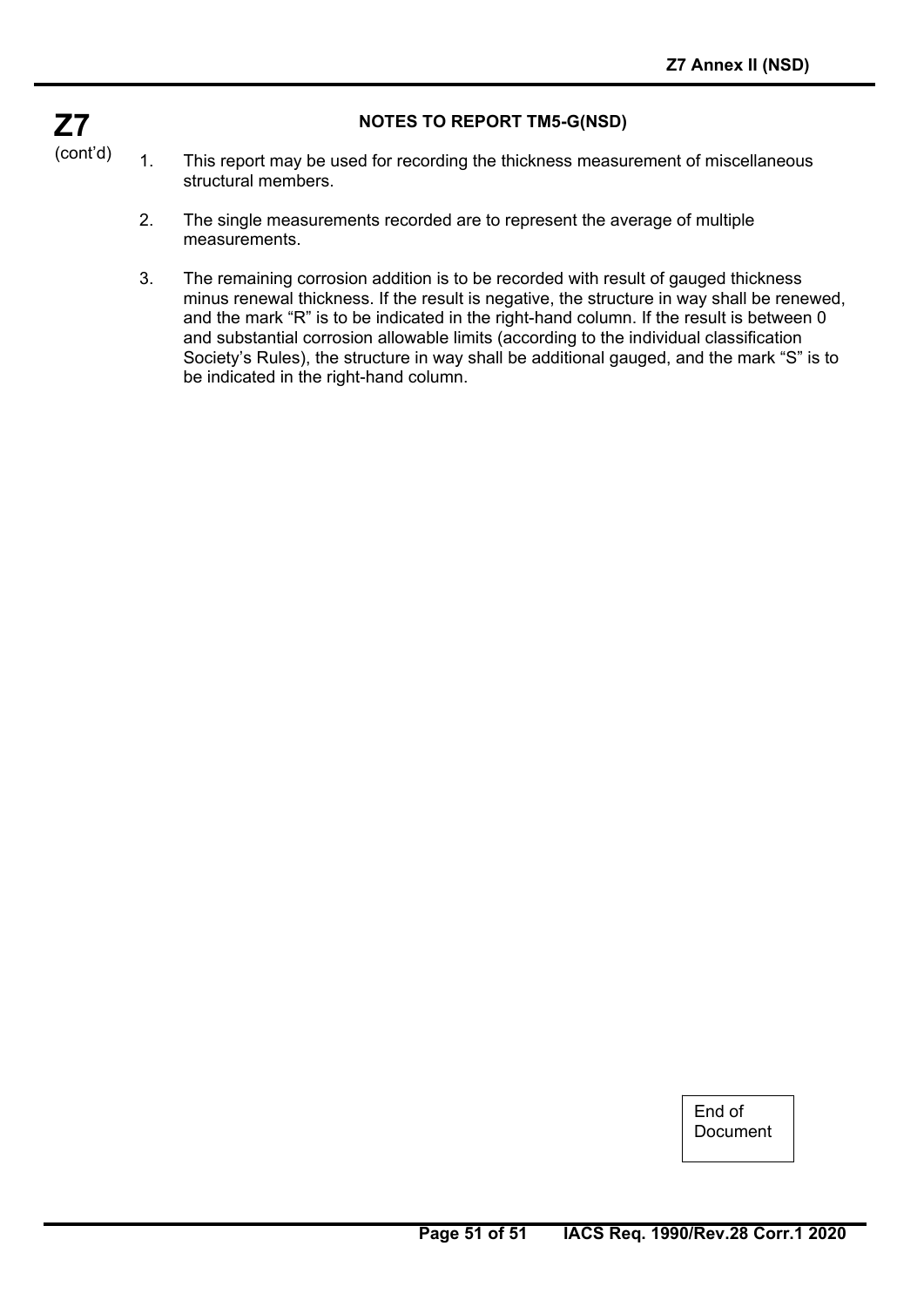**Z7** (cont'd)

## NOTES TO REPORT TM5-G(NSD)

1. This report may be used for recording the thickness measurement of miscellaneous structural members.

2. The single measurements recorded are to represent the average of multiple measurements.

3. The remaining corrosion addition is to be recorded with result of gauged thickness minus renewal thickness. If the result is negative, the structure in way shall be renewed, and the mark "R" is to be indicated in the right-hand column. If the result is between 0 and substantial corrosion allowable limits (according to the individual classification Society's Rules), the structure in way shall be additional gauged, and the mark "S" is to be indicated in the right-hand column.

End of Document